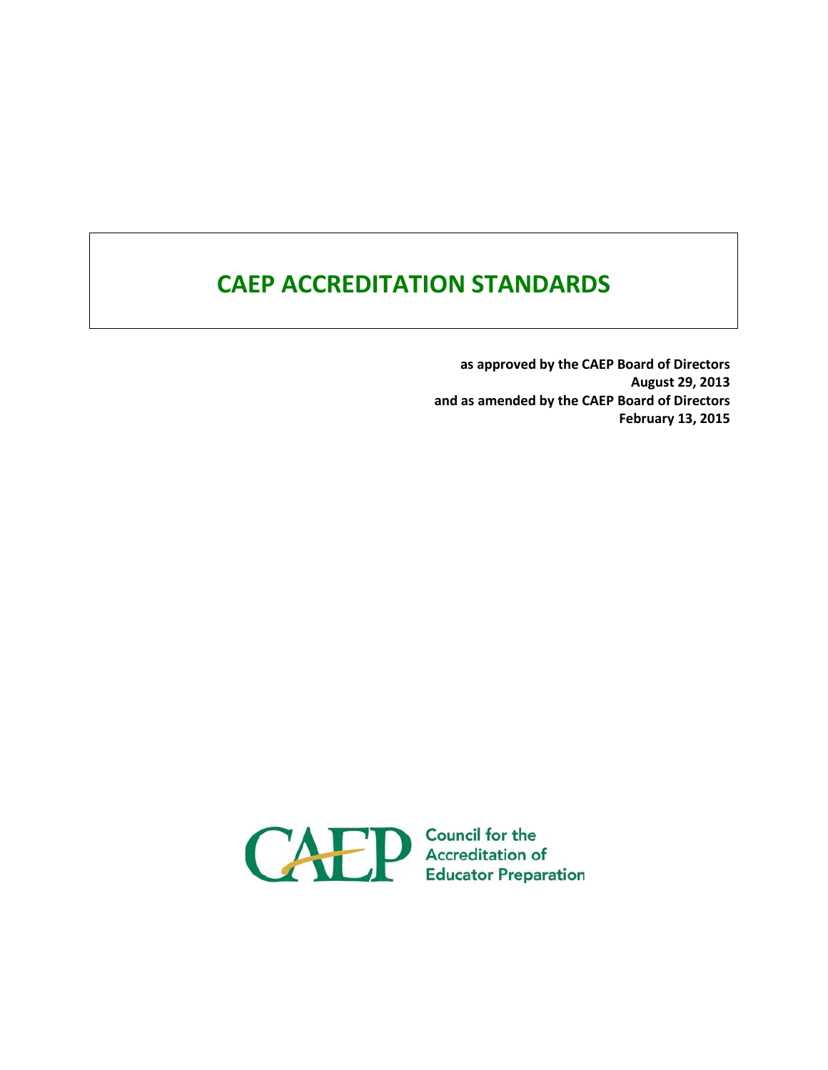# CAEP ACCREDITATION STANDARDS

**as approved by the CAEP Board of Directors**
**August 29, 2013**
**and as amended by the CAEP Board of Directors**
**February 13, 2015**

CAEP Council for the Accreditation of Educator Preparation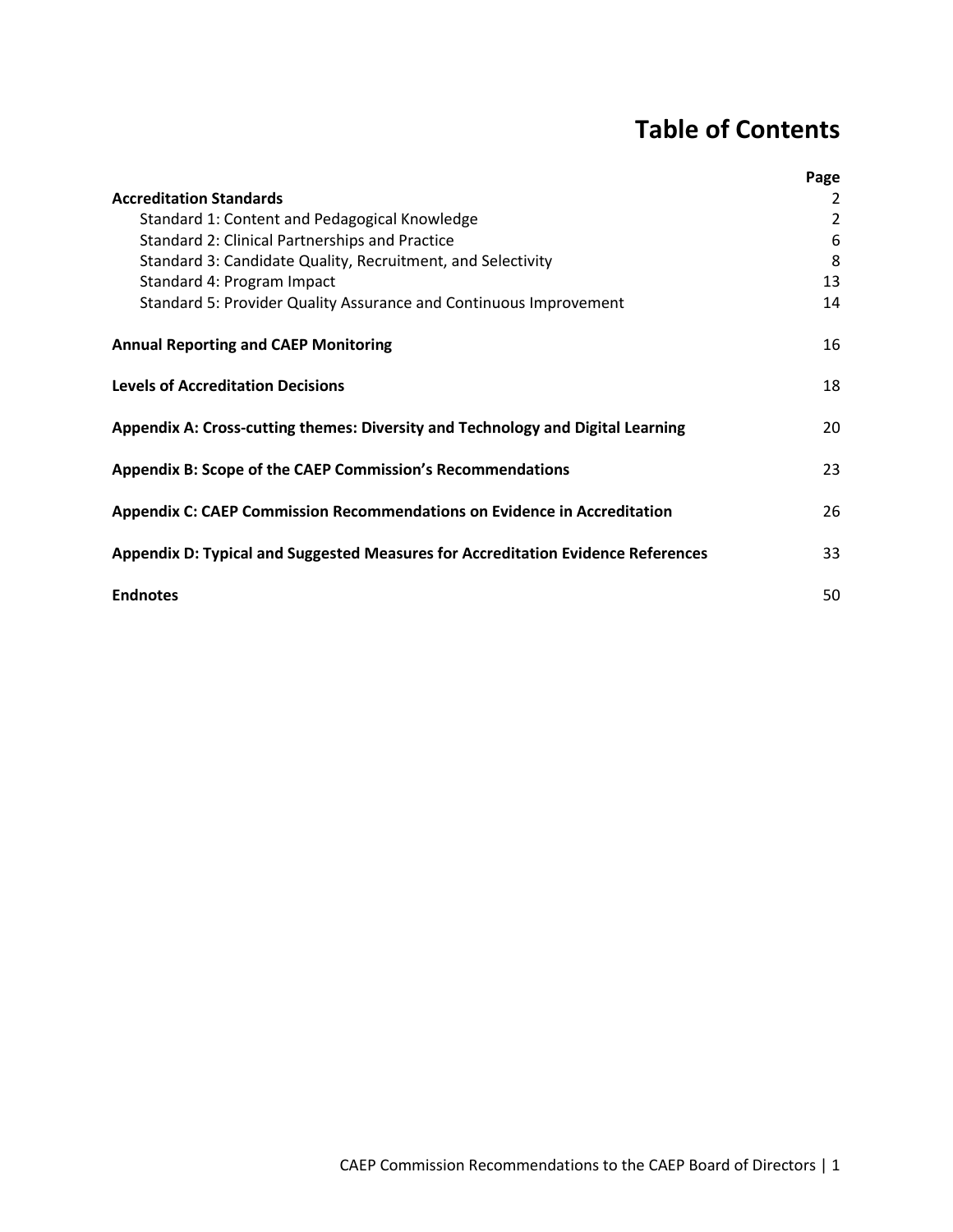# Table of Contents

| | Page |
|---|---|
| **Accreditation Standards** | 2 |
| Standard 1: Content and Pedagogical Knowledge | 2 |
| Standard 2: Clinical Partnerships and Practice | 6 |
| Standard 3: Candidate Quality, Recruitment, and Selectivity | 8 |
| Standard 4: Program Impact | 13 |
| Standard 5: Provider Quality Assurance and Continuous Improvement | 14 |
| **Annual Reporting and CAEP Monitoring** | 16 |
| **Levels of Accreditation Decisions** | 18 |
| **Appendix A: Cross-cutting themes: Diversity and Technology and Digital Learning** | 20 |
| **Appendix B: Scope of the CAEP Commission's Recommendations** | 23 |
| **Appendix C: CAEP Commission Recommendations on Evidence in Accreditation** | 26 |
| **Appendix D: Typical and Suggested Measures for Accreditation Evidence References** | 33 |
| **Endnotes** | 50 |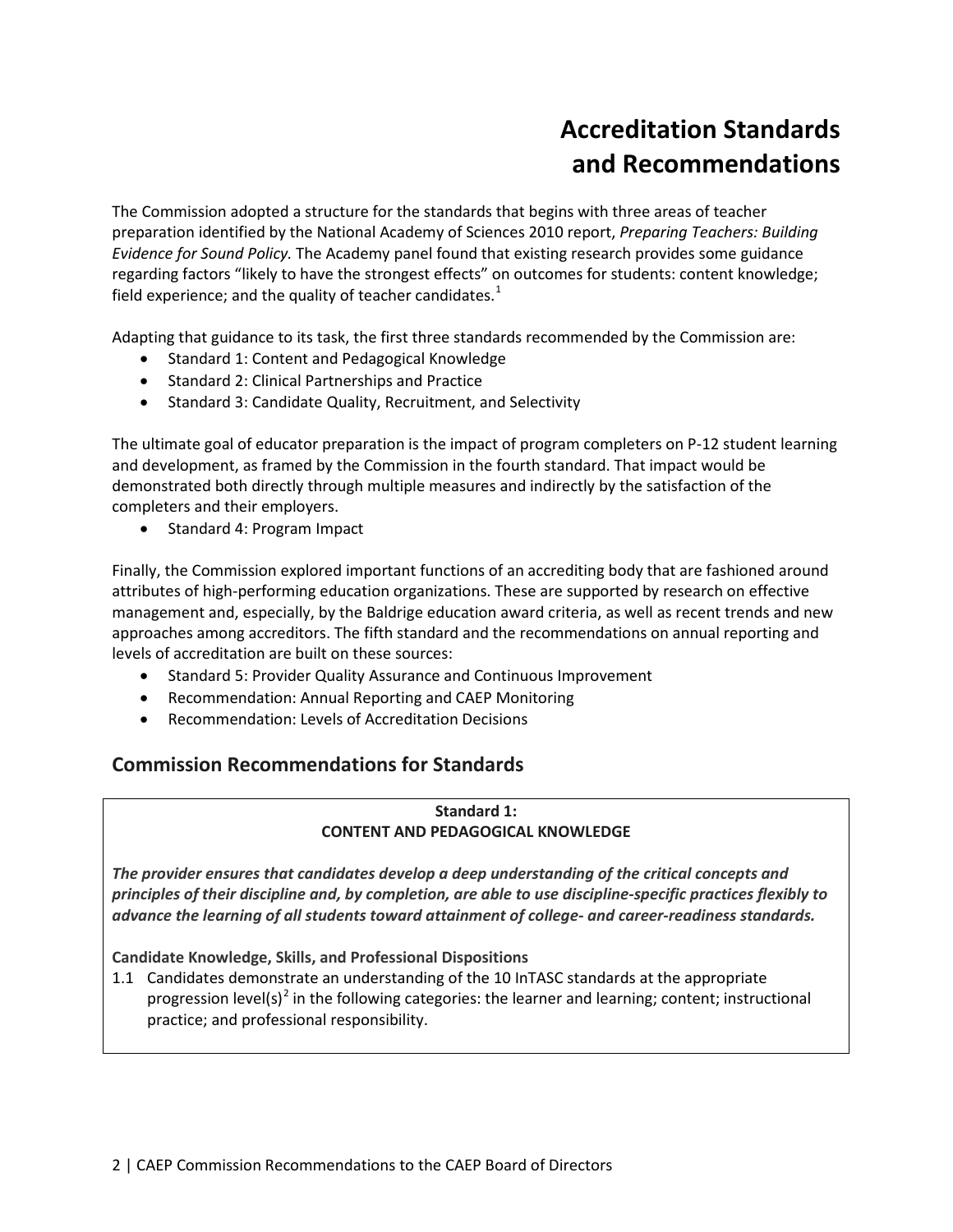# Accreditation Standards and Recommendations

The Commission adopted a structure for the standards that begins with three areas of teacher preparation identified by the National Academy of Sciences 2010 report, *Preparing Teachers: Building Evidence for Sound Policy.* The Academy panel found that existing research provides some guidance regarding factors "likely to have the strongest effects" on outcomes for students: content knowledge; field experience; and the quality of teacher candidates.[1]

Adapting that guidance to its task, the first three standards recommended by the Commission are:

- Standard 1: Content and Pedagogical Knowledge
- Standard 2: Clinical Partnerships and Practice
- Standard 3: Candidate Quality, Recruitment, and Selectivity

The ultimate goal of educator preparation is the impact of program completers on P-12 student learning and development, as framed by the Commission in the fourth standard. That impact would be demonstrated both directly through multiple measures and indirectly by the satisfaction of the completers and their employers.

- Standard 4: Program Impact

Finally, the Commission explored important functions of an accrediting body that are fashioned around attributes of high-performing education organizations. These are supported by research on effective management and, especially, by the Baldrige education award criteria, as well as recent trends and new approaches among accreditors. The fifth standard and the recommendations on annual reporting and levels of accreditation are built on these sources:

- Standard 5: Provider Quality Assurance and Continuous Improvement
- Recommendation: Annual Reporting and CAEP Monitoring
- Recommendation: Levels of Accreditation Decisions

## Commission Recommendations for Standards

**Standard 1:**
**CONTENT AND PEDAGOGICAL KNOWLEDGE**

***The provider ensures that candidates develop a deep understanding of the critical concepts and principles of their discipline and, by completion, are able to use discipline-specific practices flexibly to advance the learning of all students toward attainment of college- and career-readiness standards.***

**Candidate Knowledge, Skills, and Professional Dispositions**

1.1 Candidates demonstrate an understanding of the 10 InTASC standards at the appropriate progression level(s)[2] in the following categories: the learner and learning; content; instructional practice; and professional responsibility.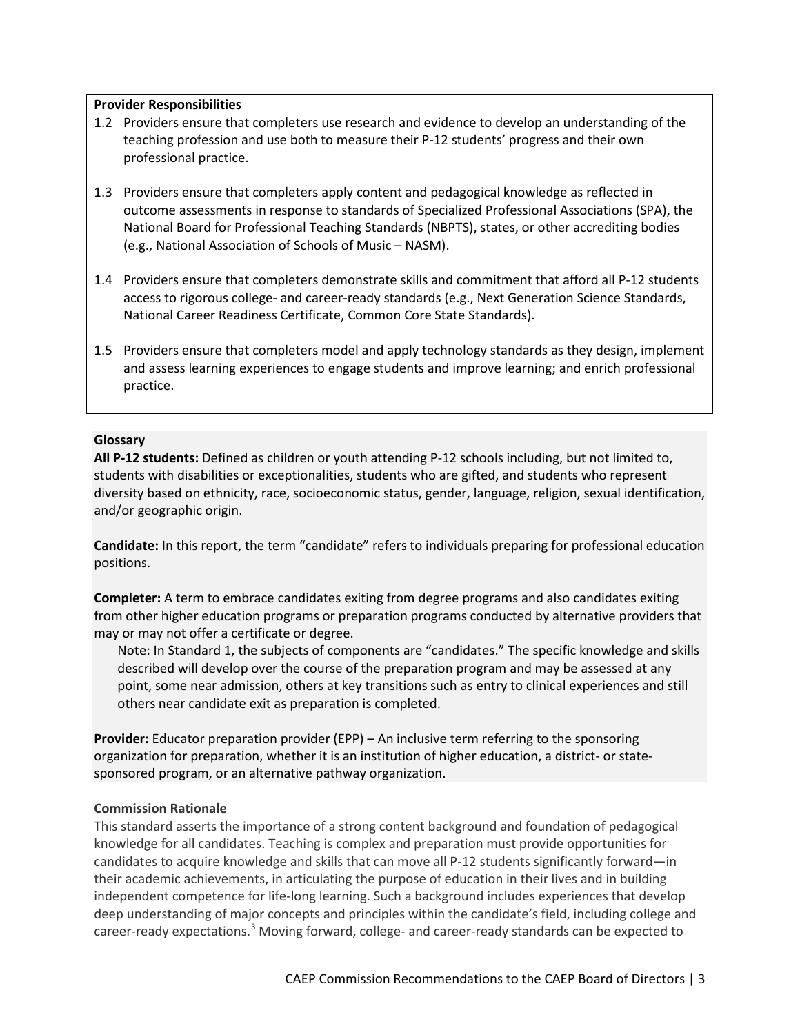**Provider Responsibilities**

1.2 Providers ensure that completers use research and evidence to develop an understanding of the teaching profession and use both to measure their P-12 students' progress and their own professional practice.

1.3 Providers ensure that completers apply content and pedagogical knowledge as reflected in outcome assessments in response to standards of Specialized Professional Associations (SPA), the National Board for Professional Teaching Standards (NBPTS), states, or other accrediting bodies (e.g., National Association of Schools of Music – NASM).

1.4 Providers ensure that completers demonstrate skills and commitment that afford all P-12 students access to rigorous college- and career-ready standards (e.g., Next Generation Science Standards, National Career Readiness Certificate, Common Core State Standards).

1.5 Providers ensure that completers model and apply technology standards as they design, implement and assess learning experiences to engage students and improve learning; and enrich professional practice.

**Glossary**

**All P-12 students:** Defined as children or youth attending P-12 schools including, but not limited to, students with disabilities or exceptionalities, students who are gifted, and students who represent diversity based on ethnicity, race, socioeconomic status, gender, language, religion, sexual identification, and/or geographic origin.

**Candidate:** In this report, the term "candidate" refers to individuals preparing for professional education positions.

**Completer:** A term to embrace candidates exiting from degree programs and also candidates exiting from other higher education programs or preparation programs conducted by alternative providers that may or may not offer a certificate or degree.

> Note: In Standard 1, the subjects of components are "candidates." The specific knowledge and skills described will develop over the course of the preparation program and may be assessed at any point, some near admission, others at key transitions such as entry to clinical experiences and still others near candidate exit as preparation is completed.

**Provider:** Educator preparation provider (EPP) – An inclusive term referring to the sponsoring organization for preparation, whether it is an institution of higher education, a district- or state-sponsored program, or an alternative pathway organization.

**Commission Rationale**

This standard asserts the importance of a strong content background and foundation of pedagogical knowledge for all candidates. Teaching is complex and preparation must provide opportunities for candidates to acquire knowledge and skills that can move all P-12 students significantly forward—in their academic achievements, in articulating the purpose of education in their lives and in building independent competence for life-long learning. Such a background includes experiences that develop deep understanding of major concepts and principles within the candidate's field, including college and career-ready expectations.[3] Moving forward, college- and career-ready standards can be expected to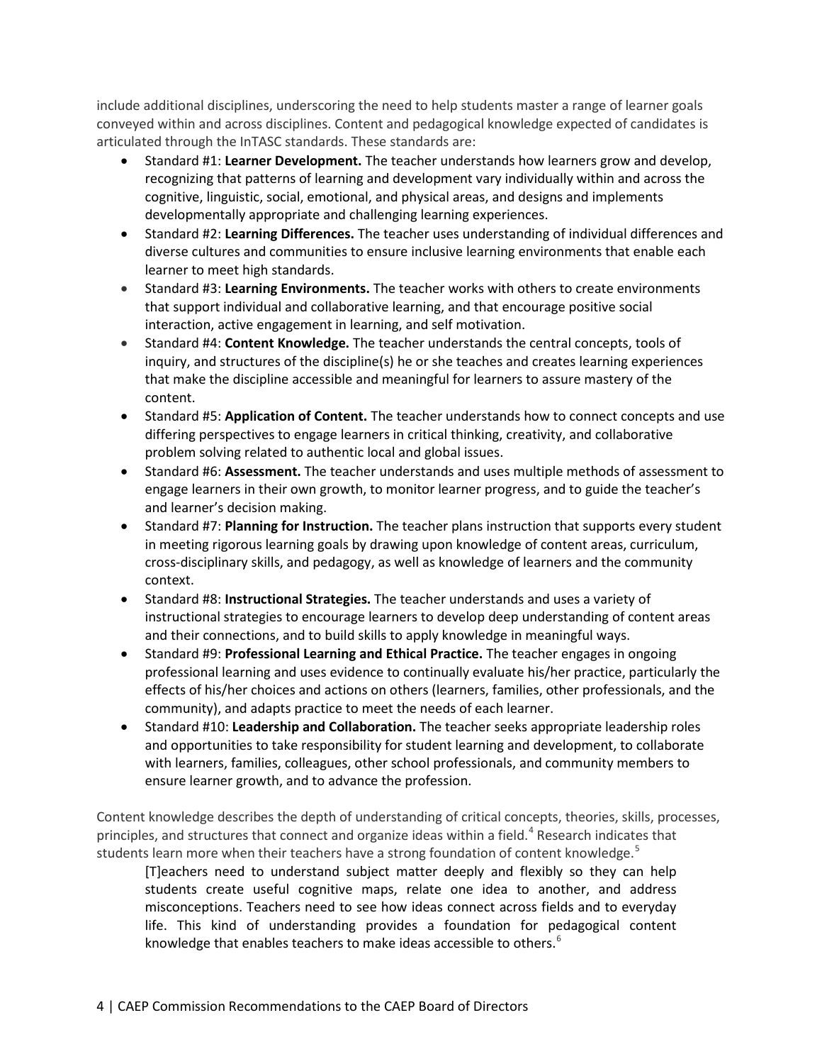include additional disciplines, underscoring the need to help students master a range of learner goals conveyed within and across disciplines. Content and pedagogical knowledge expected of candidates is articulated through the InTASC standards. These standards are:

- Standard #1: **Learner Development.** The teacher understands how learners grow and develop, recognizing that patterns of learning and development vary individually within and across the cognitive, linguistic, social, emotional, and physical areas, and designs and implements developmentally appropriate and challenging learning experiences.
- Standard #2: **Learning Differences.** The teacher uses understanding of individual differences and diverse cultures and communities to ensure inclusive learning environments that enable each learner to meet high standards.
- Standard #3: **Learning Environments.** The teacher works with others to create environments that support individual and collaborative learning, and that encourage positive social interaction, active engagement in learning, and self motivation.
- Standard #4: **Content Knowledge.** The teacher understands the central concepts, tools of inquiry, and structures of the discipline(s) he or she teaches and creates learning experiences that make the discipline accessible and meaningful for learners to assure mastery of the content.
- Standard #5: **Application of Content.** The teacher understands how to connect concepts and use differing perspectives to engage learners in critical thinking, creativity, and collaborative problem solving related to authentic local and global issues.
- Standard #6: **Assessment.** The teacher understands and uses multiple methods of assessment to engage learners in their own growth, to monitor learner progress, and to guide the teacher's and learner's decision making.
- Standard #7: **Planning for Instruction.** The teacher plans instruction that supports every student in meeting rigorous learning goals by drawing upon knowledge of content areas, curriculum, cross-disciplinary skills, and pedagogy, as well as knowledge of learners and the community context.
- Standard #8: **Instructional Strategies.** The teacher understands and uses a variety of instructional strategies to encourage learners to develop deep understanding of content areas and their connections, and to build skills to apply knowledge in meaningful ways.
- Standard #9: **Professional Learning and Ethical Practice.** The teacher engages in ongoing professional learning and uses evidence to continually evaluate his/her practice, particularly the effects of his/her choices and actions on others (learners, families, other professionals, and the community), and adapts practice to meet the needs of each learner.
- Standard #10: **Leadership and Collaboration.** The teacher seeks appropriate leadership roles and opportunities to take responsibility for student learning and development, to collaborate with learners, families, colleagues, other school professionals, and community members to ensure learner growth, and to advance the profession.

Content knowledge describes the depth of understanding of critical concepts, theories, skills, processes, principles, and structures that connect and organize ideas within a field.[4] Research indicates that students learn more when their teachers have a strong foundation of content knowledge.[5]

> [T]eachers need to understand subject matter deeply and flexibly so they can help students create useful cognitive maps, relate one idea to another, and address misconceptions. Teachers need to see how ideas connect across fields and to everyday life. This kind of understanding provides a foundation for pedagogical content knowledge that enables teachers to make ideas accessible to others.[6]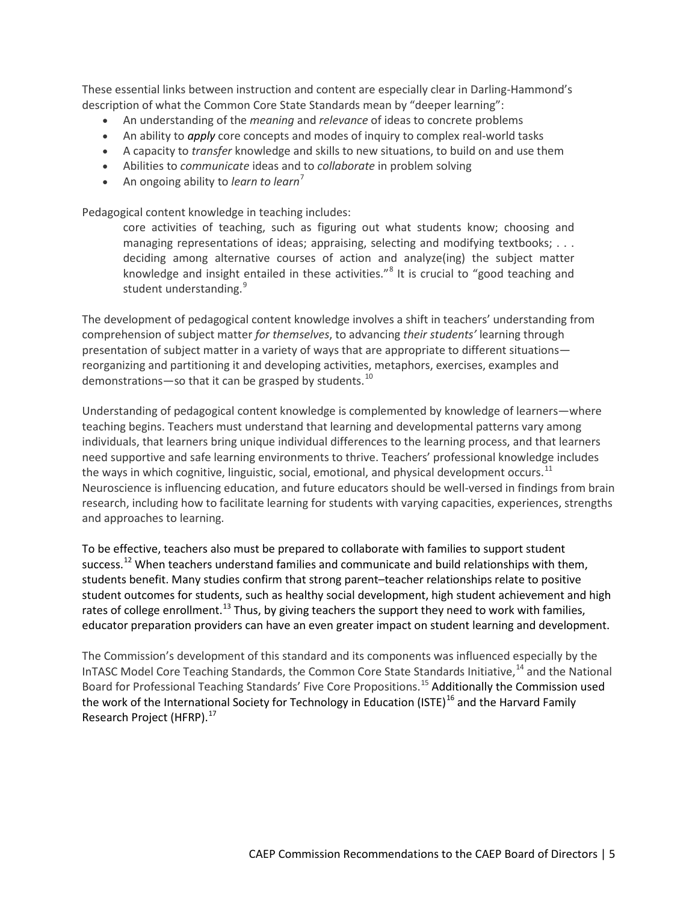These essential links between instruction and content are especially clear in Darling-Hammond's description of what the Common Core State Standards mean by "deeper learning":

- An understanding of the *meaning* and *relevance* of ideas to concrete problems
- An ability to ***apply*** core concepts and modes of inquiry to complex real-world tasks
- A capacity to *transfer* knowledge and skills to new situations, to build on and use them
- Abilities to *communicate* ideas and to *collaborate* in problem solving
- An ongoing ability to *learn to learn*[7]

Pedagogical content knowledge in teaching includes:

> core activities of teaching, such as figuring out what students know; choosing and managing representations of ideas; appraising, selecting and modifying textbooks; . . . deciding among alternative courses of action and analyze(ing) the subject matter knowledge and insight entailed in these activities."[8] It is crucial to "good teaching and student understanding.[9]

The development of pedagogical content knowledge involves a shift in teachers' understanding from comprehension of subject matter *for themselves*, to advancing *their students'* learning through presentation of subject matter in a variety of ways that are appropriate to different situations—reorganizing and partitioning it and developing activities, metaphors, exercises, examples and demonstrations—so that it can be grasped by students.[10]

Understanding of pedagogical content knowledge is complemented by knowledge of learners—where teaching begins. Teachers must understand that learning and developmental patterns vary among individuals, that learners bring unique individual differences to the learning process, and that learners need supportive and safe learning environments to thrive. Teachers' professional knowledge includes the ways in which cognitive, linguistic, social, emotional, and physical development occurs.[11] Neuroscience is influencing education, and future educators should be well-versed in findings from brain research, including how to facilitate learning for students with varying capacities, experiences, strengths and approaches to learning.

To be effective, teachers also must be prepared to collaborate with families to support student success.[12] When teachers understand families and communicate and build relationships with them, students benefit. Many studies confirm that strong parent–teacher relationships relate to positive student outcomes for students, such as healthy social development, high student achievement and high rates of college enrollment.[13] Thus, by giving teachers the support they need to work with families, educator preparation providers can have an even greater impact on student learning and development.

The Commission's development of this standard and its components was influenced especially by the InTASC Model Core Teaching Standards, the Common Core State Standards Initiative,[14] and the National Board for Professional Teaching Standards' Five Core Propositions.[15] Additionally the Commission used the work of the International Society for Technology in Education (ISTE)[16] and the Harvard Family Research Project (HFRP).[17]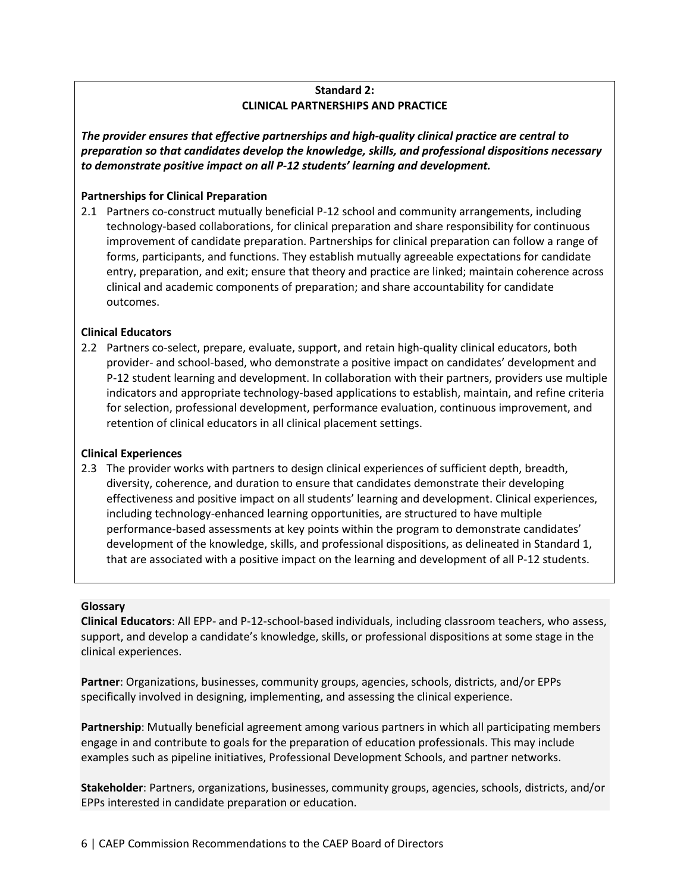## Standard 2:
## CLINICAL PARTNERSHIPS AND PRACTICE

***The provider ensures that effective partnerships and high-quality clinical practice are central to preparation so that candidates develop the knowledge, skills, and professional dispositions necessary to demonstrate positive impact on all P-12 students' learning and development.***

### Partnerships for Clinical Preparation

2.1 Partners co-construct mutually beneficial P-12 school and community arrangements, including technology-based collaborations, for clinical preparation and share responsibility for continuous improvement of candidate preparation. Partnerships for clinical preparation can follow a range of forms, participants, and functions. They establish mutually agreeable expectations for candidate entry, preparation, and exit; ensure that theory and practice are linked; maintain coherence across clinical and academic components of preparation; and share accountability for candidate outcomes.

### Clinical Educators

2.2 Partners co-select, prepare, evaluate, support, and retain high-quality clinical educators, both provider- and school-based, who demonstrate a positive impact on candidates' development and P-12 student learning and development. In collaboration with their partners, providers use multiple indicators and appropriate technology-based applications to establish, maintain, and refine criteria for selection, professional development, performance evaluation, continuous improvement, and retention of clinical educators in all clinical placement settings.

### Clinical Experiences

2.3 The provider works with partners to design clinical experiences of sufficient depth, breadth, diversity, coherence, and duration to ensure that candidates demonstrate their developing effectiveness and positive impact on all students' learning and development. Clinical experiences, including technology-enhanced learning opportunities, are structured to have multiple performance-based assessments at key points within the program to demonstrate candidates' development of the knowledge, skills, and professional dispositions, as delineated in Standard 1, that are associated with a positive impact on the learning and development of all P-12 students.

### Glossary

**Clinical Educators**: All EPP- and P-12-school-based individuals, including classroom teachers, who assess, support, and develop a candidate's knowledge, skills, or professional dispositions at some stage in the clinical experiences.

**Partner**: Organizations, businesses, community groups, agencies, schools, districts, and/or EPPs specifically involved in designing, implementing, and assessing the clinical experience.

**Partnership**: Mutually beneficial agreement among various partners in which all participating members engage in and contribute to goals for the preparation of education professionals. This may include examples such as pipeline initiatives, Professional Development Schools, and partner networks.

**Stakeholder**: Partners, organizations, businesses, community groups, agencies, schools, districts, and/or EPPs interested in candidate preparation or education.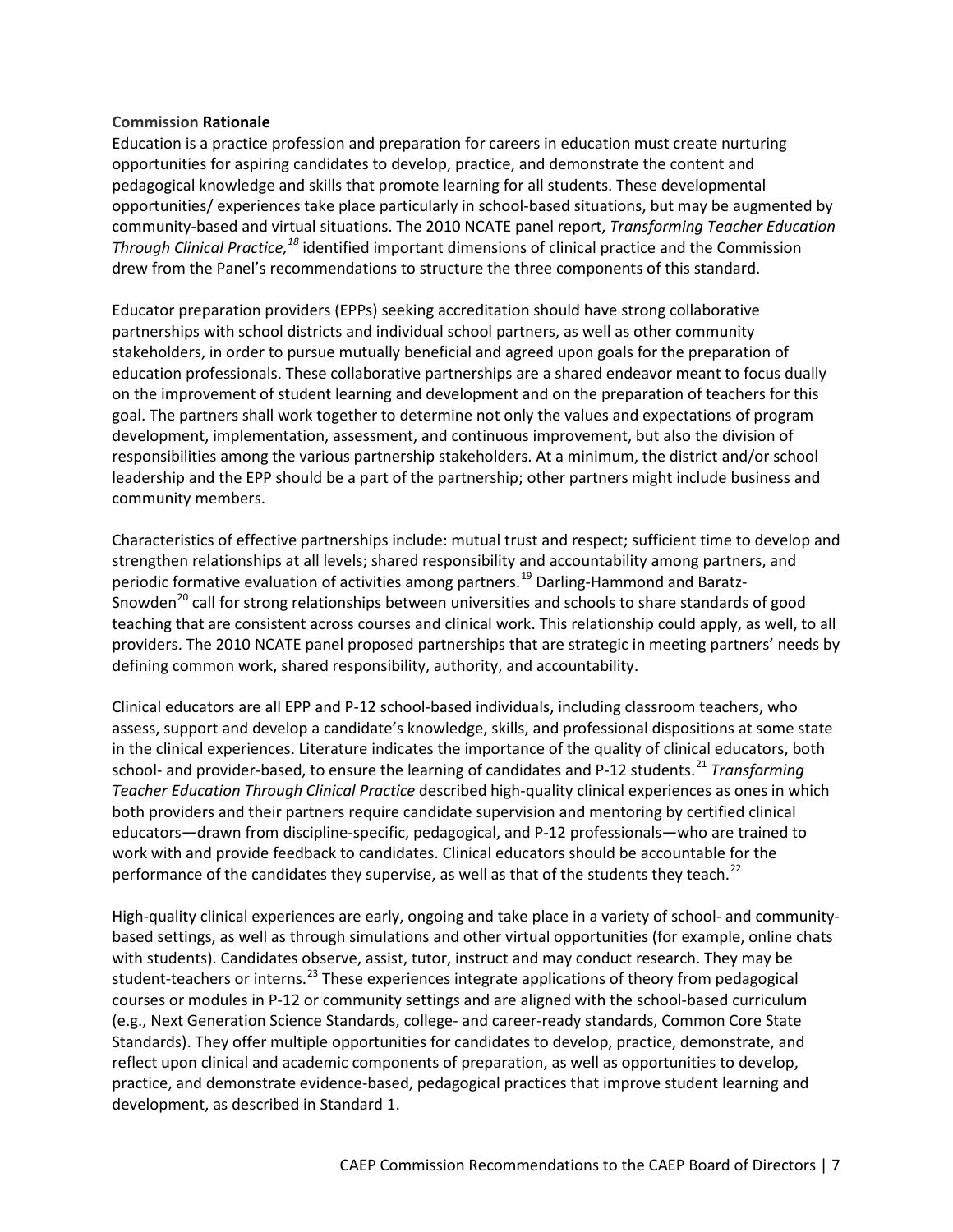**Commission Rationale**

Education is a practice profession and preparation for careers in education must create nurturing opportunities for aspiring candidates to develop, practice, and demonstrate the content and pedagogical knowledge and skills that promote learning for all students. These developmental opportunities/ experiences take place particularly in school-based situations, but may be augmented by community-based and virtual situations. The 2010 NCATE panel report, *Transforming Teacher Education Through Clinical Practice,*[18] identified important dimensions of clinical practice and the Commission drew from the Panel's recommendations to structure the three components of this standard.

Educator preparation providers (EPPs) seeking accreditation should have strong collaborative partnerships with school districts and individual school partners, as well as other community stakeholders, in order to pursue mutually beneficial and agreed upon goals for the preparation of education professionals. These collaborative partnerships are a shared endeavor meant to focus dually on the improvement of student learning and development and on the preparation of teachers for this goal. The partners shall work together to determine not only the values and expectations of program development, implementation, assessment, and continuous improvement, but also the division of responsibilities among the various partnership stakeholders. At a minimum, the district and/or school leadership and the EPP should be a part of the partnership; other partners might include business and community members.

Characteristics of effective partnerships include: mutual trust and respect; sufficient time to develop and strengthen relationships at all levels; shared responsibility and accountability among partners, and periodic formative evaluation of activities among partners.[19] Darling-Hammond and Baratz-Snowden[20] call for strong relationships between universities and schools to share standards of good teaching that are consistent across courses and clinical work. This relationship could apply, as well, to all providers. The 2010 NCATE panel proposed partnerships that are strategic in meeting partners' needs by defining common work, shared responsibility, authority, and accountability.

Clinical educators are all EPP and P-12 school-based individuals, including classroom teachers, who assess, support and develop a candidate's knowledge, skills, and professional dispositions at some state in the clinical experiences. Literature indicates the importance of the quality of clinical educators, both school- and provider-based, to ensure the learning of candidates and P-12 students.[21] *Transforming Teacher Education Through Clinical Practice* described high-quality clinical experiences as ones in which both providers and their partners require candidate supervision and mentoring by certified clinical educators—drawn from discipline-specific, pedagogical, and P-12 professionals—who are trained to work with and provide feedback to candidates. Clinical educators should be accountable for the performance of the candidates they supervise, as well as that of the students they teach.[22]

High-quality clinical experiences are early, ongoing and take place in a variety of school- and community-based settings, as well as through simulations and other virtual opportunities (for example, online chats with students). Candidates observe, assist, tutor, instruct and may conduct research. They may be student-teachers or interns.[23] These experiences integrate applications of theory from pedagogical courses or modules in P-12 or community settings and are aligned with the school-based curriculum (e.g., Next Generation Science Standards, college- and career-ready standards, Common Core State Standards). They offer multiple opportunities for candidates to develop, practice, demonstrate, and reflect upon clinical and academic components of preparation, as well as opportunities to develop, practice, and demonstrate evidence-based, pedagogical practices that improve student learning and development, as described in Standard 1.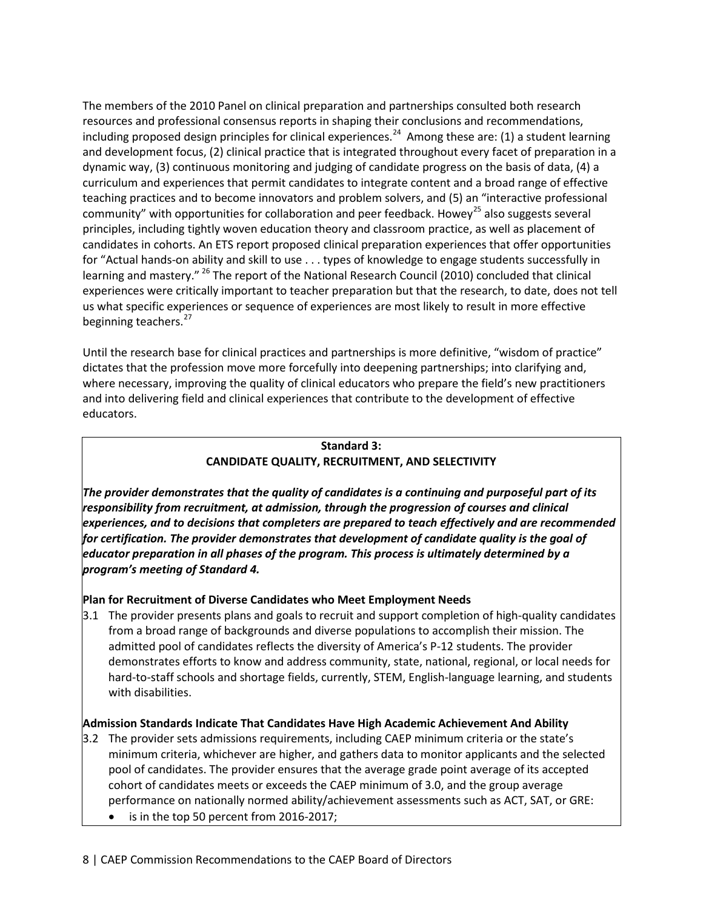The members of the 2010 Panel on clinical preparation and partnerships consulted both research resources and professional consensus reports in shaping their conclusions and recommendations, including proposed design principles for clinical experiences.[24] Among these are: (1) a student learning and development focus, (2) clinical practice that is integrated throughout every facet of preparation in a dynamic way, (3) continuous monitoring and judging of candidate progress on the basis of data, (4) a curriculum and experiences that permit candidates to integrate content and a broad range of effective teaching practices and to become innovators and problem solvers, and (5) an "interactive professional community" with opportunities for collaboration and peer feedback. Howey[25] also suggests several principles, including tightly woven education theory and classroom practice, as well as placement of candidates in cohorts. An ETS report proposed clinical preparation experiences that offer opportunities for "Actual hands-on ability and skill to use . . . types of knowledge to engage students successfully in learning and mastery." [26] The report of the National Research Council (2010) concluded that clinical experiences were critically important to teacher preparation but that the research, to date, does not tell us what specific experiences or sequence of experiences are most likely to result in more effective beginning teachers.[27]

Until the research base for clinical practices and partnerships is more definitive, "wisdom of practice" dictates that the profession move more forcefully into deepening partnerships; into clarifying and, where necessary, improving the quality of clinical educators who prepare the field's new practitioners and into delivering field and clinical experiences that contribute to the development of effective educators.

**Standard 3:**
**CANDIDATE QUALITY, RECRUITMENT, AND SELECTIVITY**

***The provider demonstrates that the quality of candidates is a continuing and purposeful part of its responsibility from recruitment, at admission, through the progression of courses and clinical experiences, and to decisions that completers are prepared to teach effectively and are recommended for certification. The provider demonstrates that development of candidate quality is the goal of educator preparation in all phases of the program. This process is ultimately determined by a program's meeting of Standard 4.***

**Plan for Recruitment of Diverse Candidates who Meet Employment Needs**

3.1 The provider presents plans and goals to recruit and support completion of high-quality candidates from a broad range of backgrounds and diverse populations to accomplish their mission. The admitted pool of candidates reflects the diversity of America's P-12 students. The provider demonstrates efforts to know and address community, state, national, regional, or local needs for hard-to-staff schools and shortage fields, currently, STEM, English-language learning, and students with disabilities.

**Admission Standards Indicate That Candidates Have High Academic Achievement And Ability**

3.2 The provider sets admissions requirements, including CAEP minimum criteria or the state's minimum criteria, whichever are higher, and gathers data to monitor applicants and the selected pool of candidates. The provider ensures that the average grade point average of its accepted cohort of candidates meets or exceeds the CAEP minimum of 3.0, and the group average performance on nationally normed ability/achievement assessments such as ACT, SAT, or GRE:

- is in the top 50 percent from 2016-2017;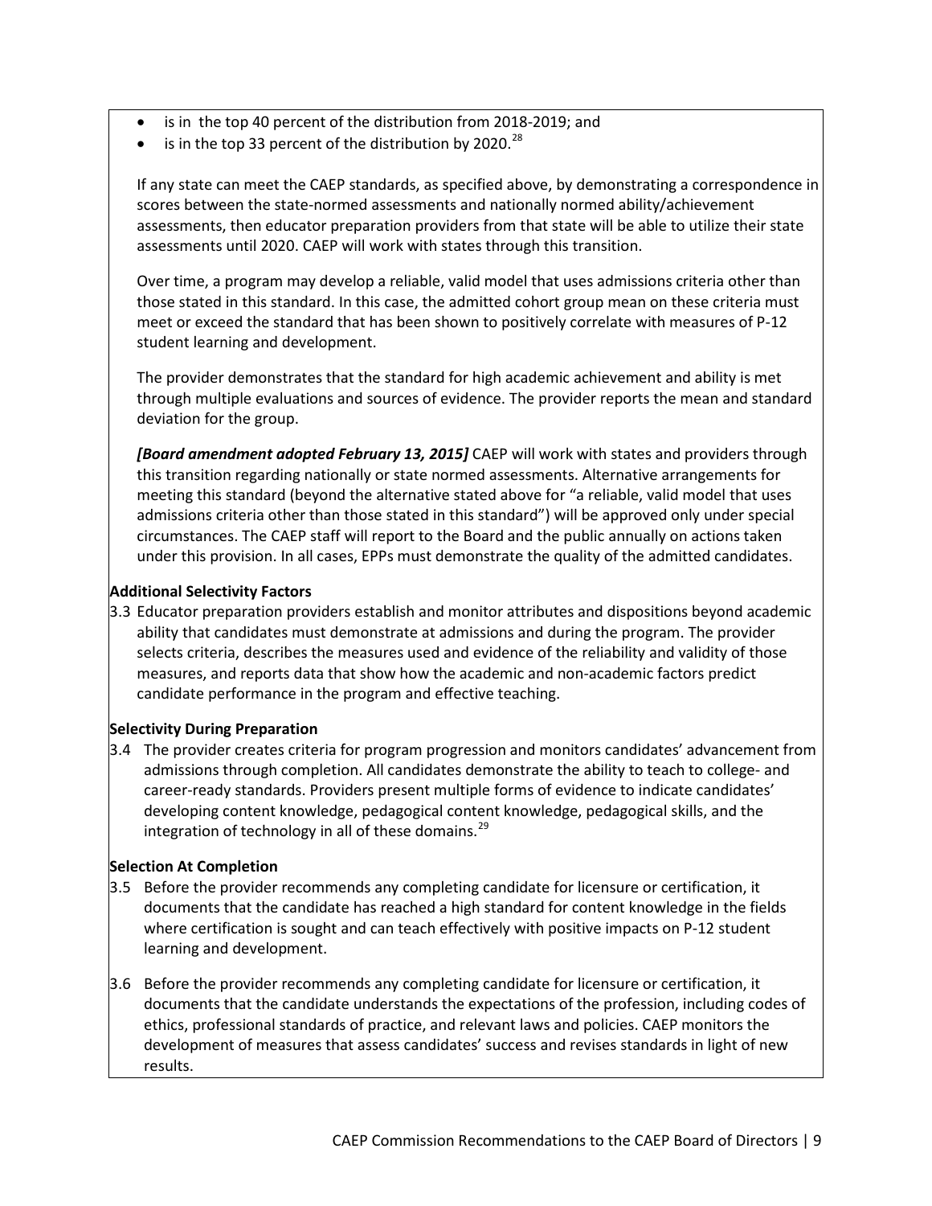- is in the top 40 percent of the distribution from 2018-2019; and
- is in the top 33 percent of the distribution by 2020.[28]

If any state can meet the CAEP standards, as specified above, by demonstrating a correspondence in scores between the state-normed assessments and nationally normed ability/achievement assessments, then educator preparation providers from that state will be able to utilize their state assessments until 2020. CAEP will work with states through this transition.

Over time, a program may develop a reliable, valid model that uses admissions criteria other than those stated in this standard. In this case, the admitted cohort group mean on these criteria must meet or exceed the standard that has been shown to positively correlate with measures of P-12 student learning and development.

The provider demonstrates that the standard for high academic achievement and ability is met through multiple evaluations and sources of evidence. The provider reports the mean and standard deviation for the group.

***[Board amendment adopted February 13, 2015]*** CAEP will work with states and providers through this transition regarding nationally or state normed assessments. Alternative arrangements for meeting this standard (beyond the alternative stated above for "a reliable, valid model that uses admissions criteria other than those stated in this standard") will be approved only under special circumstances. The CAEP staff will report to the Board and the public annually on actions taken under this provision. In all cases, EPPs must demonstrate the quality of the admitted candidates.

**Additional Selectivity Factors**

3.3 Educator preparation providers establish and monitor attributes and dispositions beyond academic ability that candidates must demonstrate at admissions and during the program. The provider selects criteria, describes the measures used and evidence of the reliability and validity of those measures, and reports data that show how the academic and non-academic factors predict candidate performance in the program and effective teaching.

**Selectivity During Preparation**

3.4 The provider creates criteria for program progression and monitors candidates' advancement from admissions through completion. All candidates demonstrate the ability to teach to college- and career-ready standards. Providers present multiple forms of evidence to indicate candidates' developing content knowledge, pedagogical content knowledge, pedagogical skills, and the integration of technology in all of these domains.[29]

**Selection At Completion**

3.5 Before the provider recommends any completing candidate for licensure or certification, it documents that the candidate has reached a high standard for content knowledge in the fields where certification is sought and can teach effectively with positive impacts on P-12 student learning and development.

3.6 Before the provider recommends any completing candidate for licensure or certification, it documents that the candidate understands the expectations of the profession, including codes of ethics, professional standards of practice, and relevant laws and policies. CAEP monitors the development of measures that assess candidates' success and revises standards in light of new results.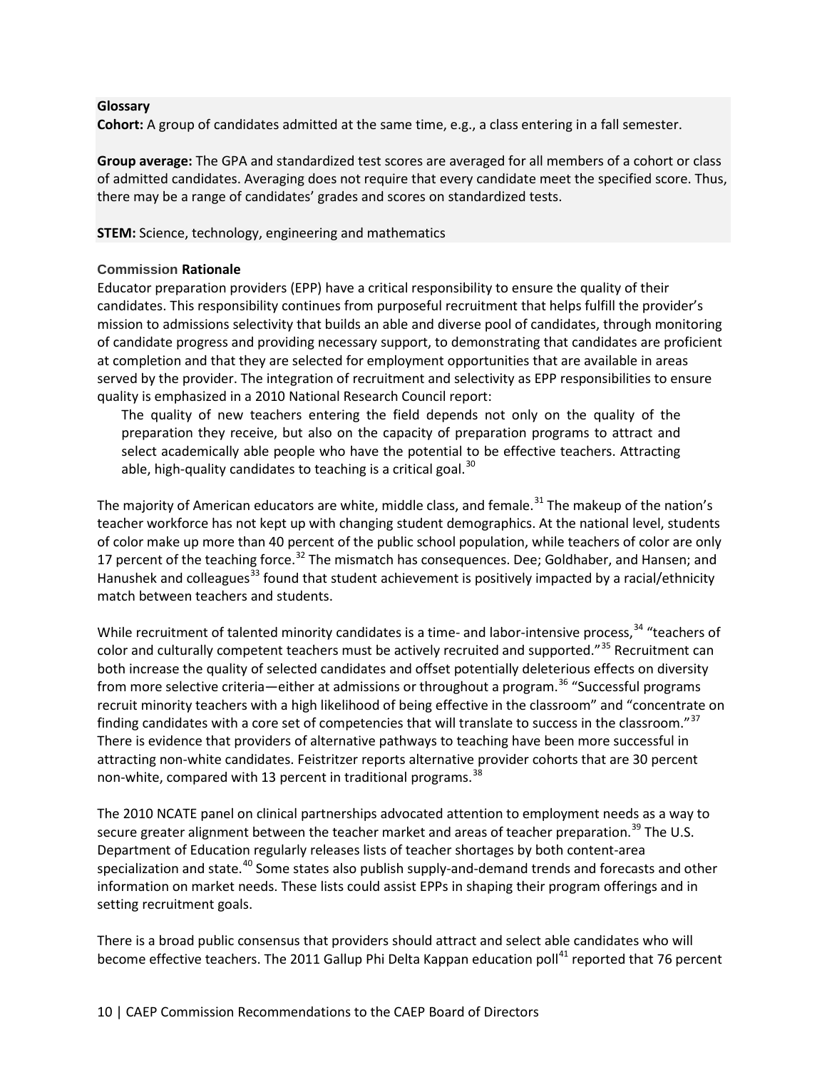**Glossary**

**Cohort:** A group of candidates admitted at the same time, e.g., a class entering in a fall semester.

**Group average:** The GPA and standardized test scores are averaged for all members of a cohort or class of admitted candidates. Averaging does not require that every candidate meet the specified score. Thus, there may be a range of candidates' grades and scores on standardized tests.

**STEM:** Science, technology, engineering and mathematics

### Commission Rationale

Educator preparation providers (EPP) have a critical responsibility to ensure the quality of their candidates. This responsibility continues from purposeful recruitment that helps fulfill the provider's mission to admissions selectivity that builds an able and diverse pool of candidates, through monitoring of candidate progress and providing necessary support, to demonstrating that candidates are proficient at completion and that they are selected for employment opportunities that are available in areas served by the provider. The integration of recruitment and selectivity as EPP responsibilities to ensure quality is emphasized in a 2010 National Research Council report:

> The quality of new teachers entering the field depends not only on the quality of the preparation they receive, but also on the capacity of preparation programs to attract and select academically able people who have the potential to be effective teachers. Attracting able, high-quality candidates to teaching is a critical goal.[30]

The majority of American educators are white, middle class, and female.[31] The makeup of the nation's teacher workforce has not kept up with changing student demographics. At the national level, students of color make up more than 40 percent of the public school population, while teachers of color are only 17 percent of the teaching force.[32] The mismatch has consequences. Dee; Goldhaber, and Hansen; and Hanushek and colleagues[33] found that student achievement is positively impacted by a racial/ethnicity match between teachers and students.

While recruitment of talented minority candidates is a time- and labor-intensive process,[34] "teachers of color and culturally competent teachers must be actively recruited and supported."[35] Recruitment can both increase the quality of selected candidates and offset potentially deleterious effects on diversity from more selective criteria—either at admissions or throughout a program.[36] "Successful programs recruit minority teachers with a high likelihood of being effective in the classroom" and "concentrate on finding candidates with a core set of competencies that will translate to success in the classroom."[37] There is evidence that providers of alternative pathways to teaching have been more successful in attracting non-white candidates. Feistritzer reports alternative provider cohorts that are 30 percent non-white, compared with 13 percent in traditional programs.[38]

The 2010 NCATE panel on clinical partnerships advocated attention to employment needs as a way to secure greater alignment between the teacher market and areas of teacher preparation.[39] The U.S. Department of Education regularly releases lists of teacher shortages by both content-area specialization and state.[40] Some states also publish supply-and-demand trends and forecasts and other information on market needs. These lists could assist EPPs in shaping their program offerings and in setting recruitment goals.

There is a broad public consensus that providers should attract and select able candidates who will become effective teachers. The 2011 Gallup Phi Delta Kappan education poll[41] reported that 76 percent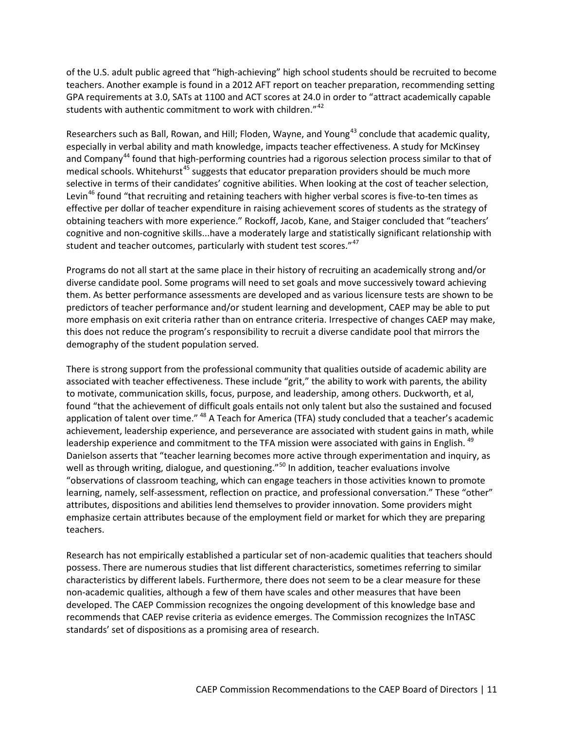of the U.S. adult public agreed that "high-achieving" high school students should be recruited to become teachers. Another example is found in a 2012 AFT report on teacher preparation, recommending setting GPA requirements at 3.0, SATs at 1100 and ACT scores at 24.0 in order to "attract academically capable students with authentic commitment to work with children."[42]

Researchers such as Ball, Rowan, and Hill; Floden, Wayne, and Young[43] conclude that academic quality, especially in verbal ability and math knowledge, impacts teacher effectiveness. A study for McKinsey and Company[44] found that high-performing countries had a rigorous selection process similar to that of medical schools. Whitehurst[45] suggests that educator preparation providers should be much more selective in terms of their candidates' cognitive abilities. When looking at the cost of teacher selection, Levin[46] found "that recruiting and retaining teachers with higher verbal scores is five-to-ten times as effective per dollar of teacher expenditure in raising achievement scores of students as the strategy of obtaining teachers with more experience." Rockoff, Jacob, Kane, and Staiger concluded that "teachers' cognitive and non-cognitive skills...have a moderately large and statistically significant relationship with student and teacher outcomes, particularly with student test scores."[47]

Programs do not all start at the same place in their history of recruiting an academically strong and/or diverse candidate pool. Some programs will need to set goals and move successively toward achieving them. As better performance assessments are developed and as various licensure tests are shown to be predictors of teacher performance and/or student learning and development, CAEP may be able to put more emphasis on exit criteria rather than on entrance criteria. Irrespective of changes CAEP may make, this does not reduce the program's responsibility to recruit a diverse candidate pool that mirrors the demography of the student population served.

There is strong support from the professional community that qualities outside of academic ability are associated with teacher effectiveness. These include "grit," the ability to work with parents, the ability to motivate, communication skills, focus, purpose, and leadership, among others. Duckworth, et al, found "that the achievement of difficult goals entails not only talent but also the sustained and focused application of talent over time." [48] A Teach for America (TFA) study concluded that a teacher's academic achievement, leadership experience, and perseverance are associated with student gains in math, while leadership experience and commitment to the TFA mission were associated with gains in English. [49] Danielson asserts that "teacher learning becomes more active through experimentation and inquiry, as well as through writing, dialogue, and questioning."[50] In addition, teacher evaluations involve "observations of classroom teaching, which can engage teachers in those activities known to promote learning, namely, self-assessment, reflection on practice, and professional conversation." These "other" attributes, dispositions and abilities lend themselves to provider innovation. Some providers might emphasize certain attributes because of the employment field or market for which they are preparing teachers.

Research has not empirically established a particular set of non-academic qualities that teachers should possess. There are numerous studies that list different characteristics, sometimes referring to similar characteristics by different labels. Furthermore, there does not seem to be a clear measure for these non-academic qualities, although a few of them have scales and other measures that have been developed. The CAEP Commission recognizes the ongoing development of this knowledge base and recommends that CAEP revise criteria as evidence emerges. The Commission recognizes the InTASC standards' set of dispositions as a promising area of research.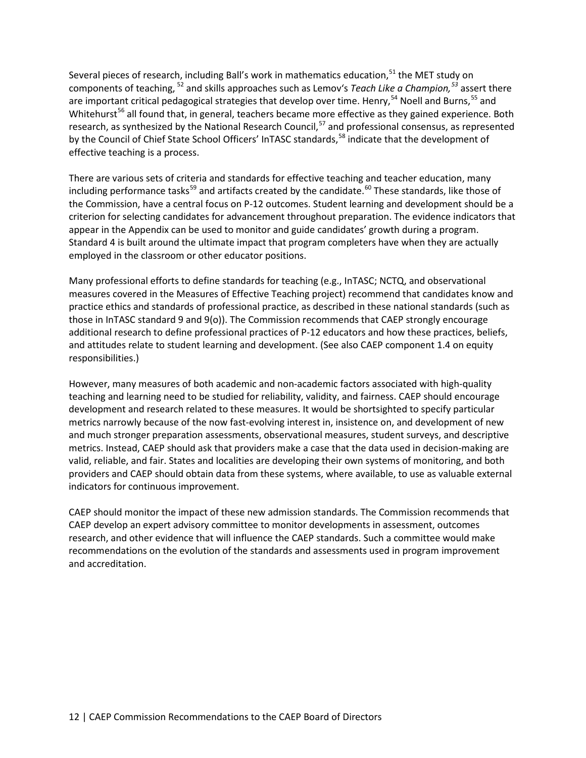Several pieces of research, including Ball's work in mathematics education,[51] the MET study on components of teaching, [52] and skills approaches such as Lemov's *Teach Like a Champion,[53]* assert there are important critical pedagogical strategies that develop over time. Henry,[54] Noell and Burns,[55] and Whitehurst[56] all found that, in general, teachers became more effective as they gained experience. Both research, as synthesized by the National Research Council,[57] and professional consensus, as represented by the Council of Chief State School Officers' InTASC standards,[58] indicate that the development of effective teaching is a process.

There are various sets of criteria and standards for effective teaching and teacher education, many including performance tasks[59] and artifacts created by the candidate.[60] These standards, like those of the Commission, have a central focus on P-12 outcomes. Student learning and development should be a criterion for selecting candidates for advancement throughout preparation. The evidence indicators that appear in the Appendix can be used to monitor and guide candidates' growth during a program. Standard 4 is built around the ultimate impact that program completers have when they are actually employed in the classroom or other educator positions.

Many professional efforts to define standards for teaching (e.g., InTASC; NCTQ, and observational measures covered in the Measures of Effective Teaching project) recommend that candidates know and practice ethics and standards of professional practice, as described in these national standards (such as those in InTASC standard 9 and 9(o)). The Commission recommends that CAEP strongly encourage additional research to define professional practices of P-12 educators and how these practices, beliefs, and attitudes relate to student learning and development. (See also CAEP component 1.4 on equity responsibilities.)

However, many measures of both academic and non-academic factors associated with high-quality teaching and learning need to be studied for reliability, validity, and fairness. CAEP should encourage development and research related to these measures. It would be shortsighted to specify particular metrics narrowly because of the now fast-evolving interest in, insistence on, and development of new and much stronger preparation assessments, observational measures, student surveys, and descriptive metrics. Instead, CAEP should ask that providers make a case that the data used in decision-making are valid, reliable, and fair. States and localities are developing their own systems of monitoring, and both providers and CAEP should obtain data from these systems, where available, to use as valuable external indicators for continuous improvement.

CAEP should monitor the impact of these new admission standards. The Commission recommends that CAEP develop an expert advisory committee to monitor developments in assessment, outcomes research, and other evidence that will influence the CAEP standards. Such a committee would make recommendations on the evolution of the standards and assessments used in program improvement and accreditation.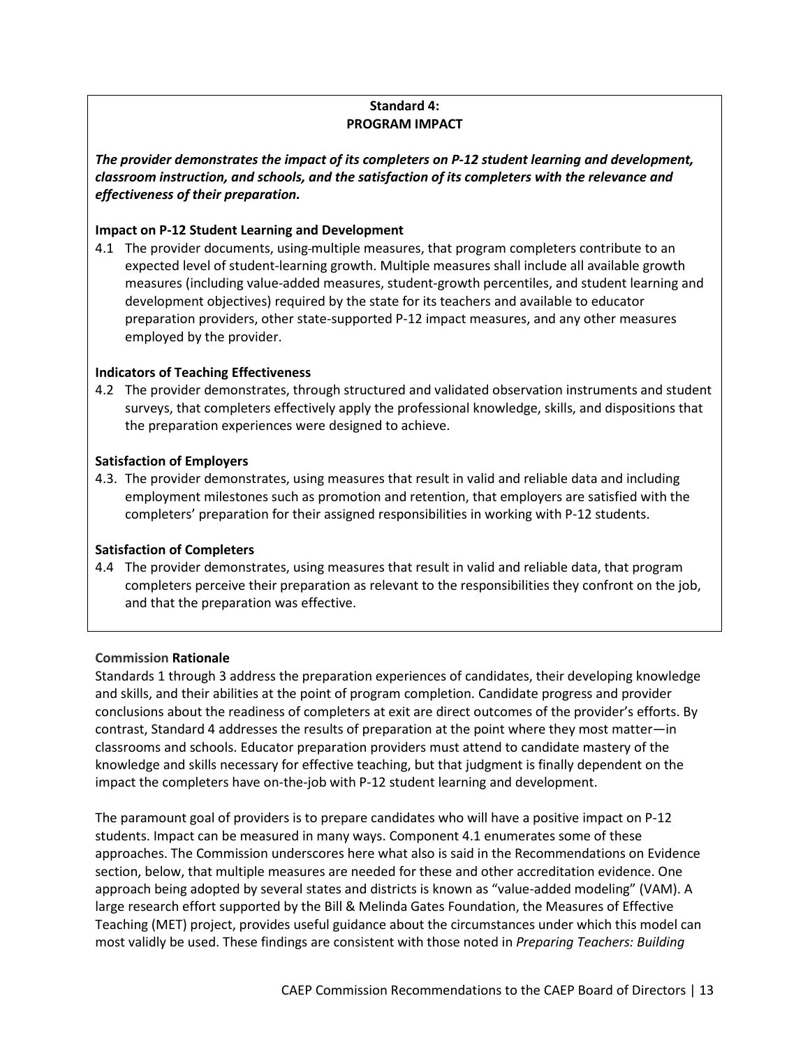**Standard 4:**
**PROGRAM IMPACT**

***The provider demonstrates the impact of its completers on P-12 student learning and development, classroom instruction, and schools, and the satisfaction of its completers with the relevance and effectiveness of their preparation.***

**Impact on P-12 Student Learning and Development**

4.1 The provider documents, using multiple measures, that program completers contribute to an expected level of student-learning growth. Multiple measures shall include all available growth measures (including value-added measures, student-growth percentiles, and student learning and development objectives) required by the state for its teachers and available to educator preparation providers, other state-supported P-12 impact measures, and any other measures employed by the provider.

**Indicators of Teaching Effectiveness**

4.2 The provider demonstrates, through structured and validated observation instruments and student surveys, that completers effectively apply the professional knowledge, skills, and dispositions that the preparation experiences were designed to achieve.

**Satisfaction of Employers**

4.3. The provider demonstrates, using measures that result in valid and reliable data and including employment milestones such as promotion and retention, that employers are satisfied with the completers' preparation for their assigned responsibilities in working with P-12 students.

**Satisfaction of Completers**

4.4 The provider demonstrates, using measures that result in valid and reliable data, that program completers perceive their preparation as relevant to the responsibilities they confront on the job, and that the preparation was effective.

**Commission Rationale**

Standards 1 through 3 address the preparation experiences of candidates, their developing knowledge and skills, and their abilities at the point of program completion. Candidate progress and provider conclusions about the readiness of completers at exit are direct outcomes of the provider's efforts. By contrast, Standard 4 addresses the results of preparation at the point where they most matter—in classrooms and schools. Educator preparation providers must attend to candidate mastery of the knowledge and skills necessary for effective teaching, but that judgment is finally dependent on the impact the completers have on-the-job with P-12 student learning and development.

The paramount goal of providers is to prepare candidates who will have a positive impact on P-12 students. Impact can be measured in many ways. Component 4.1 enumerates some of these approaches. The Commission underscores here what also is said in the Recommendations on Evidence section, below, that multiple measures are needed for these and other accreditation evidence. One approach being adopted by several states and districts is known as "value-added modeling" (VAM). A large research effort supported by the Bill & Melinda Gates Foundation, the Measures of Effective Teaching (MET) project, provides useful guidance about the circumstances under which this model can most validly be used. These findings are consistent with those noted in *Preparing Teachers: Building*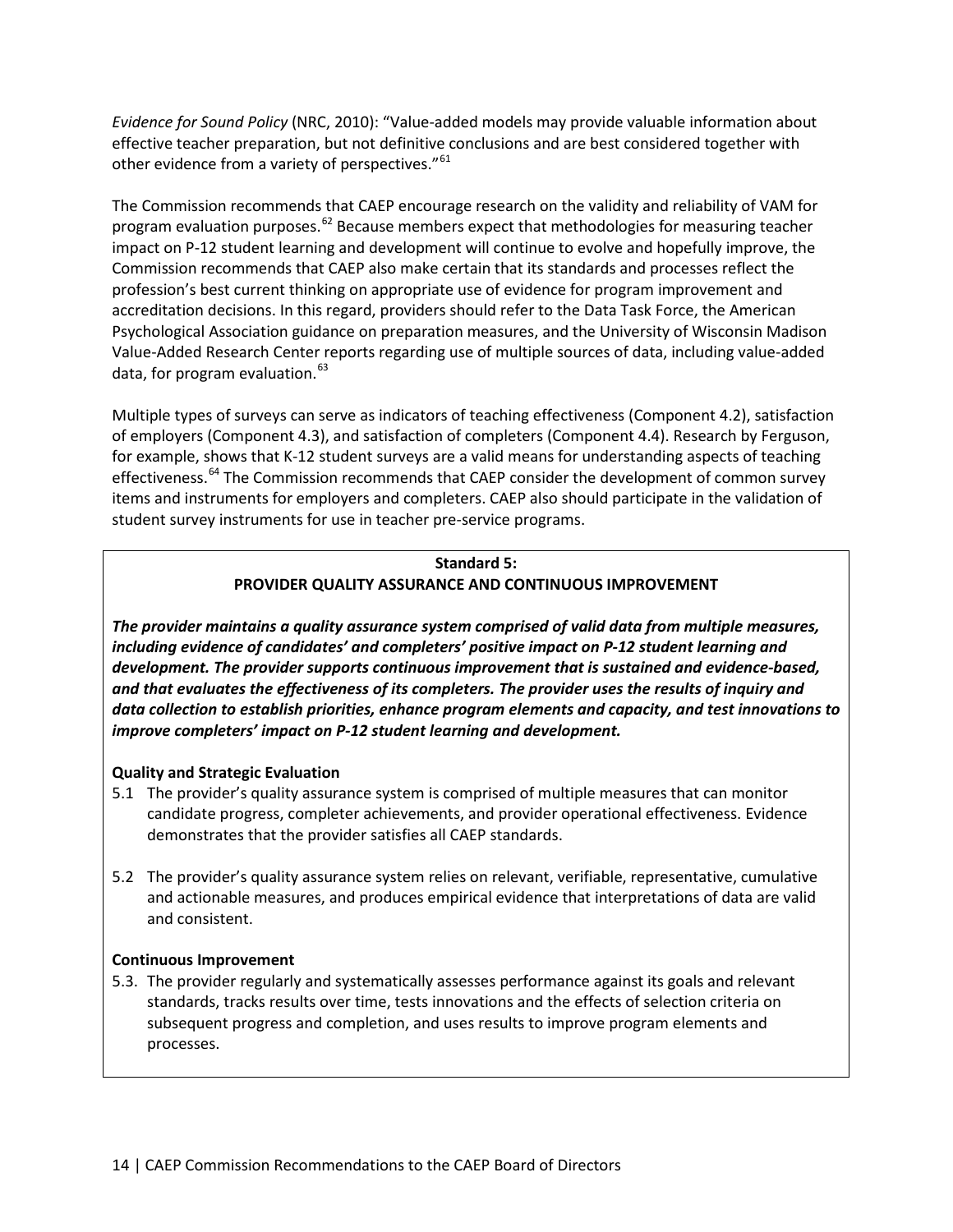*Evidence for Sound Policy* (NRC, 2010): “Value-added models may provide valuable information about effective teacher preparation, but not definitive conclusions and are best considered together with other evidence from a variety of perspectives.”[61]

The Commission recommends that CAEP encourage research on the validity and reliability of VAM for program evaluation purposes.[62] Because members expect that methodologies for measuring teacher impact on P-12 student learning and development will continue to evolve and hopefully improve, the Commission recommends that CAEP also make certain that its standards and processes reflect the profession’s best current thinking on appropriate use of evidence for program improvement and accreditation decisions. In this regard, providers should refer to the Data Task Force, the American Psychological Association guidance on preparation measures, and the University of Wisconsin Madison Value-Added Research Center reports regarding use of multiple sources of data, including value-added data, for program evaluation.[63]

Multiple types of surveys can serve as indicators of teaching effectiveness (Component 4.2), satisfaction of employers (Component 4.3), and satisfaction of completers (Component 4.4). Research by Ferguson, for example, shows that K-12 student surveys are a valid means for understanding aspects of teaching effectiveness.[64] The Commission recommends that CAEP consider the development of common survey items and instruments for employers and completers. CAEP also should participate in the validation of student survey instruments for use in teacher pre-service programs.

**Standard 5:**
**PROVIDER QUALITY ASSURANCE AND CONTINUOUS IMPROVEMENT**

***The provider maintains a quality assurance system comprised of valid data from multiple measures, including evidence of candidates’ and completers’ positive impact on P-12 student learning and development. The provider supports continuous improvement that is sustained and evidence-based, and that evaluates the effectiveness of its completers. The provider uses the results of inquiry and data collection to establish priorities, enhance program elements and capacity, and test innovations to improve completers’ impact on P-12 student learning and development.***

**Quality and Strategic Evaluation**

5.1 The provider’s quality assurance system is comprised of multiple measures that can monitor candidate progress, completer achievements, and provider operational effectiveness. Evidence demonstrates that the provider satisfies all CAEP standards.

5.2 The provider’s quality assurance system relies on relevant, verifiable, representative, cumulative and actionable measures, and produces empirical evidence that interpretations of data are valid and consistent.

**Continuous Improvement**

5.3. The provider regularly and systematically assesses performance against its goals and relevant standards, tracks results over time, tests innovations and the effects of selection criteria on subsequent progress and completion, and uses results to improve program elements and processes.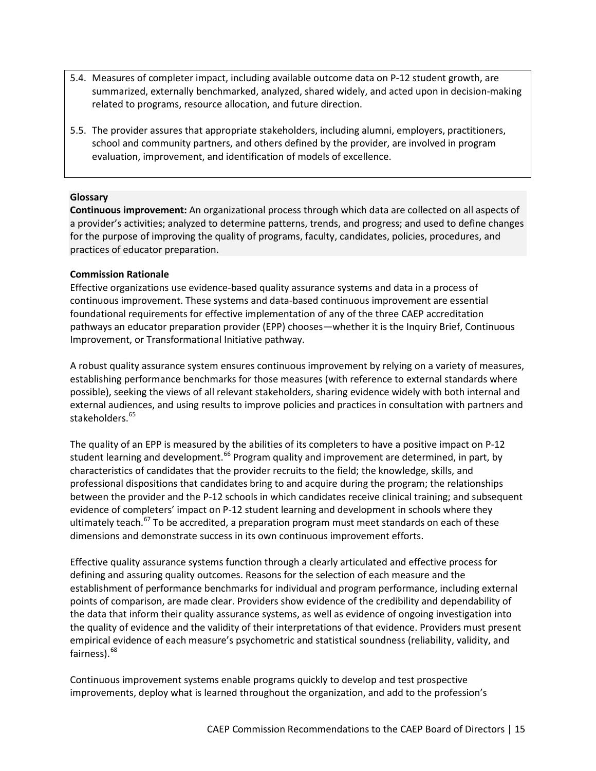5.4. Measures of completer impact, including available outcome data on P-12 student growth, are summarized, externally benchmarked, analyzed, shared widely, and acted upon in decision-making related to programs, resource allocation, and future direction.

5.5. The provider assures that appropriate stakeholders, including alumni, employers, practitioners, school and community partners, and others defined by the provider, are involved in program evaluation, improvement, and identification of models of excellence.

**Glossary**

**Continuous improvement:** An organizational process through which data are collected on all aspects of a provider's activities; analyzed to determine patterns, trends, and progress; and used to define changes for the purpose of improving the quality of programs, faculty, candidates, policies, procedures, and practices of educator preparation.

**Commission Rationale**

Effective organizations use evidence-based quality assurance systems and data in a process of continuous improvement. These systems and data-based continuous improvement are essential foundational requirements for effective implementation of any of the three CAEP accreditation pathways an educator preparation provider (EPP) chooses—whether it is the Inquiry Brief, Continuous Improvement, or Transformational Initiative pathway.

A robust quality assurance system ensures continuous improvement by relying on a variety of measures, establishing performance benchmarks for those measures (with reference to external standards where possible), seeking the views of all relevant stakeholders, sharing evidence widely with both internal and external audiences, and using results to improve policies and practices in consultation with partners and stakeholders.[65]

The quality of an EPP is measured by the abilities of its completers to have a positive impact on P-12 student learning and development.[66] Program quality and improvement are determined, in part, by characteristics of candidates that the provider recruits to the field; the knowledge, skills, and professional dispositions that candidates bring to and acquire during the program; the relationships between the provider and the P-12 schools in which candidates receive clinical training; and subsequent evidence of completers' impact on P-12 student learning and development in schools where they ultimately teach.[67] To be accredited, a preparation program must meet standards on each of these dimensions and demonstrate success in its own continuous improvement efforts.

Effective quality assurance systems function through a clearly articulated and effective process for defining and assuring quality outcomes. Reasons for the selection of each measure and the establishment of performance benchmarks for individual and program performance, including external points of comparison, are made clear. Providers show evidence of the credibility and dependability of the data that inform their quality assurance systems, as well as evidence of ongoing investigation into the quality of evidence and the validity of their interpretations of that evidence. Providers must present empirical evidence of each measure's psychometric and statistical soundness (reliability, validity, and fairness).[68]

Continuous improvement systems enable programs quickly to develop and test prospective improvements, deploy what is learned throughout the organization, and add to the profession's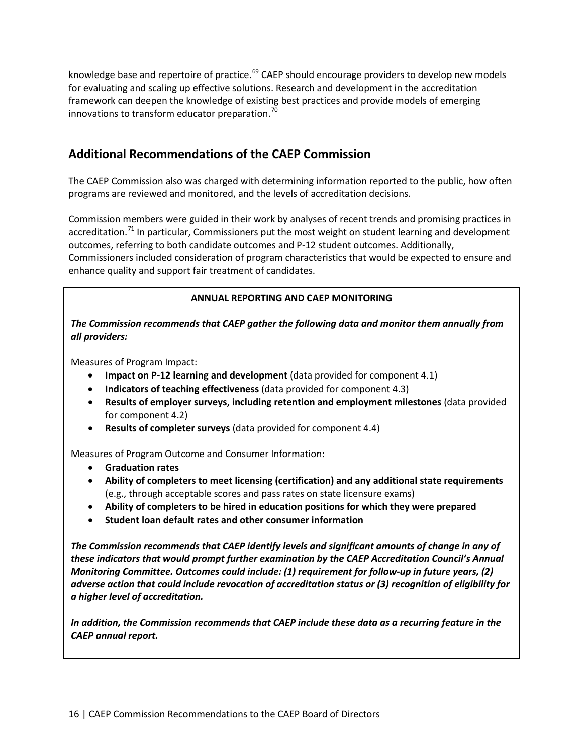knowledge base and repertoire of practice.[69] CAEP should encourage providers to develop new models for evaluating and scaling up effective solutions. Research and development in the accreditation framework can deepen the knowledge of existing best practices and provide models of emerging innovations to transform educator preparation.[70]

## Additional Recommendations of the CAEP Commission

The CAEP Commission also was charged with determining information reported to the public, how often programs are reviewed and monitored, and the levels of accreditation decisions.

Commission members were guided in their work by analyses of recent trends and promising practices in accreditation.[71] In particular, Commissioners put the most weight on student learning and development outcomes, referring to both candidate outcomes and P-12 student outcomes. Additionally, Commissioners included consideration of program characteristics that would be expected to ensure and enhance quality and support fair treatment of candidates.

**ANNUAL REPORTING AND CAEP MONITORING**

***The Commission recommends that CAEP gather the following data and monitor them annually from all providers:***

Measures of Program Impact:

- **Impact on P-12 learning and development** (data provided for component 4.1)
- **Indicators of teaching effectiveness** (data provided for component 4.3)
- **Results of employer surveys, including retention and employment milestones** (data provided for component 4.2)
- **Results of completer surveys** (data provided for component 4.4)

Measures of Program Outcome and Consumer Information:

- **Graduation rates**
- **Ability of completers to meet licensing (certification) and any additional state requirements** (e.g., through acceptable scores and pass rates on state licensure exams)
- **Ability of completers to be hired in education positions for which they were prepared**
- **Student loan default rates and other consumer information**

***The Commission recommends that CAEP identify levels and significant amounts of change in any of these indicators that would prompt further examination by the CAEP Accreditation Council's Annual Monitoring Committee. Outcomes could include: (1) requirement for follow-up in future years, (2) adverse action that could include revocation of accreditation status or (3) recognition of eligibility for a higher level of accreditation.***

***In addition, the Commission recommends that CAEP include these data as a recurring feature in the CAEP annual report.***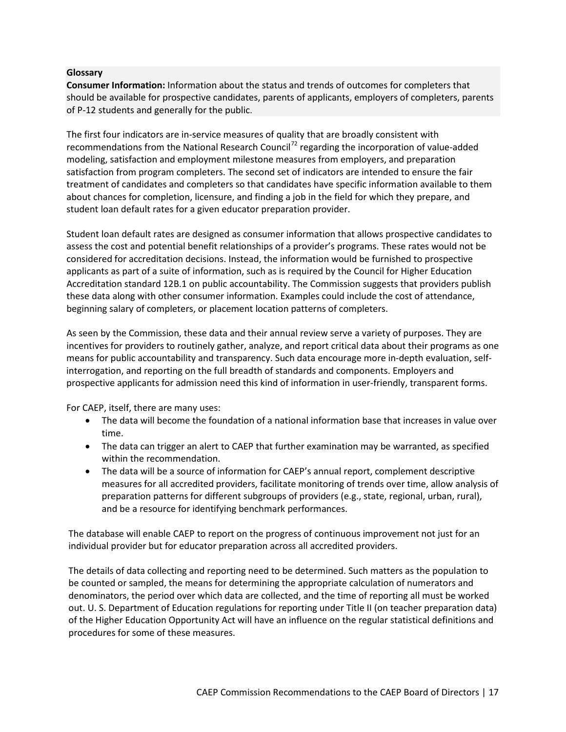**Glossary**

**Consumer Information:** Information about the status and trends of outcomes for completers that should be available for prospective candidates, parents of applicants, employers of completers, parents of P-12 students and generally for the public.

The first four indicators are in-service measures of quality that are broadly consistent with recommendations from the National Research Council[72] regarding the incorporation of value-added modeling, satisfaction and employment milestone measures from employers, and preparation satisfaction from program completers. The second set of indicators are intended to ensure the fair treatment of candidates and completers so that candidates have specific information available to them about chances for completion, licensure, and finding a job in the field for which they prepare, and student loan default rates for a given educator preparation provider.

Student loan default rates are designed as consumer information that allows prospective candidates to assess the cost and potential benefit relationships of a provider's programs. These rates would not be considered for accreditation decisions. Instead, the information would be furnished to prospective applicants as part of a suite of information, such as is required by the Council for Higher Education Accreditation standard 12B.1 on public accountability. The Commission suggests that providers publish these data along with other consumer information. Examples could include the cost of attendance, beginning salary of completers, or placement location patterns of completers.

As seen by the Commission, these data and their annual review serve a variety of purposes. They are incentives for providers to routinely gather, analyze, and report critical data about their programs as one means for public accountability and transparency. Such data encourage more in-depth evaluation, self-interrogation, and reporting on the full breadth of standards and components. Employers and prospective applicants for admission need this kind of information in user-friendly, transparent forms.

For CAEP, itself, there are many uses:

- The data will become the foundation of a national information base that increases in value over time.
- The data can trigger an alert to CAEP that further examination may be warranted, as specified within the recommendation.
- The data will be a source of information for CAEP's annual report, complement descriptive measures for all accredited providers, facilitate monitoring of trends over time, allow analysis of preparation patterns for different subgroups of providers (e.g., state, regional, urban, rural), and be a resource for identifying benchmark performances.

The database will enable CAEP to report on the progress of continuous improvement not just for an individual provider but for educator preparation across all accredited providers.

The details of data collecting and reporting need to be determined. Such matters as the population to be counted or sampled, the means for determining the appropriate calculation of numerators and denominators, the period over which data are collected, and the time of reporting all must be worked out. U. S. Department of Education regulations for reporting under Title II (on teacher preparation data) of the Higher Education Opportunity Act will have an influence on the regular statistical definitions and procedures for some of these measures.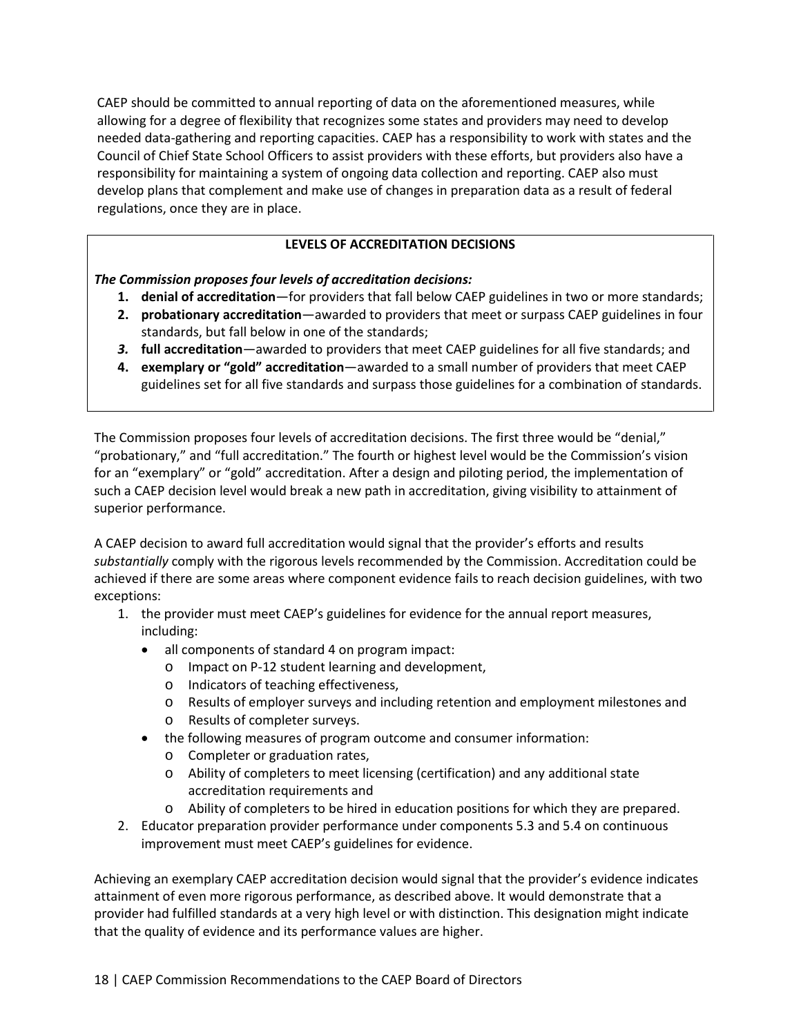CAEP should be committed to annual reporting of data on the aforementioned measures, while allowing for a degree of flexibility that recognizes some states and providers may need to develop needed data-gathering and reporting capacities. CAEP has a responsibility to work with states and the Council of Chief State School Officers to assist providers with these efforts, but providers also have a responsibility for maintaining a system of ongoing data collection and reporting. CAEP also must develop plans that complement and make use of changes in preparation data as a result of federal regulations, once they are in place.

**LEVELS OF ACCREDITATION DECISIONS**

***The Commission proposes four levels of accreditation decisions:***

1. **denial of accreditation**—for providers that fall below CAEP guidelines in two or more standards;
2. **probationary accreditation**—awarded to providers that meet or surpass CAEP guidelines in four standards, but fall below in one of the standards;
3. **full accreditation**—awarded to providers that meet CAEP guidelines for all five standards; and
4. **exemplary or "gold" accreditation**—awarded to a small number of providers that meet CAEP guidelines set for all five standards and surpass those guidelines for a combination of standards.

The Commission proposes four levels of accreditation decisions. The first three would be "denial," "probationary," and "full accreditation." The fourth or highest level would be the Commission's vision for an "exemplary" or "gold" accreditation. After a design and piloting period, the implementation of such a CAEP decision level would break a new path in accreditation, giving visibility to attainment of superior performance.

A CAEP decision to award full accreditation would signal that the provider's efforts and results *substantially* comply with the rigorous levels recommended by the Commission. Accreditation could be achieved if there are some areas where component evidence fails to reach decision guidelines, with two exceptions:

1. the provider must meet CAEP's guidelines for evidence for the annual report measures, including:
   - all components of standard 4 on program impact:
     - Impact on P-12 student learning and development,
     - Indicators of teaching effectiveness,
     - Results of employer surveys and including retention and employment milestones and
     - Results of completer surveys.
   - the following measures of program outcome and consumer information:
     - Completer or graduation rates,
     - Ability of completers to meet licensing (certification) and any additional state accreditation requirements and
     - Ability of completers to be hired in education positions for which they are prepared.
2. Educator preparation provider performance under components 5.3 and 5.4 on continuous improvement must meet CAEP's guidelines for evidence.

Achieving an exemplary CAEP accreditation decision would signal that the provider's evidence indicates attainment of even more rigorous performance, as described above. It would demonstrate that a provider had fulfilled standards at a very high level or with distinction. This designation might indicate that the quality of evidence and its performance values are higher.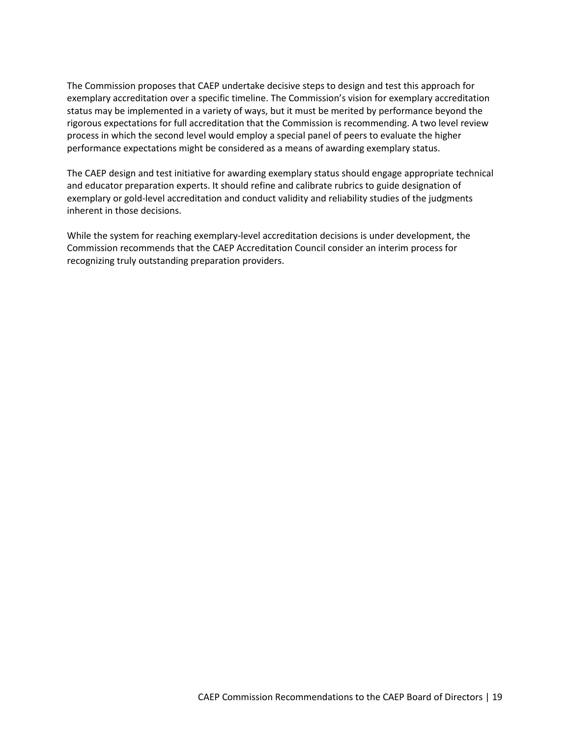The Commission proposes that CAEP undertake decisive steps to design and test this approach for exemplary accreditation over a specific timeline. The Commission's vision for exemplary accreditation status may be implemented in a variety of ways, but it must be merited by performance beyond the rigorous expectations for full accreditation that the Commission is recommending. A two level review process in which the second level would employ a special panel of peers to evaluate the higher performance expectations might be considered as a means of awarding exemplary status.

The CAEP design and test initiative for awarding exemplary status should engage appropriate technical and educator preparation experts. It should refine and calibrate rubrics to guide designation of exemplary or gold-level accreditation and conduct validity and reliability studies of the judgments inherent in those decisions.

While the system for reaching exemplary-level accreditation decisions is under development, the Commission recommends that the CAEP Accreditation Council consider an interim process for recognizing truly outstanding preparation providers.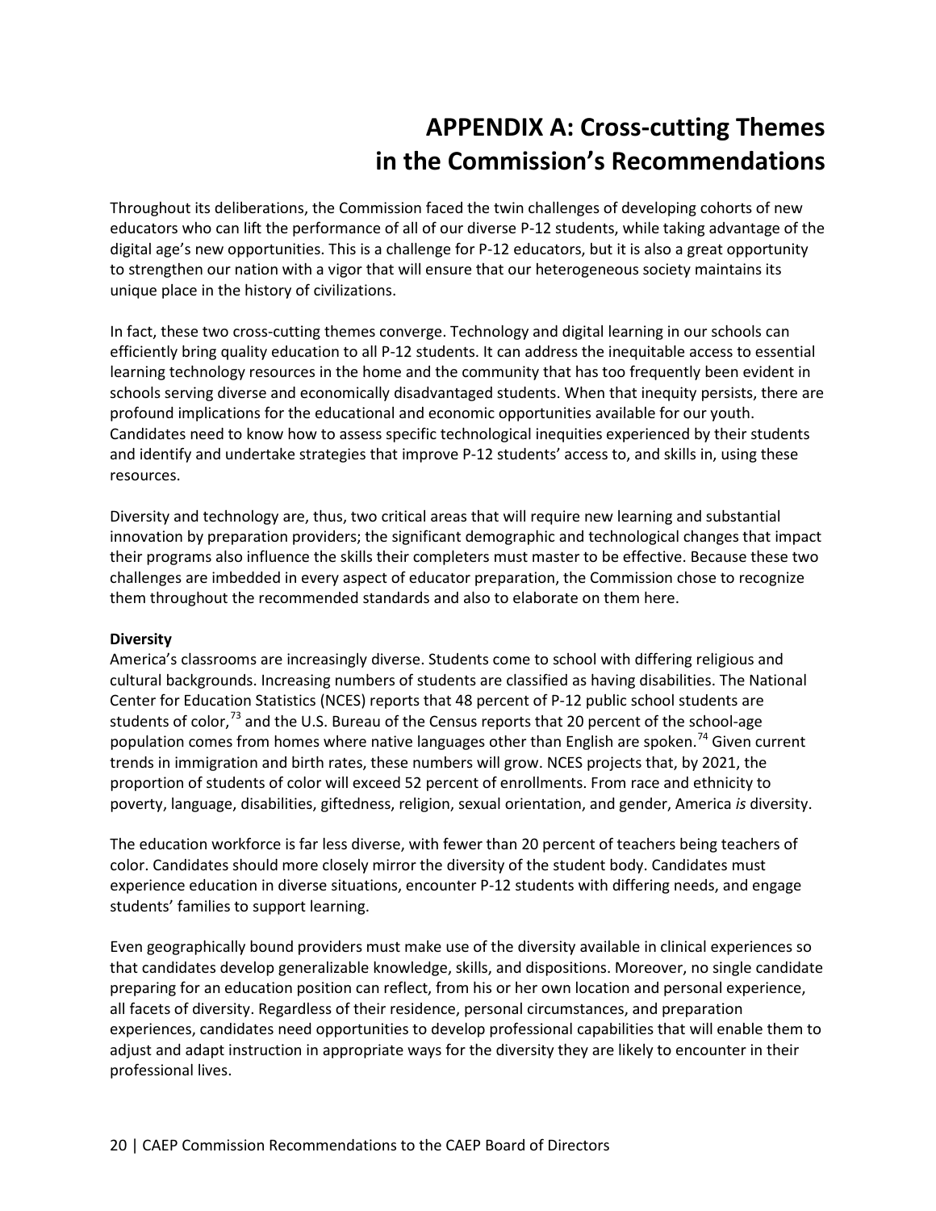# APPENDIX A: Cross-cutting Themes in the Commission's Recommendations

Throughout its deliberations, the Commission faced the twin challenges of developing cohorts of new educators who can lift the performance of all of our diverse P-12 students, while taking advantage of the digital age's new opportunities. This is a challenge for P-12 educators, but it is also a great opportunity to strengthen our nation with a vigor that will ensure that our heterogeneous society maintains its unique place in the history of civilizations.

In fact, these two cross-cutting themes converge. Technology and digital learning in our schools can efficiently bring quality education to all P-12 students. It can address the inequitable access to essential learning technology resources in the home and the community that has too frequently been evident in schools serving diverse and economically disadvantaged students. When that inequity persists, there are profound implications for the educational and economic opportunities available for our youth. Candidates need to know how to assess specific technological inequities experienced by their students and identify and undertake strategies that improve P-12 students' access to, and skills in, using these resources.

Diversity and technology are, thus, two critical areas that will require new learning and substantial innovation by preparation providers; the significant demographic and technological changes that impact their programs also influence the skills their completers must master to be effective. Because these two challenges are imbedded in every aspect of educator preparation, the Commission chose to recognize them throughout the recommended standards and also to elaborate on them here.

**Diversity**

America's classrooms are increasingly diverse. Students come to school with differing religious and cultural backgrounds. Increasing numbers of students are classified as having disabilities. The National Center for Education Statistics (NCES) reports that 48 percent of P-12 public school students are students of color,[73] and the U.S. Bureau of the Census reports that 20 percent of the school-age population comes from homes where native languages other than English are spoken.[74] Given current trends in immigration and birth rates, these numbers will grow. NCES projects that, by 2021, the proportion of students of color will exceed 52 percent of enrollments. From race and ethnicity to poverty, language, disabilities, giftedness, religion, sexual orientation, and gender, America *is* diversity.

The education workforce is far less diverse, with fewer than 20 percent of teachers being teachers of color. Candidates should more closely mirror the diversity of the student body. Candidates must experience education in diverse situations, encounter P-12 students with differing needs, and engage students' families to support learning.

Even geographically bound providers must make use of the diversity available in clinical experiences so that candidates develop generalizable knowledge, skills, and dispositions. Moreover, no single candidate preparing for an education position can reflect, from his or her own location and personal experience, all facets of diversity. Regardless of their residence, personal circumstances, and preparation experiences, candidates need opportunities to develop professional capabilities that will enable them to adjust and adapt instruction in appropriate ways for the diversity they are likely to encounter in their professional lives.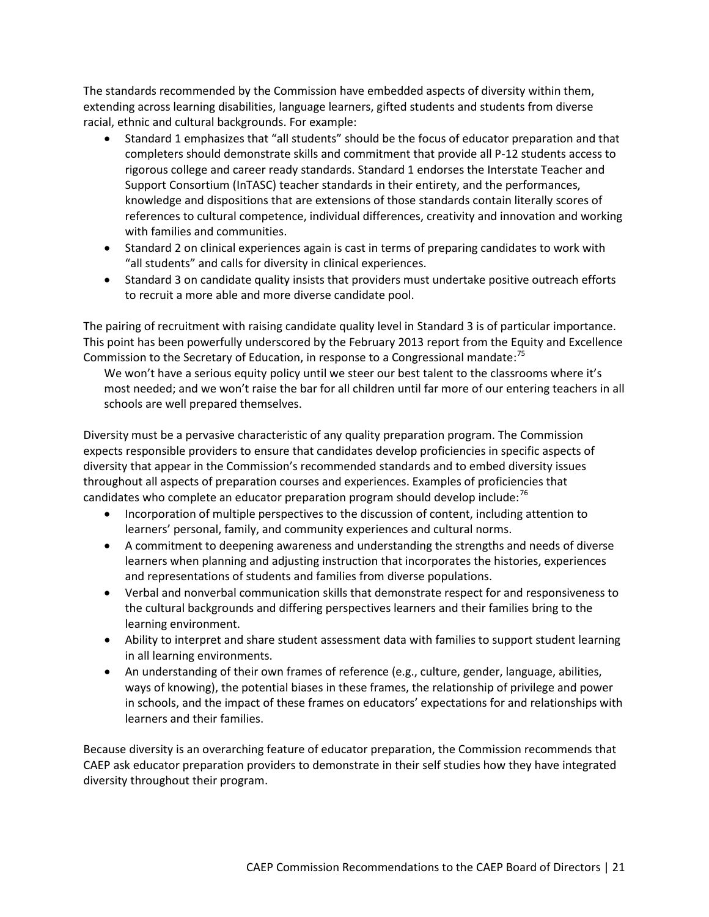The standards recommended by the Commission have embedded aspects of diversity within them, extending across learning disabilities, language learners, gifted students and students from diverse racial, ethnic and cultural backgrounds. For example:

- Standard 1 emphasizes that "all students" should be the focus of educator preparation and that completers should demonstrate skills and commitment that provide all P-12 students access to rigorous college and career ready standards. Standard 1 endorses the Interstate Teacher and Support Consortium (InTASC) teacher standards in their entirety, and the performances, knowledge and dispositions that are extensions of those standards contain literally scores of references to cultural competence, individual differences, creativity and innovation and working with families and communities.
- Standard 2 on clinical experiences again is cast in terms of preparing candidates to work with "all students" and calls for diversity in clinical experiences.
- Standard 3 on candidate quality insists that providers must undertake positive outreach efforts to recruit a more able and more diverse candidate pool.

The pairing of recruitment with raising candidate quality level in Standard 3 is of particular importance. This point has been powerfully underscored by the February 2013 report from the Equity and Excellence Commission to the Secretary of Education, in response to a Congressional mandate:[75]

> We won't have a serious equity policy until we steer our best talent to the classrooms where it's most needed; and we won't raise the bar for all children until far more of our entering teachers in all schools are well prepared themselves.

Diversity must be a pervasive characteristic of any quality preparation program. The Commission expects responsible providers to ensure that candidates develop proficiencies in specific aspects of diversity that appear in the Commission's recommended standards and to embed diversity issues throughout all aspects of preparation courses and experiences. Examples of proficiencies that candidates who complete an educator preparation program should develop include:[76]

- Incorporation of multiple perspectives to the discussion of content, including attention to learners' personal, family, and community experiences and cultural norms.
- A commitment to deepening awareness and understanding the strengths and needs of diverse learners when planning and adjusting instruction that incorporates the histories, experiences and representations of students and families from diverse populations.
- Verbal and nonverbal communication skills that demonstrate respect for and responsiveness to the cultural backgrounds and differing perspectives learners and their families bring to the learning environment.
- Ability to interpret and share student assessment data with families to support student learning in all learning environments.
- An understanding of their own frames of reference (e.g., culture, gender, language, abilities, ways of knowing), the potential biases in these frames, the relationship of privilege and power in schools, and the impact of these frames on educators' expectations for and relationships with learners and their families.

Because diversity is an overarching feature of educator preparation, the Commission recommends that CAEP ask educator preparation providers to demonstrate in their self studies how they have integrated diversity throughout their program.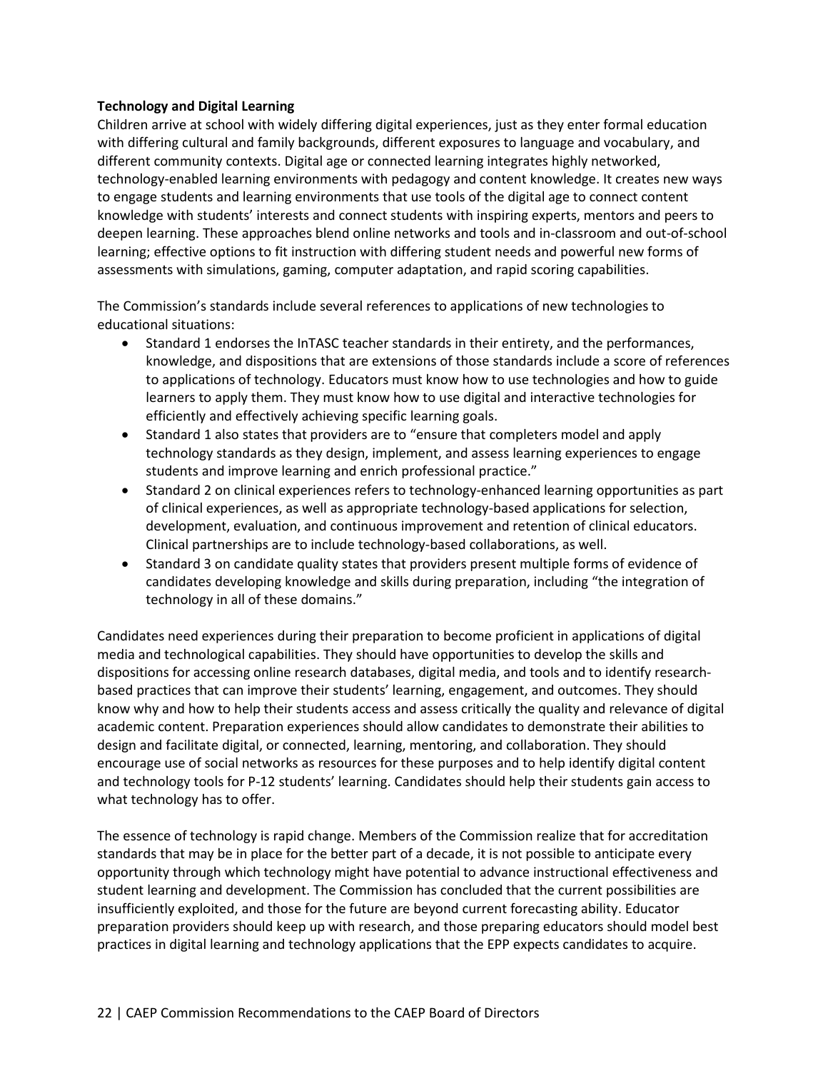**Technology and Digital Learning**

Children arrive at school with widely differing digital experiences, just as they enter formal education with differing cultural and family backgrounds, different exposures to language and vocabulary, and different community contexts. Digital age or connected learning integrates highly networked, technology-enabled learning environments with pedagogy and content knowledge. It creates new ways to engage students and learning environments that use tools of the digital age to connect content knowledge with students' interests and connect students with inspiring experts, mentors and peers to deepen learning. These approaches blend online networks and tools and in-classroom and out-of-school learning; effective options to fit instruction with differing student needs and powerful new forms of assessments with simulations, gaming, computer adaptation, and rapid scoring capabilities.

The Commission's standards include several references to applications of new technologies to educational situations:

- Standard 1 endorses the InTASC teacher standards in their entirety, and the performances, knowledge, and dispositions that are extensions of those standards include a score of references to applications of technology. Educators must know how to use technologies and how to guide learners to apply them. They must know how to use digital and interactive technologies for efficiently and effectively achieving specific learning goals.
- Standard 1 also states that providers are to "ensure that completers model and apply technology standards as they design, implement, and assess learning experiences to engage students and improve learning and enrich professional practice."
- Standard 2 on clinical experiences refers to technology-enhanced learning opportunities as part of clinical experiences, as well as appropriate technology-based applications for selection, development, evaluation, and continuous improvement and retention of clinical educators. Clinical partnerships are to include technology-based collaborations, as well.
- Standard 3 on candidate quality states that providers present multiple forms of evidence of candidates developing knowledge and skills during preparation, including "the integration of technology in all of these domains."

Candidates need experiences during their preparation to become proficient in applications of digital media and technological capabilities. They should have opportunities to develop the skills and dispositions for accessing online research databases, digital media, and tools and to identify research-based practices that can improve their students' learning, engagement, and outcomes. They should know why and how to help their students access and assess critically the quality and relevance of digital academic content. Preparation experiences should allow candidates to demonstrate their abilities to design and facilitate digital, or connected, learning, mentoring, and collaboration. They should encourage use of social networks as resources for these purposes and to help identify digital content and technology tools for P-12 students' learning. Candidates should help their students gain access to what technology has to offer.

The essence of technology is rapid change. Members of the Commission realize that for accreditation standards that may be in place for the better part of a decade, it is not possible to anticipate every opportunity through which technology might have potential to advance instructional effectiveness and student learning and development. The Commission has concluded that the current possibilities are insufficiently exploited, and those for the future are beyond current forecasting ability. Educator preparation providers should keep up with research, and those preparing educators should model best practices in digital learning and technology applications that the EPP expects candidates to acquire.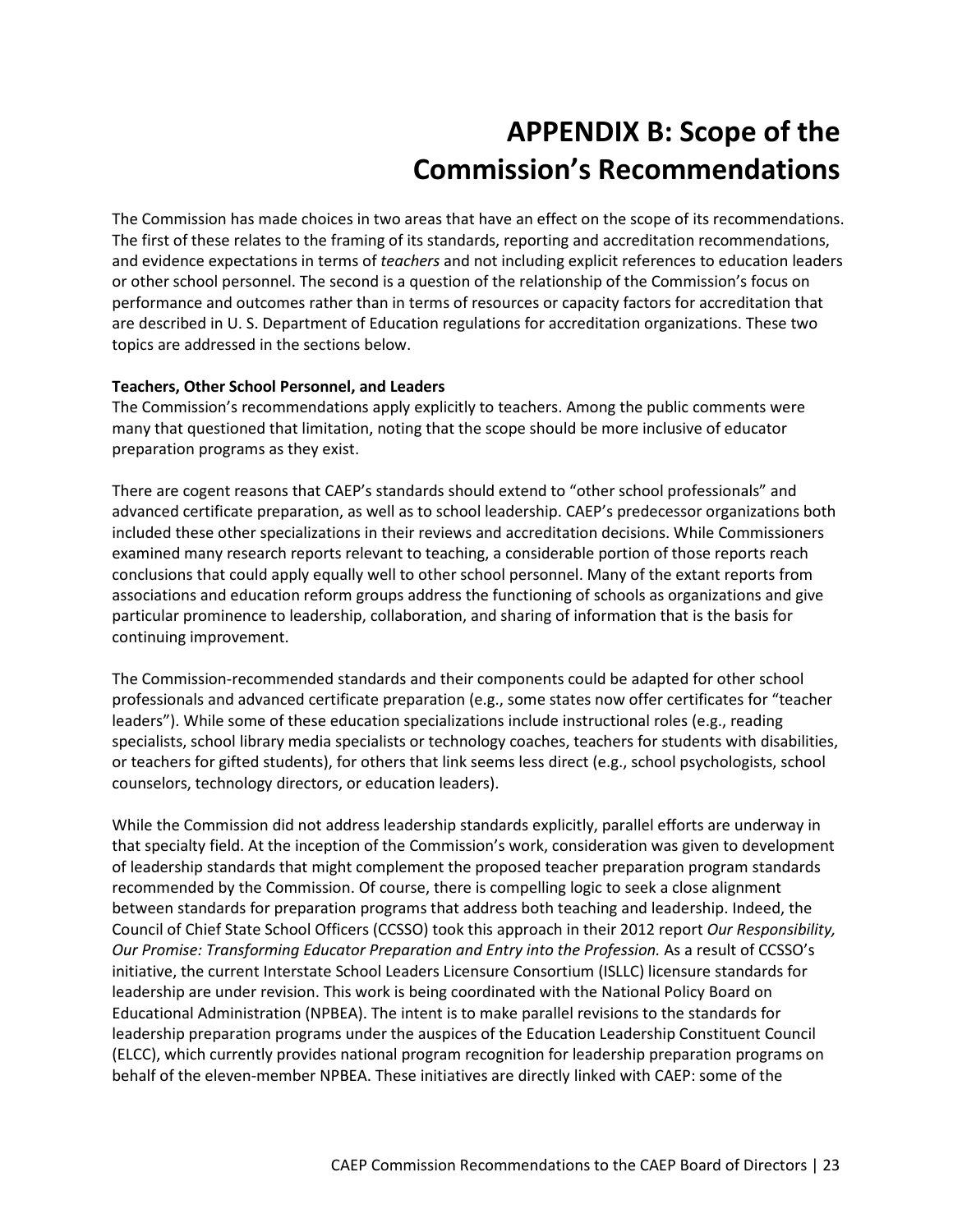# APPENDIX B: Scope of the Commission's Recommendations

The Commission has made choices in two areas that have an effect on the scope of its recommendations. The first of these relates to the framing of its standards, reporting and accreditation recommendations, and evidence expectations in terms of *teachers* and not including explicit references to education leaders or other school personnel. The second is a question of the relationship of the Commission's focus on performance and outcomes rather than in terms of resources or capacity factors for accreditation that are described in U. S. Department of Education regulations for accreditation organizations. These two topics are addressed in the sections below.

**Teachers, Other School Personnel, and Leaders**

The Commission's recommendations apply explicitly to teachers. Among the public comments were many that questioned that limitation, noting that the scope should be more inclusive of educator preparation programs as they exist.

There are cogent reasons that CAEP's standards should extend to "other school professionals" and advanced certificate preparation, as well as to school leadership. CAEP's predecessor organizations both included these other specializations in their reviews and accreditation decisions. While Commissioners examined many research reports relevant to teaching, a considerable portion of those reports reach conclusions that could apply equally well to other school personnel. Many of the extant reports from associations and education reform groups address the functioning of schools as organizations and give particular prominence to leadership, collaboration, and sharing of information that is the basis for continuing improvement.

The Commission-recommended standards and their components could be adapted for other school professionals and advanced certificate preparation (e.g., some states now offer certificates for "teacher leaders"). While some of these education specializations include instructional roles (e.g., reading specialists, school library media specialists or technology coaches, teachers for students with disabilities, or teachers for gifted students), for others that link seems less direct (e.g., school psychologists, school counselors, technology directors, or education leaders).

While the Commission did not address leadership standards explicitly, parallel efforts are underway in that specialty field. At the inception of the Commission's work, consideration was given to development of leadership standards that might complement the proposed teacher preparation program standards recommended by the Commission. Of course, there is compelling logic to seek a close alignment between standards for preparation programs that address both teaching and leadership. Indeed, the Council of Chief State School Officers (CCSSO) took this approach in their 2012 report *Our Responsibility, Our Promise: Transforming Educator Preparation and Entry into the Profession.* As a result of CCSSO's initiative, the current Interstate School Leaders Licensure Consortium (ISLLC) licensure standards for leadership are under revision. This work is being coordinated with the National Policy Board on Educational Administration (NPBEA). The intent is to make parallel revisions to the standards for leadership preparation programs under the auspices of the Education Leadership Constituent Council (ELCC), which currently provides national program recognition for leadership preparation programs on behalf of the eleven-member NPBEA. These initiatives are directly linked with CAEP: some of the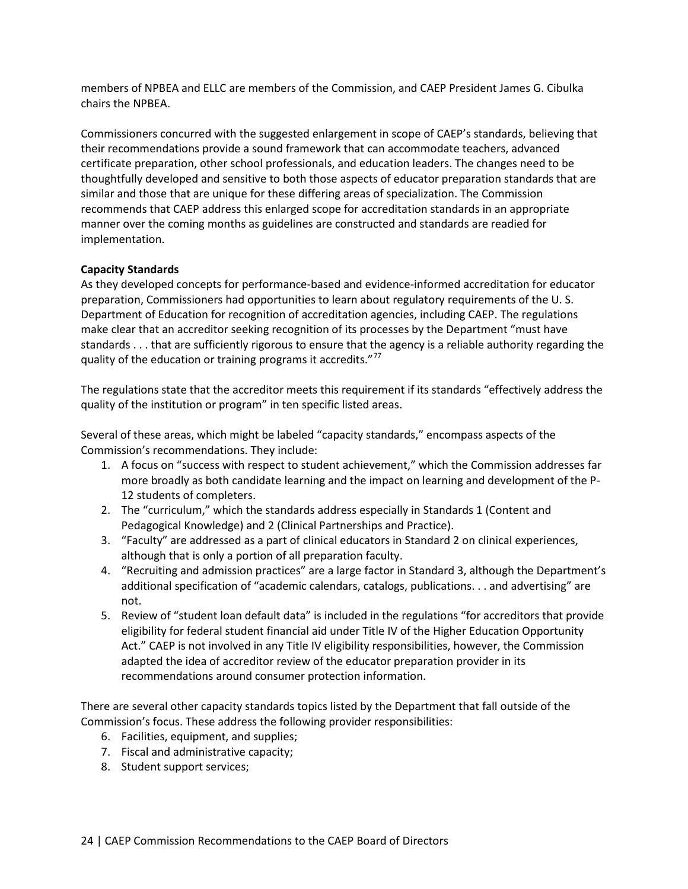members of NPBEA and ELLC are members of the Commission, and CAEP President James G. Cibulka chairs the NPBEA.

Commissioners concurred with the suggested enlargement in scope of CAEP's standards, believing that their recommendations provide a sound framework that can accommodate teachers, advanced certificate preparation, other school professionals, and education leaders. The changes need to be thoughtfully developed and sensitive to both those aspects of educator preparation standards that are similar and those that are unique for these differing areas of specialization. The Commission recommends that CAEP address this enlarged scope for accreditation standards in an appropriate manner over the coming months as guidelines are constructed and standards are readied for implementation.

**Capacity Standards**

As they developed concepts for performance-based and evidence-informed accreditation for educator preparation, Commissioners had opportunities to learn about regulatory requirements of the U. S. Department of Education for recognition of accreditation agencies, including CAEP. The regulations make clear that an accreditor seeking recognition of its processes by the Department "must have standards . . . that are sufficiently rigorous to ensure that the agency is a reliable authority regarding the quality of the education or training programs it accredits."[77]

The regulations state that the accreditor meets this requirement if its standards "effectively address the quality of the institution or program" in ten specific listed areas.

Several of these areas, which might be labeled "capacity standards," encompass aspects of the Commission's recommendations. They include:

1. A focus on "success with respect to student achievement," which the Commission addresses far more broadly as both candidate learning and the impact on learning and development of the P-12 students of completers.
2. The "curriculum," which the standards address especially in Standards 1 (Content and Pedagogical Knowledge) and 2 (Clinical Partnerships and Practice).
3. "Faculty" are addressed as a part of clinical educators in Standard 2 on clinical experiences, although that is only a portion of all preparation faculty.
4. "Recruiting and admission practices" are a large factor in Standard 3, although the Department's additional specification of "academic calendars, catalogs, publications. . . and advertising" are not.
5. Review of "student loan default data" is included in the regulations "for accreditors that provide eligibility for federal student financial aid under Title IV of the Higher Education Opportunity Act." CAEP is not involved in any Title IV eligibility responsibilities, however, the Commission adapted the idea of accreditor review of the educator preparation provider in its recommendations around consumer protection information.

There are several other capacity standards topics listed by the Department that fall outside of the Commission's focus. These address the following provider responsibilities:

6. Facilities, equipment, and supplies;
7. Fiscal and administrative capacity;
8. Student support services;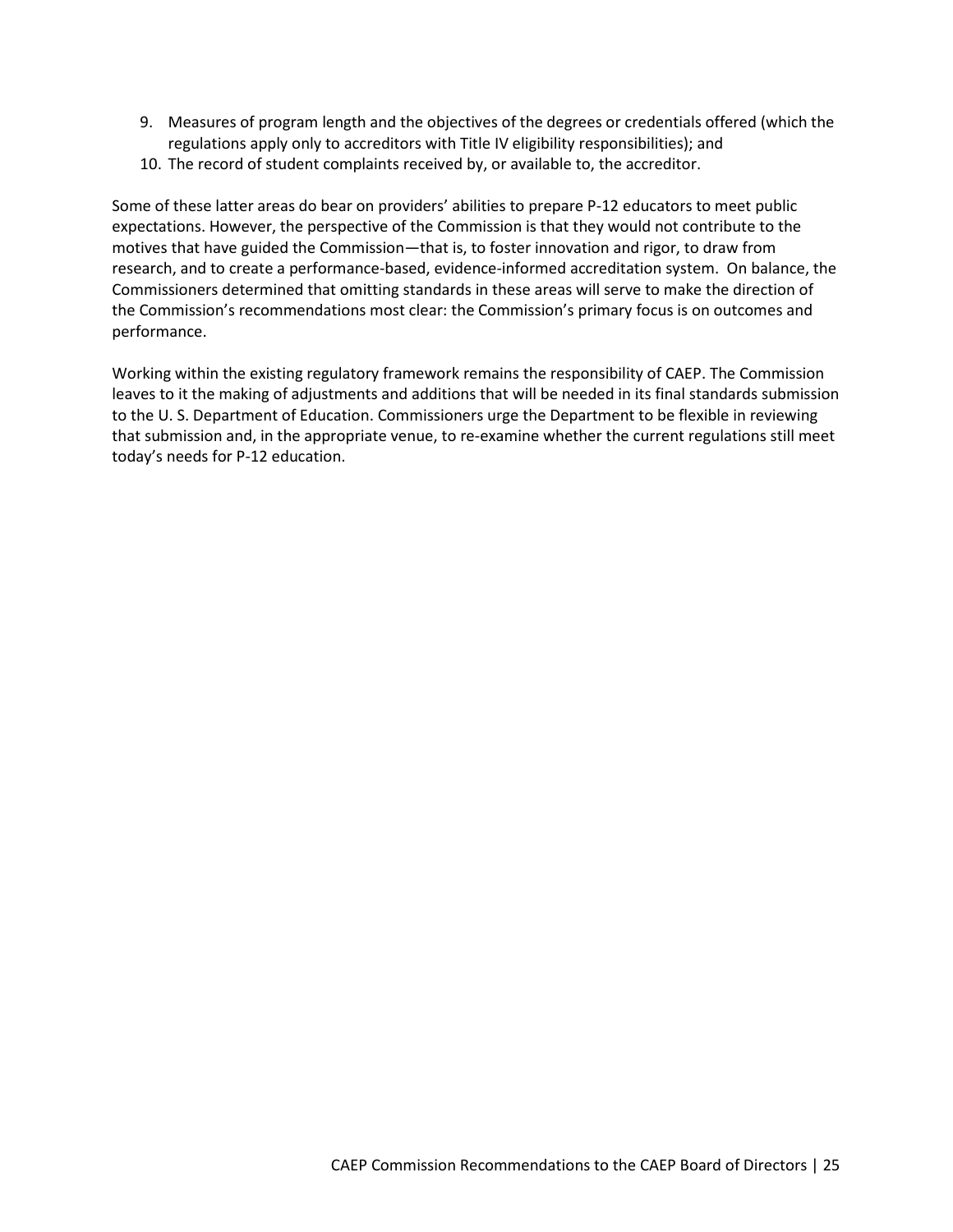9. Measures of program length and the objectives of the degrees or credentials offered (which the regulations apply only to accreditors with Title IV eligibility responsibilities); and
10. The record of student complaints received by, or available to, the accreditor.

Some of these latter areas do bear on providers' abilities to prepare P-12 educators to meet public expectations. However, the perspective of the Commission is that they would not contribute to the motives that have guided the Commission—that is, to foster innovation and rigor, to draw from research, and to create a performance-based, evidence-informed accreditation system. On balance, the Commissioners determined that omitting standards in these areas will serve to make the direction of the Commission's recommendations most clear: the Commission's primary focus is on outcomes and performance.

Working within the existing regulatory framework remains the responsibility of CAEP. The Commission leaves to it the making of adjustments and additions that will be needed in its final standards submission to the U. S. Department of Education. Commissioners urge the Department to be flexible in reviewing that submission and, in the appropriate venue, to re-examine whether the current regulations still meet today's needs for P-12 education.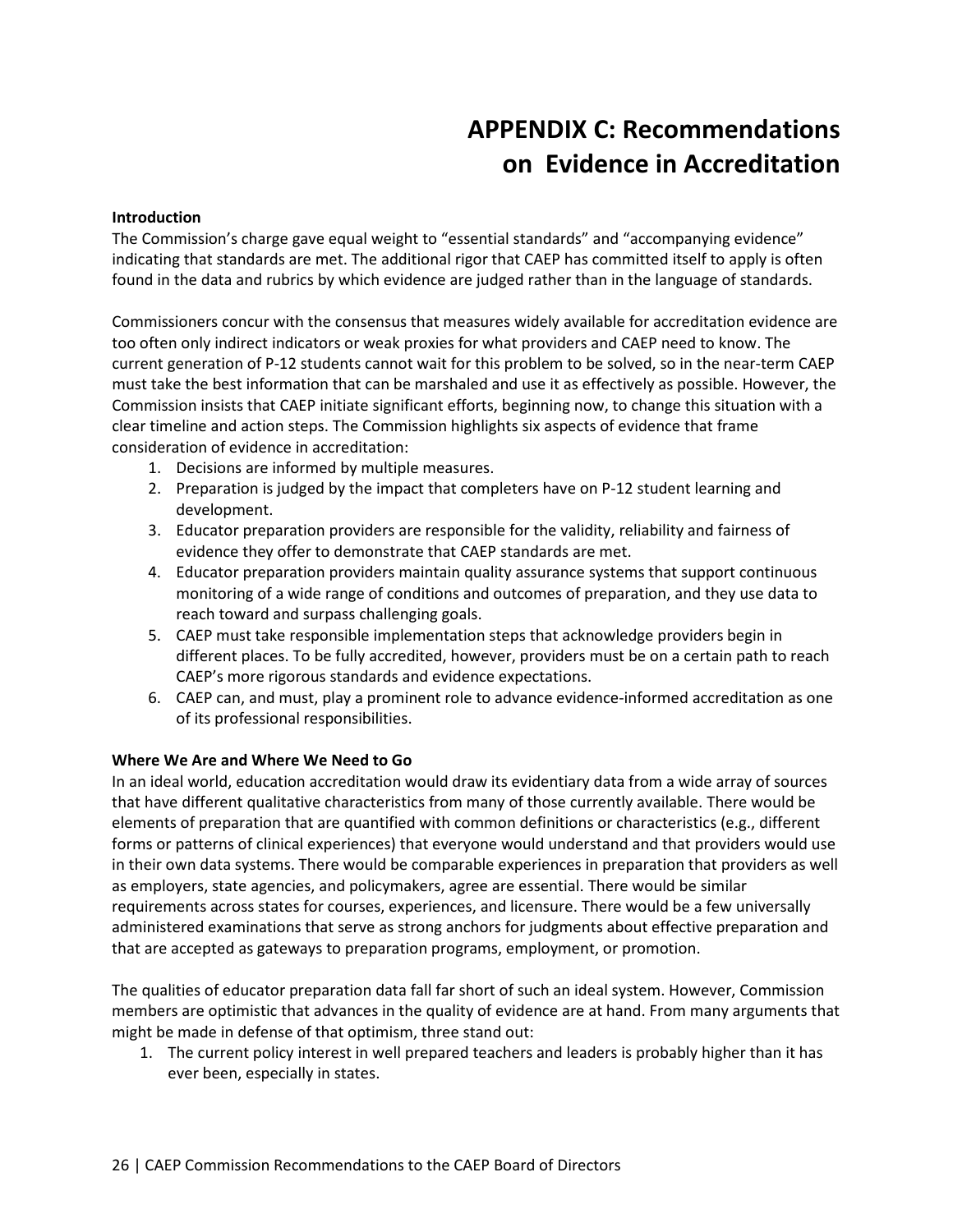# APPENDIX C: Recommendations on Evidence in Accreditation

**Introduction**

The Commission's charge gave equal weight to "essential standards" and "accompanying evidence" indicating that standards are met. The additional rigor that CAEP has committed itself to apply is often found in the data and rubrics by which evidence are judged rather than in the language of standards.

Commissioners concur with the consensus that measures widely available for accreditation evidence are too often only indirect indicators or weak proxies for what providers and CAEP need to know. The current generation of P-12 students cannot wait for this problem to be solved, so in the near-term CAEP must take the best information that can be marshaled and use it as effectively as possible. However, the Commission insists that CAEP initiate significant efforts, beginning now, to change this situation with a clear timeline and action steps. The Commission highlights six aspects of evidence that frame consideration of evidence in accreditation:

1. Decisions are informed by multiple measures.
2. Preparation is judged by the impact that completers have on P-12 student learning and development.
3. Educator preparation providers are responsible for the validity, reliability and fairness of evidence they offer to demonstrate that CAEP standards are met.
4. Educator preparation providers maintain quality assurance systems that support continuous monitoring of a wide range of conditions and outcomes of preparation, and they use data to reach toward and surpass challenging goals.
5. CAEP must take responsible implementation steps that acknowledge providers begin in different places. To be fully accredited, however, providers must be on a certain path to reach CAEP's more rigorous standards and evidence expectations.
6. CAEP can, and must, play a prominent role to advance evidence-informed accreditation as one of its professional responsibilities.

**Where We Are and Where We Need to Go**

In an ideal world, education accreditation would draw its evidentiary data from a wide array of sources that have different qualitative characteristics from many of those currently available. There would be elements of preparation that are quantified with common definitions or characteristics (e.g., different forms or patterns of clinical experiences) that everyone would understand and that providers would use in their own data systems. There would be comparable experiences in preparation that providers as well as employers, state agencies, and policymakers, agree are essential. There would be similar requirements across states for courses, experiences, and licensure. There would be a few universally administered examinations that serve as strong anchors for judgments about effective preparation and that are accepted as gateways to preparation programs, employment, or promotion.

The qualities of educator preparation data fall far short of such an ideal system. However, Commission members are optimistic that advances in the quality of evidence are at hand. From many arguments that might be made in defense of that optimism, three stand out:

1. The current policy interest in well prepared teachers and leaders is probably higher than it has ever been, especially in states.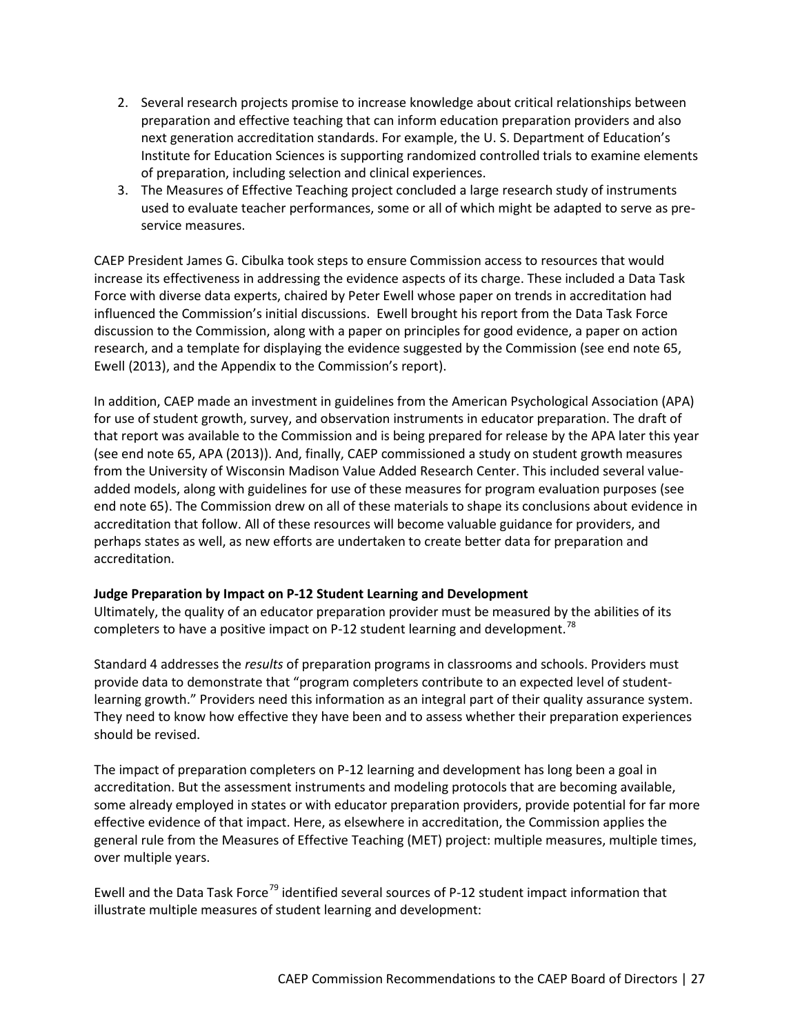2. Several research projects promise to increase knowledge about critical relationships between preparation and effective teaching that can inform education preparation providers and also next generation accreditation standards. For example, the U. S. Department of Education's Institute for Education Sciences is supporting randomized controlled trials to examine elements of preparation, including selection and clinical experiences.
3. The Measures of Effective Teaching project concluded a large research study of instruments used to evaluate teacher performances, some or all of which might be adapted to serve as pre-service measures.

CAEP President James G. Cibulka took steps to ensure Commission access to resources that would increase its effectiveness in addressing the evidence aspects of its charge. These included a Data Task Force with diverse data experts, chaired by Peter Ewell whose paper on trends in accreditation had influenced the Commission's initial discussions. Ewell brought his report from the Data Task Force discussion to the Commission, along with a paper on principles for good evidence, a paper on action research, and a template for displaying the evidence suggested by the Commission (see end note 65, Ewell (2013), and the Appendix to the Commission's report).

In addition, CAEP made an investment in guidelines from the American Psychological Association (APA) for use of student growth, survey, and observation instruments in educator preparation. The draft of that report was available to the Commission and is being prepared for release by the APA later this year (see end note 65, APA (2013)). And, finally, CAEP commissioned a study on student growth measures from the University of Wisconsin Madison Value Added Research Center. This included several value-added models, along with guidelines for use of these measures for program evaluation purposes (see end note 65). The Commission drew on all of these materials to shape its conclusions about evidence in accreditation that follow. All of these resources will become valuable guidance for providers, and perhaps states as well, as new efforts are undertaken to create better data for preparation and accreditation.

**Judge Preparation by Impact on P-12 Student Learning and Development**

Ultimately, the quality of an educator preparation provider must be measured by the abilities of its completers to have a positive impact on P-12 student learning and development.[78]

Standard 4 addresses the *results* of preparation programs in classrooms and schools. Providers must provide data to demonstrate that "program completers contribute to an expected level of student-learning growth." Providers need this information as an integral part of their quality assurance system. They need to know how effective they have been and to assess whether their preparation experiences should be revised.

The impact of preparation completers on P-12 learning and development has long been a goal in accreditation. But the assessment instruments and modeling protocols that are becoming available, some already employed in states or with educator preparation providers, provide potential for far more effective evidence of that impact. Here, as elsewhere in accreditation, the Commission applies the general rule from the Measures of Effective Teaching (MET) project: multiple measures, multiple times, over multiple years.

Ewell and the Data Task Force[79] identified several sources of P-12 student impact information that illustrate multiple measures of student learning and development: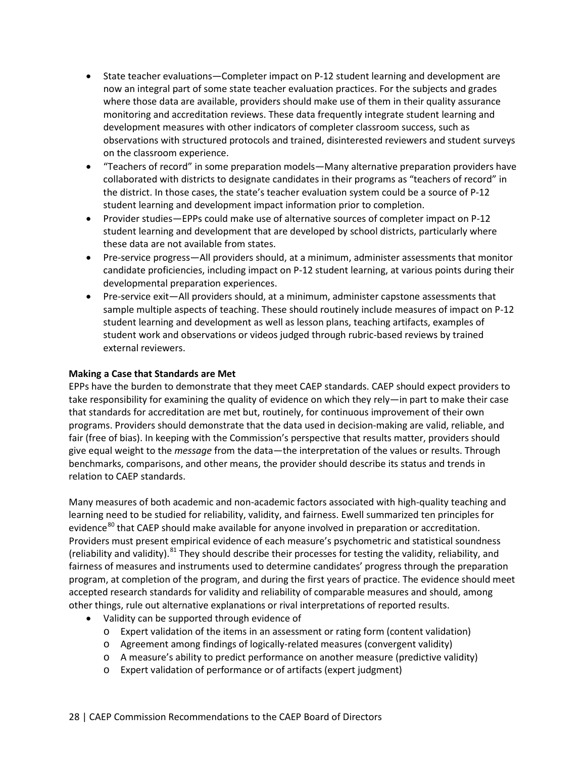- State teacher evaluations—Completer impact on P-12 student learning and development are now an integral part of some state teacher evaluation practices. For the subjects and grades where those data are available, providers should make use of them in their quality assurance monitoring and accreditation reviews. These data frequently integrate student learning and development measures with other indicators of completer classroom success, such as observations with structured protocols and trained, disinterested reviewers and student surveys on the classroom experience.
- "Teachers of record" in some preparation models—Many alternative preparation providers have collaborated with districts to designate candidates in their programs as "teachers of record" in the district. In those cases, the state's teacher evaluation system could be a source of P-12 student learning and development impact information prior to completion.
- Provider studies—EPPs could make use of alternative sources of completer impact on P-12 student learning and development that are developed by school districts, particularly where these data are not available from states.
- Pre-service progress—All providers should, at a minimum, administer assessments that monitor candidate proficiencies, including impact on P-12 student learning, at various points during their developmental preparation experiences.
- Pre-service exit—All providers should, at a minimum, administer capstone assessments that sample multiple aspects of teaching. These should routinely include measures of impact on P-12 student learning and development as well as lesson plans, teaching artifacts, examples of student work and observations or videos judged through rubric-based reviews by trained external reviewers.

**Making a Case that Standards are Met**

EPPs have the burden to demonstrate that they meet CAEP standards. CAEP should expect providers to take responsibility for examining the quality of evidence on which they rely—in part to make their case that standards for accreditation are met but, routinely, for continuous improvement of their own programs. Providers should demonstrate that the data used in decision-making are valid, reliable, and fair (free of bias). In keeping with the Commission's perspective that results matter, providers should give equal weight to the *message* from the data—the interpretation of the values or results. Through benchmarks, comparisons, and other means, the provider should describe its status and trends in relation to CAEP standards.

Many measures of both academic and non-academic factors associated with high-quality teaching and learning need to be studied for reliability, validity, and fairness. Ewell summarized ten principles for evidence[80] that CAEP should make available for anyone involved in preparation or accreditation. Providers must present empirical evidence of each measure's psychometric and statistical soundness (reliability and validity).[81] They should describe their processes for testing the validity, reliability, and fairness of measures and instruments used to determine candidates' progress through the preparation program, at completion of the program, and during the first years of practice. The evidence should meet accepted research standards for validity and reliability of comparable measures and should, among other things, rule out alternative explanations or rival interpretations of reported results.

- Validity can be supported through evidence of
  - Expert validation of the items in an assessment or rating form (content validation)
  - Agreement among findings of logically-related measures (convergent validity)
  - A measure's ability to predict performance on another measure (predictive validity)
  - Expert validation of performance or of artifacts (expert judgment)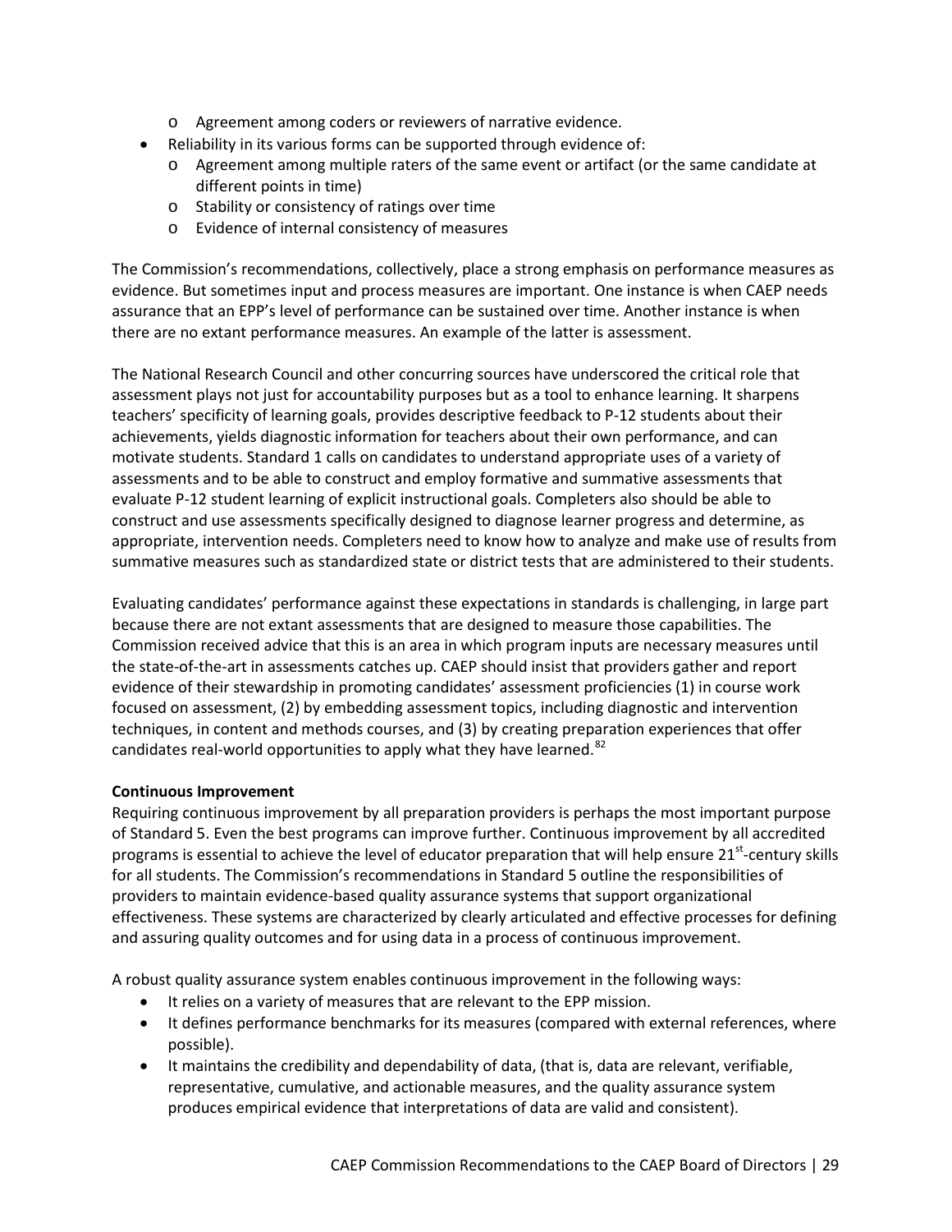- Agreement among coders or reviewers of narrative evidence.
- Reliability in its various forms can be supported through evidence of:
  - Agreement among multiple raters of the same event or artifact (or the same candidate at different points in time)
  - Stability or consistency of ratings over time
  - Evidence of internal consistency of measures

The Commission's recommendations, collectively, place a strong emphasis on performance measures as evidence. But sometimes input and process measures are important. One instance is when CAEP needs assurance that an EPP's level of performance can be sustained over time. Another instance is when there are no extant performance measures. An example of the latter is assessment.

The National Research Council and other concurring sources have underscored the critical role that assessment plays not just for accountability purposes but as a tool to enhance learning. It sharpens teachers' specificity of learning goals, provides descriptive feedback to P-12 students about their achievements, yields diagnostic information for teachers about their own performance, and can motivate students. Standard 1 calls on candidates to understand appropriate uses of a variety of assessments and to be able to construct and employ formative and summative assessments that evaluate P-12 student learning of explicit instructional goals. Completers also should be able to construct and use assessments specifically designed to diagnose learner progress and determine, as appropriate, intervention needs. Completers need to know how to analyze and make use of results from summative measures such as standardized state or district tests that are administered to their students.

Evaluating candidates' performance against these expectations in standards is challenging, in large part because there are not extant assessments that are designed to measure those capabilities. The Commission received advice that this is an area in which program inputs are necessary measures until the state-of-the-art in assessments catches up. CAEP should insist that providers gather and report evidence of their stewardship in promoting candidates' assessment proficiencies (1) in course work focused on assessment, (2) by embedding assessment topics, including diagnostic and intervention techniques, in content and methods courses, and (3) by creating preparation experiences that offer candidates real-world opportunities to apply what they have learned.[82]

**Continuous Improvement**

Requiring continuous improvement by all preparation providers is perhaps the most important purpose of Standard 5. Even the best programs can improve further. Continuous improvement by all accredited programs is essential to achieve the level of educator preparation that will help ensure 21st-century skills for all students. The Commission's recommendations in Standard 5 outline the responsibilities of providers to maintain evidence-based quality assurance systems that support organizational effectiveness. These systems are characterized by clearly articulated and effective processes for defining and assuring quality outcomes and for using data in a process of continuous improvement.

A robust quality assurance system enables continuous improvement in the following ways:

- It relies on a variety of measures that are relevant to the EPP mission.
- It defines performance benchmarks for its measures (compared with external references, where possible).
- It maintains the credibility and dependability of data, (that is, data are relevant, verifiable, representative, cumulative, and actionable measures, and the quality assurance system produces empirical evidence that interpretations of data are valid and consistent).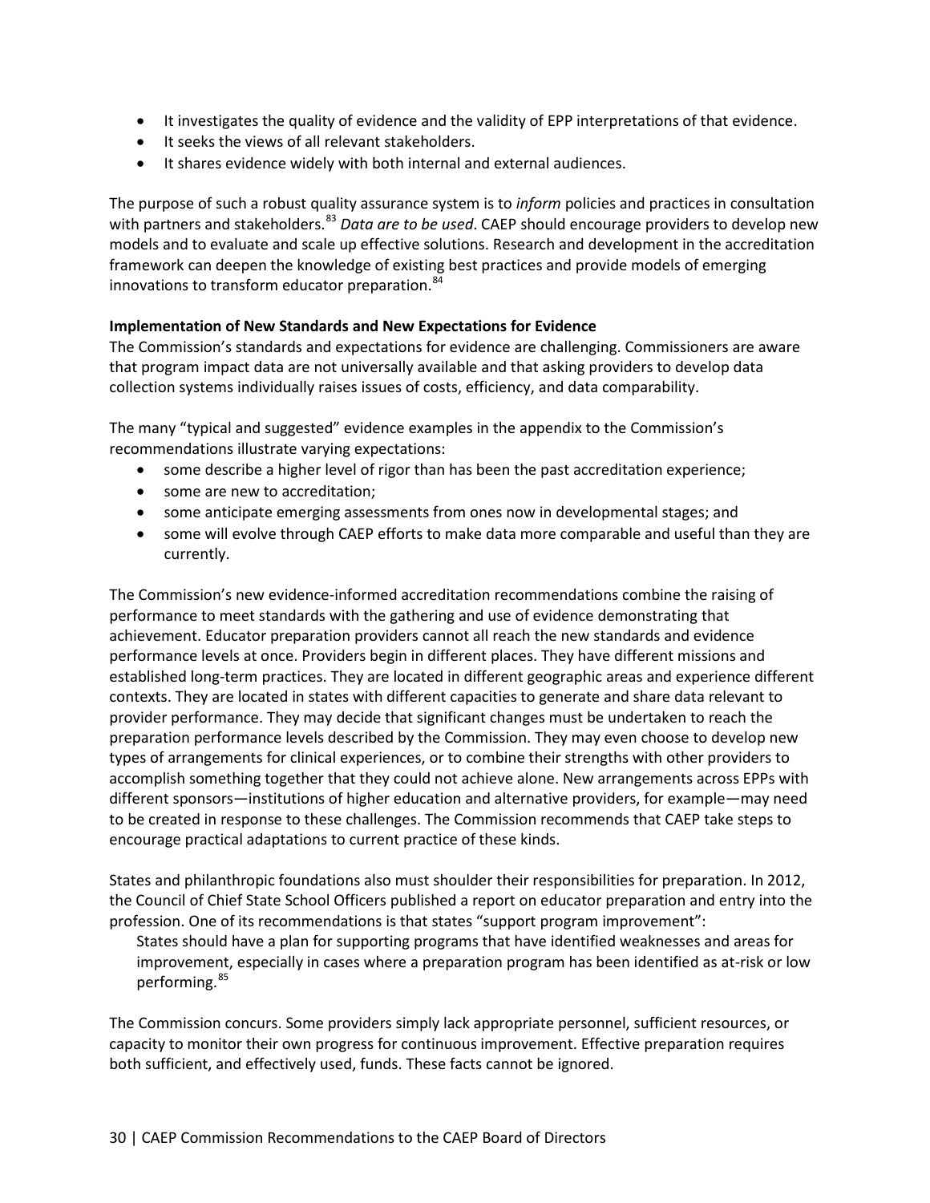- It investigates the quality of evidence and the validity of EPP interpretations of that evidence.
- It seeks the views of all relevant stakeholders.
- It shares evidence widely with both internal and external audiences.

The purpose of such a robust quality assurance system is to *inform* policies and practices in consultation with partners and stakeholders.[83] *Data are to be used*. CAEP should encourage providers to develop new models and to evaluate and scale up effective solutions. Research and development in the accreditation framework can deepen the knowledge of existing best practices and provide models of emerging innovations to transform educator preparation.[84]

**Implementation of New Standards and New Expectations for Evidence**

The Commission's standards and expectations for evidence are challenging. Commissioners are aware that program impact data are not universally available and that asking providers to develop data collection systems individually raises issues of costs, efficiency, and data comparability.

The many "typical and suggested" evidence examples in the appendix to the Commission's recommendations illustrate varying expectations:

- some describe a higher level of rigor than has been the past accreditation experience;
- some are new to accreditation;
- some anticipate emerging assessments from ones now in developmental stages; and
- some will evolve through CAEP efforts to make data more comparable and useful than they are currently.

The Commission's new evidence-informed accreditation recommendations combine the raising of performance to meet standards with the gathering and use of evidence demonstrating that achievement. Educator preparation providers cannot all reach the new standards and evidence performance levels at once. Providers begin in different places. They have different missions and established long-term practices. They are located in different geographic areas and experience different contexts. They are located in states with different capacities to generate and share data relevant to provider performance. They may decide that significant changes must be undertaken to reach the preparation performance levels described by the Commission. They may even choose to develop new types of arrangements for clinical experiences, or to combine their strengths with other providers to accomplish something together that they could not achieve alone. New arrangements across EPPs with different sponsors—institutions of higher education and alternative providers, for example—may need to be created in response to these challenges. The Commission recommends that CAEP take steps to encourage practical adaptations to current practice of these kinds.

States and philanthropic foundations also must shoulder their responsibilities for preparation. In 2012, the Council of Chief State School Officers published a report on educator preparation and entry into the profession. One of its recommendations is that states "support program improvement":

> States should have a plan for supporting programs that have identified weaknesses and areas for improvement, especially in cases where a preparation program has been identified as at-risk or low performing.[85]

The Commission concurs. Some providers simply lack appropriate personnel, sufficient resources, or capacity to monitor their own progress for continuous improvement. Effective preparation requires both sufficient, and effectively used, funds. These facts cannot be ignored.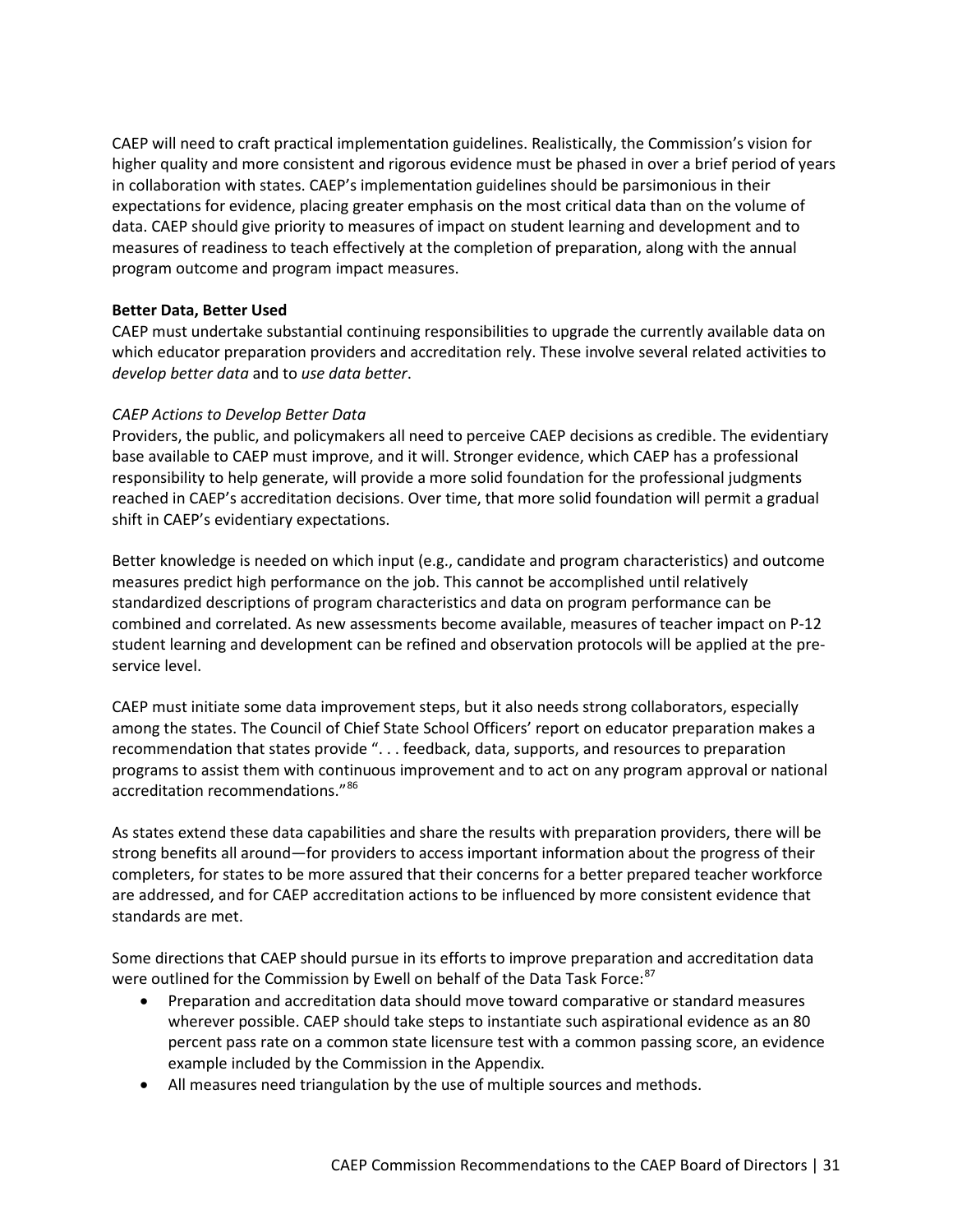CAEP will need to craft practical implementation guidelines. Realistically, the Commission's vision for higher quality and more consistent and rigorous evidence must be phased in over a brief period of years in collaboration with states. CAEP's implementation guidelines should be parsimonious in their expectations for evidence, placing greater emphasis on the most critical data than on the volume of data. CAEP should give priority to measures of impact on student learning and development and to measures of readiness to teach effectively at the completion of preparation, along with the annual program outcome and program impact measures.

**Better Data, Better Used**

CAEP must undertake substantial continuing responsibilities to upgrade the currently available data on which educator preparation providers and accreditation rely. These involve several related activities to *develop better data* and to *use data better*.

*CAEP Actions to Develop Better Data*

Providers, the public, and policymakers all need to perceive CAEP decisions as credible. The evidentiary base available to CAEP must improve, and it will. Stronger evidence, which CAEP has a professional responsibility to help generate, will provide a more solid foundation for the professional judgments reached in CAEP's accreditation decisions. Over time, that more solid foundation will permit a gradual shift in CAEP's evidentiary expectations.

Better knowledge is needed on which input (e.g., candidate and program characteristics) and outcome measures predict high performance on the job. This cannot be accomplished until relatively standardized descriptions of program characteristics and data on program performance can be combined and correlated. As new assessments become available, measures of teacher impact on P-12 student learning and development can be refined and observation protocols will be applied at the pre-service level.

CAEP must initiate some data improvement steps, but it also needs strong collaborators, especially among the states. The Council of Chief State School Officers' report on educator preparation makes a recommendation that states provide ". . . feedback, data, supports, and resources to preparation programs to assist them with continuous improvement and to act on any program approval or national accreditation recommendations."[86]

As states extend these data capabilities and share the results with preparation providers, there will be strong benefits all around—for providers to access important information about the progress of their completers, for states to be more assured that their concerns for a better prepared teacher workforce are addressed, and for CAEP accreditation actions to be influenced by more consistent evidence that standards are met.

Some directions that CAEP should pursue in its efforts to improve preparation and accreditation data were outlined for the Commission by Ewell on behalf of the Data Task Force:[87]

- Preparation and accreditation data should move toward comparative or standard measures wherever possible. CAEP should take steps to instantiate such aspirational evidence as an 80 percent pass rate on a common state licensure test with a common passing score, an evidence example included by the Commission in the Appendix.
- All measures need triangulation by the use of multiple sources and methods.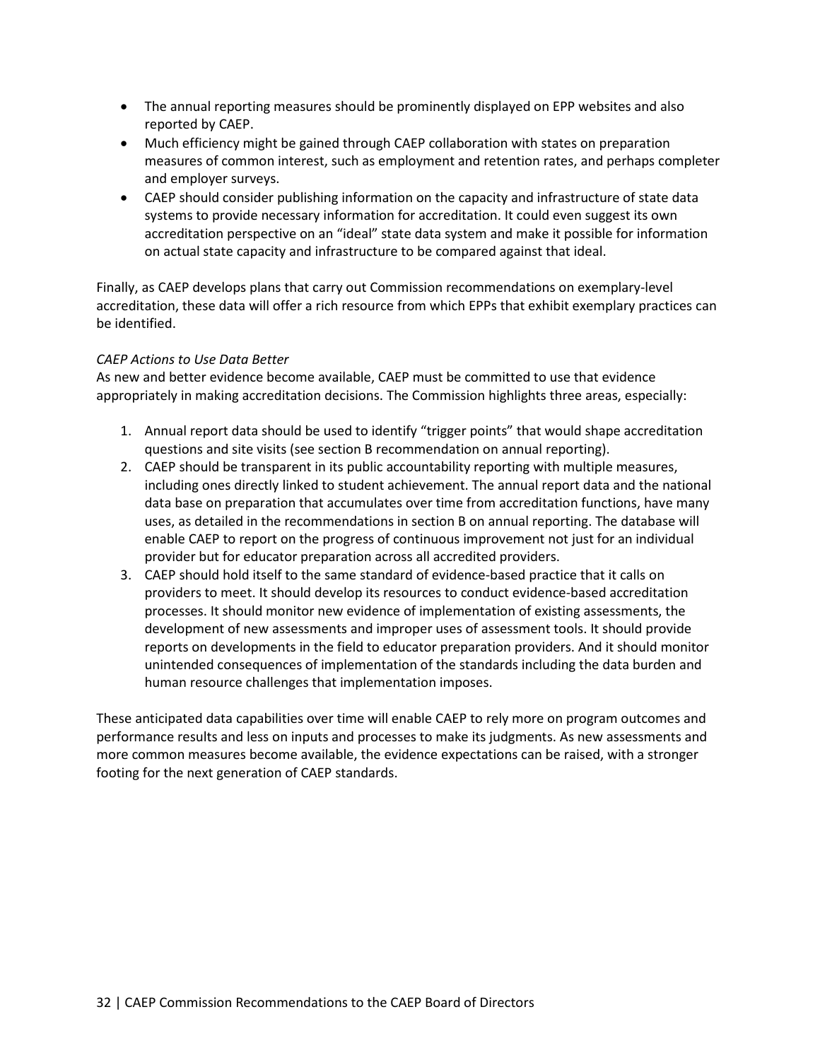- The annual reporting measures should be prominently displayed on EPP websites and also reported by CAEP.
- Much efficiency might be gained through CAEP collaboration with states on preparation measures of common interest, such as employment and retention rates, and perhaps completer and employer surveys.
- CAEP should consider publishing information on the capacity and infrastructure of state data systems to provide necessary information for accreditation. It could even suggest its own accreditation perspective on an "ideal" state data system and make it possible for information on actual state capacity and infrastructure to be compared against that ideal.

Finally, as CAEP develops plans that carry out Commission recommendations on exemplary-level accreditation, these data will offer a rich resource from which EPPs that exhibit exemplary practices can be identified.

*CAEP Actions to Use Data Better*

As new and better evidence become available, CAEP must be committed to use that evidence appropriately in making accreditation decisions. The Commission highlights three areas, especially:

1. Annual report data should be used to identify "trigger points" that would shape accreditation questions and site visits (see section B recommendation on annual reporting).
2. CAEP should be transparent in its public accountability reporting with multiple measures, including ones directly linked to student achievement. The annual report data and the national data base on preparation that accumulates over time from accreditation functions, have many uses, as detailed in the recommendations in section B on annual reporting. The database will enable CAEP to report on the progress of continuous improvement not just for an individual provider but for educator preparation across all accredited providers.
3. CAEP should hold itself to the same standard of evidence-based practice that it calls on providers to meet. It should develop its resources to conduct evidence-based accreditation processes. It should monitor new evidence of implementation of existing assessments, the development of new assessments and improper uses of assessment tools. It should provide reports on developments in the field to educator preparation providers. And it should monitor unintended consequences of implementation of the standards including the data burden and human resource challenges that implementation imposes.

These anticipated data capabilities over time will enable CAEP to rely more on program outcomes and performance results and less on inputs and processes to make its judgments. As new assessments and more common measures become available, the evidence expectations can be raised, with a stronger footing for the next generation of CAEP standards.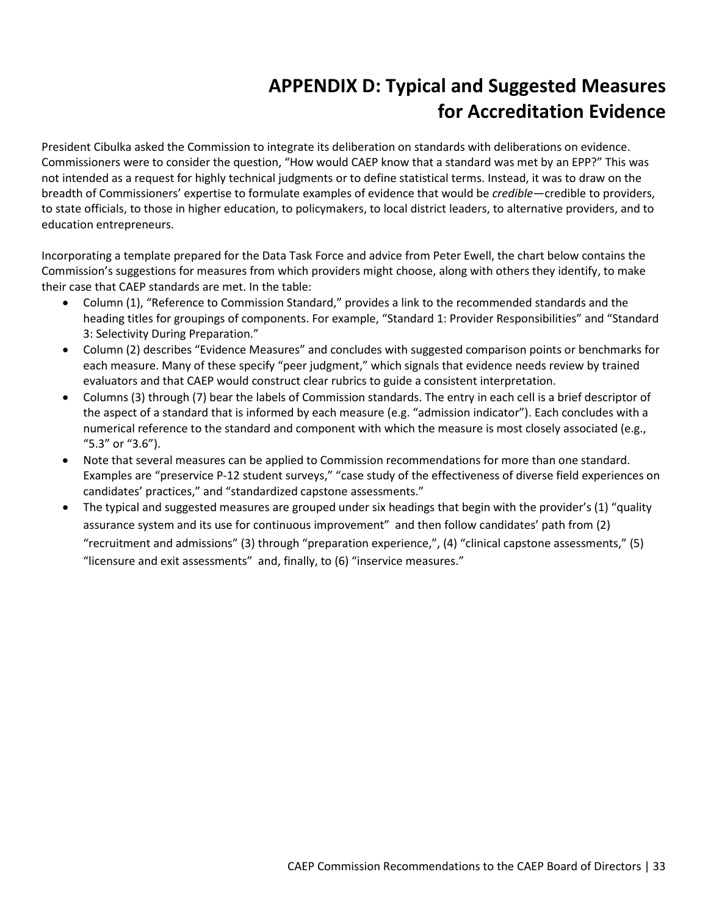# APPENDIX D: Typical and Suggested Measures for Accreditation Evidence

President Cibulka asked the Commission to integrate its deliberation on standards with deliberations on evidence. Commissioners were to consider the question, "How would CAEP know that a standard was met by an EPP?" This was not intended as a request for highly technical judgments or to define statistical terms. Instead, it was to draw on the breadth of Commissioners' expertise to formulate examples of evidence that would be *credible*—credible to providers, to state officials, to those in higher education, to policymakers, to local district leaders, to alternative providers, and to education entrepreneurs.

Incorporating a template prepared for the Data Task Force and advice from Peter Ewell, the chart below contains the Commission's suggestions for measures from which providers might choose, along with others they identify, to make their case that CAEP standards are met. In the table:

- Column (1), "Reference to Commission Standard," provides a link to the recommended standards and the heading titles for groupings of components. For example, "Standard 1: Provider Responsibilities" and "Standard 3: Selectivity During Preparation."
- Column (2) describes "Evidence Measures" and concludes with suggested comparison points or benchmarks for each measure. Many of these specify "peer judgment," which signals that evidence needs review by trained evaluators and that CAEP would construct clear rubrics to guide a consistent interpretation.
- Columns (3) through (7) bear the labels of Commission standards. The entry in each cell is a brief descriptor of the aspect of a standard that is informed by each measure (e.g. "admission indicator"). Each concludes with a numerical reference to the standard and component with which the measure is most closely associated (e.g., "5.3" or "3.6").
- Note that several measures can be applied to Commission recommendations for more than one standard. Examples are "preservice P-12 student surveys," "case study of the effectiveness of diverse field experiences on candidates' practices," and "standardized capstone assessments."
- The typical and suggested measures are grouped under six headings that begin with the provider's (1) "quality assurance system and its use for continuous improvement" and then follow candidates' path from (2) "recruitment and admissions" (3) through "preparation experience,", (4) "clinical capstone assessments," (5) "licensure and exit assessments" and, finally, to (6) "inservice measures."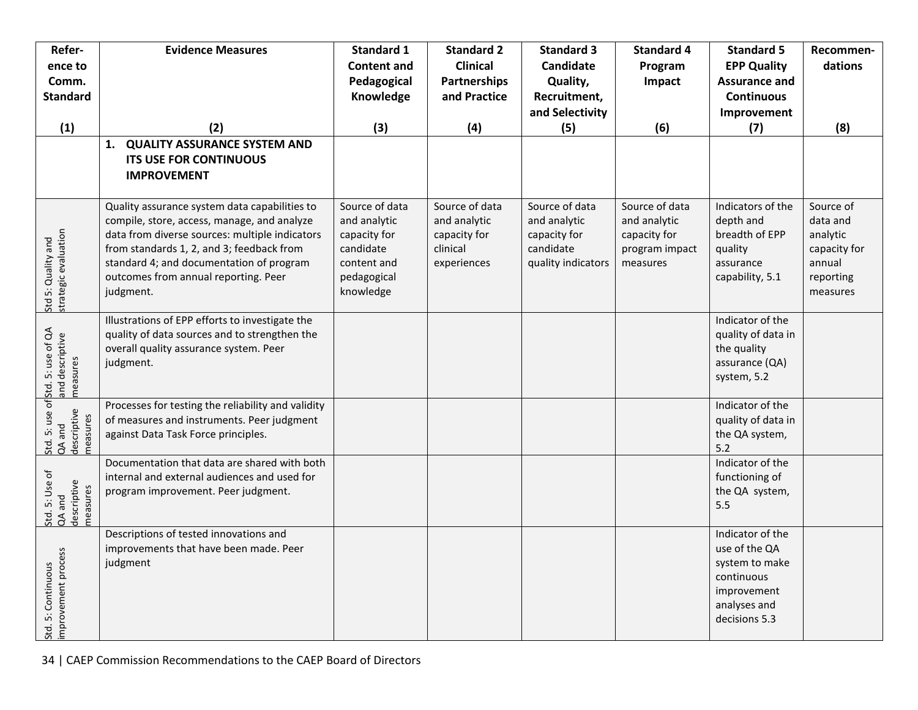| Reference to Comm. Standard (1) | Evidence Measures (2) | Standard 1 Content and Pedagogical Knowledge (3) | Standard 2 Clinical Partnerships and Practice (4) | Standard 3 Candidate Quality, Recruitment, and Selectivity (5) | Standard 4 Program Impact (6) | Standard 5 EPP Quality Assurance and Continuous Improvement (7) | Recommendations (8) |
|---|---|---|---|---|---|---|---|
| | **1. QUALITY ASSURANCE SYSTEM AND ITS USE FOR CONTINUOUS IMPROVEMENT** | | | | | | |
| Std 5: Quality and strategic evaluation | Quality assurance system data capabilities to compile, store, access, manage, and analyze data from diverse sources: multiple indicators from standards 1, 2, and 3; feedback from standard 4; and documentation of program outcomes from annual reporting. Peer judgment. | Source of data and analytic capacity for candidate content and pedagogical knowledge | Source of data and analytic capacity for clinical experiences | Source of data and analytic capacity for candidate quality indicators | Source of data and analytic capacity for program impact measures | Indicators of the depth and breadth of EPP quality assurance capability, 5.1 | Source of data and analytic capacity for annual reporting measures |
| Std. 5: use of QA and descriptive measures | Illustrations of EPP efforts to investigate the quality of data sources and to strengthen the overall quality assurance system. Peer judgment. | | | | | Indicator of the quality of data in the quality assurance (QA) system, 5.2 | |
| Std. 5: use of QA and descriptive measures | Processes for testing the reliability and validity of measures and instruments. Peer judgment against Data Task Force principles. | | | | | Indicator of the quality of data in the QA system, 5.2 | |
| Std. 5: Use of QA and descriptive measures | Documentation that data are shared with both internal and external audiences and used for program improvement. Peer judgment. | | | | | Indicator of the functioning of the QA system, 5.5 | |
| Std. 5: Continuous improvement process | Descriptions of tested innovations and improvements that have been made. Peer judgment | | | | | Indicator of the use of the QA system to make continuous improvement analyses and decisions 5.3 | |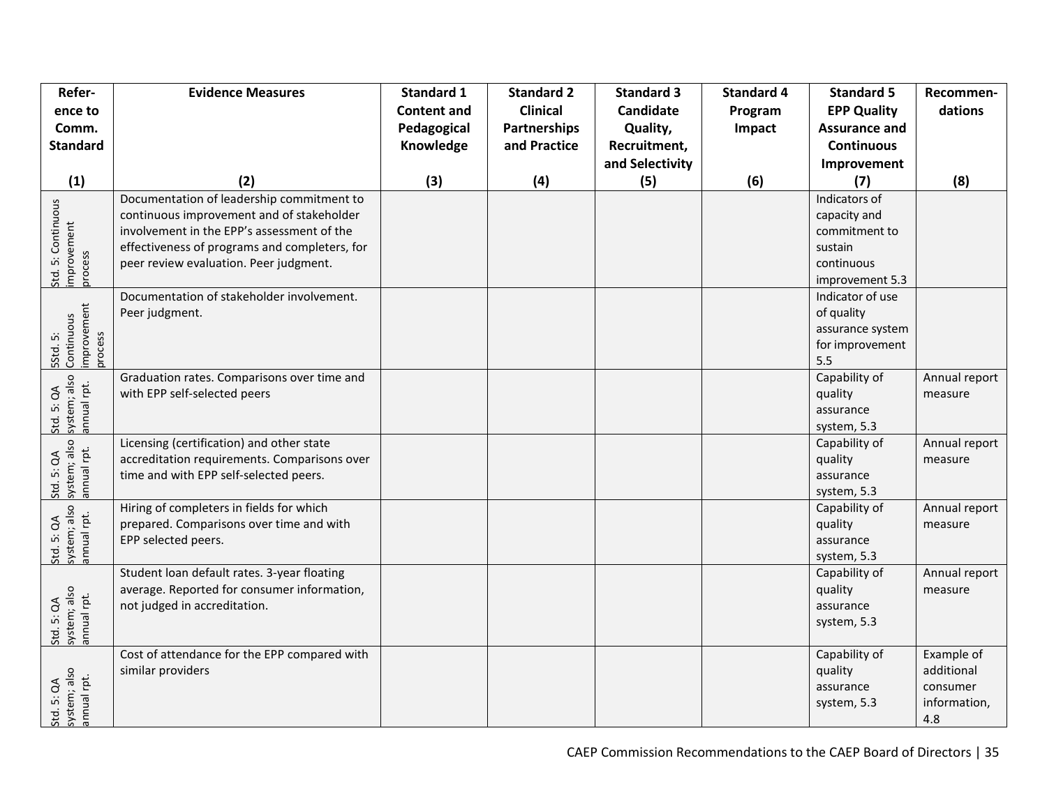| Reference to Comm. Standard (1) | Evidence Measures (2) | Standard 1 Content and Pedagogical Knowledge (3) | Standard 2 Clinical Partnerships and Practice (4) | Standard 3 Candidate Quality, Recruitment, and Selectivity (5) | Standard 4 Program Impact (6) | Standard 5 EPP Quality Assurance and Continuous Improvement (7) | Recommendations (8) |
|---|---|---|---|---|---|---|---|
| Std. 5: Continuous improvement process | Documentation of leadership commitment to continuous improvement and of stakeholder involvement in the EPP's assessment of the effectiveness of programs and completers, for peer review evaluation. Peer judgment. | | | | | Indicators of capacity and commitment to sustain continuous improvement 5.3 | |
| 5Std. 5: Continuous improvement process | Documentation of stakeholder involvement. Peer judgment. | | | | | Indicator of use of quality assurance system for improvement 5.5 | |
| Std. 5: QA system; also annual rpt. | Graduation rates. Comparisons over time and with EPP self-selected peers | | | | | Capability of quality assurance system, 5.3 | Annual report measure |
| Std. 5: QA system; also annual rpt. | Licensing (certification) and other state accreditation requirements. Comparisons over time and with EPP self-selected peers. | | | | | Capability of quality assurance system, 5.3 | Annual report measure |
| Std. 5: QA system; also annual rpt. | Hiring of completers in fields for which prepared. Comparisons over time and with EPP selected peers. | | | | | Capability of quality assurance system, 5.3 | Annual report measure |
| Std. 5: QA system; also annual rpt. | Student loan default rates. 3-year floating average. Reported for consumer information, not judged in accreditation. | | | | | Capability of quality assurance system, 5.3 | Annual report measure |
| Std. 5: QA system; also annual rpt. | Cost of attendance for the EPP compared with similar providers | | | | | Capability of quality assurance system, 5.3 | Example of additional consumer information, 4.8 |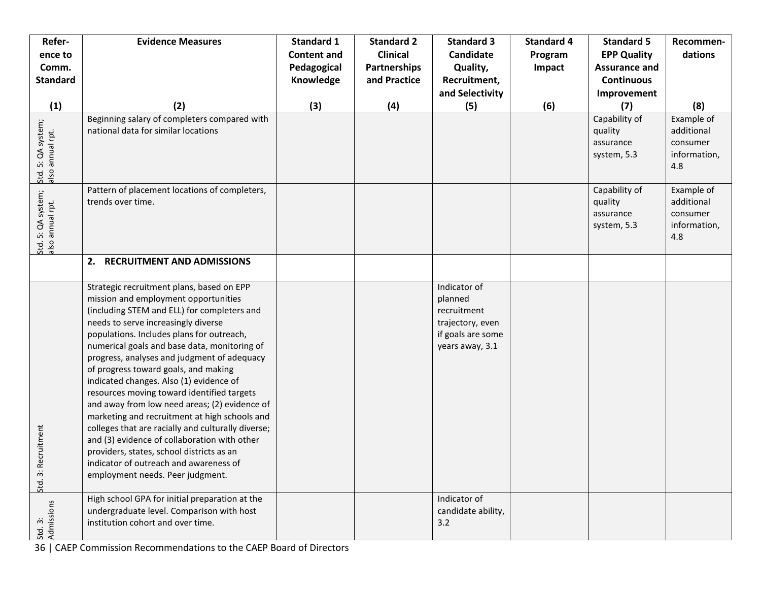| Reference to Comm. Standard (1) | Evidence Measures (2) | Standard 1 Content and Pedagogical Knowledge (3) | Standard 2 Clinical Partnerships and Practice (4) | Standard 3 Candidate Quality, Recruitment, and Selectivity (5) | Standard 4 Program Impact (6) | Standard 5 EPP Quality Assurance and Continuous Improvement (7) | Recommendations (8) |
|---|---|---|---|---|---|---|---|
| Std. 5: QA system; also annual rpt. | Beginning salary of completers compared with national data for similar locations | | | | | Capability of quality assurance system, 5.3 | Example of additional consumer information, 4.8 |
| Std. 5: QA system; also annual rpt. | Pattern of placement locations of completers, trends over time. | | | | | Capability of quality assurance system, 5.3 | Example of additional consumer information, 4.8 |
| | **2. RECRUITMENT AND ADMISSIONS** | | | | | | |
| Std. 3: Recruitment | Strategic recruitment plans, based on EPP mission and employment opportunities (including STEM and ELL) for completers and needs to serve increasingly diverse populations. Includes plans for outreach, numerical goals and base data, monitoring of progress, analyses and judgment of adequacy of progress toward goals, and making indicated changes. Also (1) evidence of resources moving toward identified targets and away from low need areas; (2) evidence of marketing and recruitment at high schools and colleges that are racially and culturally diverse; and (3) evidence of collaboration with other providers, states, school districts as an indicator of outreach and awareness of employment needs. Peer judgment. | | | Indicator of planned recruitment trajectory, even if goals are some years away, 3.1 | | | |
| Std. 3: Admissions | High school GPA for initial preparation at the undergraduate level. Comparison with host institution cohort and over time. | | | Indicator of candidate ability, 3.2 | | | |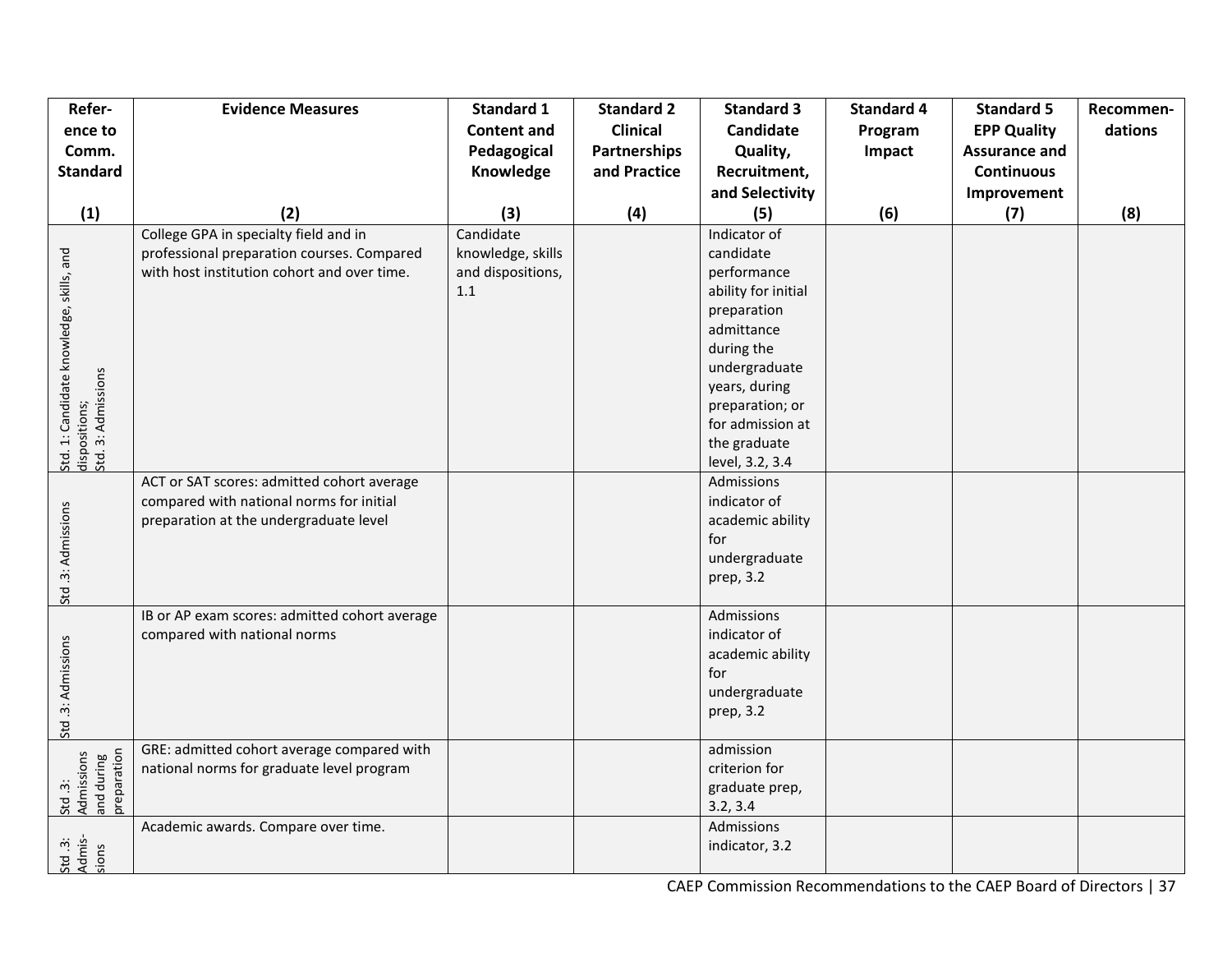| Reference to Comm. Standard (1) | Evidence Measures (2) | Standard 1 Content and Pedagogical Knowledge (3) | Standard 2 Clinical Partnerships and Practice (4) | Standard 3 Candidate Quality, Recruitment, and Selectivity (5) | Standard 4 Program Impact (6) | Standard 5 EPP Quality Assurance and Continuous Improvement (7) | Recommendations (8) |
|---|---|---|---|---|---|---|---|
| Std. 1: Candidate knowledge, skills, and dispositions; Std. 3: Admissions | College GPA in specialty field and in professional preparation courses. Compared with host institution cohort and over time. | Candidate knowledge, skills and dispositions, 1.1 | | Indicator of candidate performance ability for initial preparation admittance during the undergraduate years, during preparation; or for admission at the graduate level, 3.2, 3.4 | | | |
| Std .3: Admissions | ACT or SAT scores: admitted cohort average compared with national norms for initial preparation at the undergraduate level | | | Admissions indicator of academic ability for undergraduate prep, 3.2 | | | |
| Std .3: Admissions | IB or AP exam scores: admitted cohort average compared with national norms | | | Admissions indicator of academic ability for undergraduate prep, 3.2 | | | |
| Std .3: Admissions and during preparation | GRE: admitted cohort average compared with national norms for graduate level program | | | admission criterion for graduate prep, 3.2, 3.4 | | | |
| Std .3: Admissions | Academic awards. Compare over time. | | | Admissions indicator, 3.2 | | | |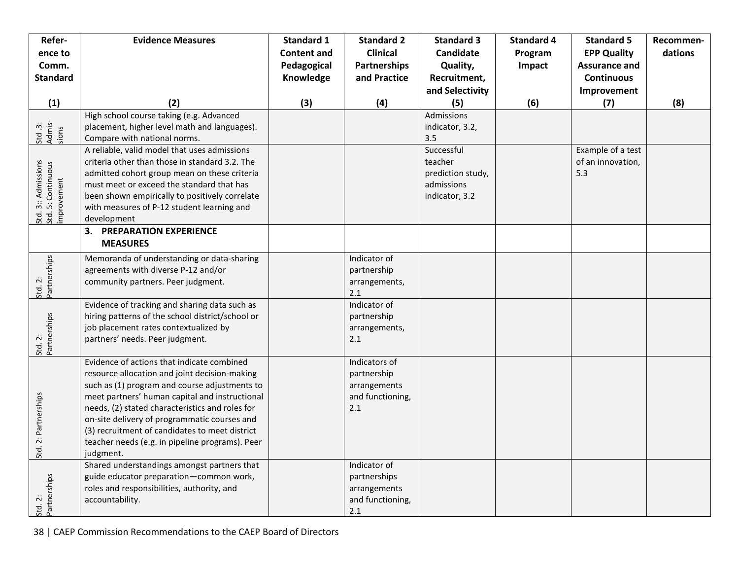| Reference to Comm. Standard (1) | Evidence Measures (2) | Standard 1 Content and Pedagogical Knowledge (3) | Standard 2 Clinical Partnerships and Practice (4) | Standard 3 Candidate Quality, Recruitment, and Selectivity (5) | Standard 4 Program Impact (6) | Standard 5 EPP Quality Assurance and Continuous Improvement (7) | Recommendations (8) |
|---|---|---|---|---|---|---|---|
| Std. 3: Admissions | High school course taking (e.g. Advanced placement, higher level math and languages). Compare with national norms. | | | Admissions indicator, 3.2, 3.5 | | | |
| Std. 3:: Admissions Std. 5: Continuous improvement | A reliable, valid model that uses admissions criteria other than those in standard 3.2. The admitted cohort group mean on these criteria must meet or exceed the standard that has been shown empirically to positively correlate with measures of P-12 student learning and development | | | Successful teacher prediction study, admissions indicator, 3.2 | | Example of a test of an innovation, 5.3 | |
| | **3. PREPARATION EXPERIENCE MEASURES** | | | | | | |
| Std. 2: Partnerships | Memoranda of understanding or data-sharing agreements with diverse P-12 and/or community partners. Peer judgment. | | Indicator of partnership arrangements, 2.1 | | | | |
| Std. 2: Partnerships | Evidence of tracking and sharing data such as hiring patterns of the school district/school or job placement rates contextualized by partners' needs. Peer judgment. | | Indicator of partnership arrangements, 2.1 | | | | |
| Std. 2: Partnerships | Evidence of actions that indicate combined resource allocation and joint decision-making such as (1) program and course adjustments to meet partners' human capital and instructional needs, (2) stated characteristics and roles for on-site delivery of programmatic courses and (3) recruitment of candidates to meet district teacher needs (e.g. in pipeline programs). Peer judgment. | | Indicators of partnership arrangements and functioning, 2.1 | | | | |
| Std. 2: Partnerships | Shared understandings amongst partners that guide educator preparation—common work, roles and responsibilities, authority, and accountability. | | Indicator of partnerships arrangements and functioning, 2.1 | | | | |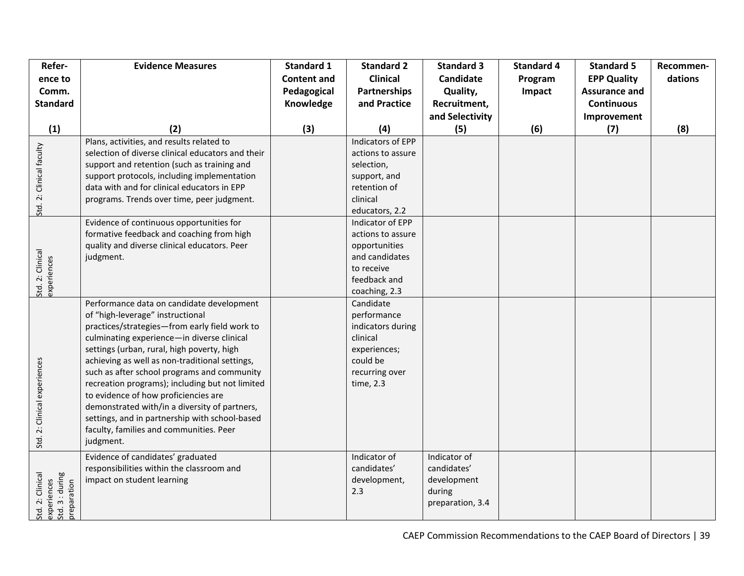| Refer-ence to Comm. Standard (1) | Evidence Measures (2) | Standard 1 Content and Pedagogical Knowledge (3) | Standard 2 Clinical Partnerships and Practice (4) | Standard 3 Candidate Quality, Recruitment, and Selectivity (5) | Standard 4 Program Impact (6) | Standard 5 EPP Quality Assurance and Continuous Improvement (7) | Recommen-dations (8) |
|---|---|---|---|---|---|---|---|
| Std. 2: Clinical faculty | Plans, activities, and results related to selection of diverse clinical educators and their support and retention (such as training and support protocols, including implementation data with and for clinical educators in EPP programs. Trends over time, peer judgment. | | Indicators of EPP actions to assure selection, support, and retention of clinical educators, 2.2 | | | | |
| Std. 2: Clinical experiences | Evidence of continuous opportunities for formative feedback and coaching from high quality and diverse clinical educators. Peer judgment. | | Indicator of EPP actions to assure opportunities and candidates to receive feedback and coaching, 2.3 | | | | |
| Std. 2: Clinical experiences | Performance data on candidate development of "high-leverage" instructional practices/strategies—from early field work to culminating experience—in diverse clinical settings (urban, rural, high poverty, high achieving as well as non-traditional settings, such as after school programs and community recreation programs); including but not limited to evidence of how proficiencies are demonstrated with/in a diversity of partners, settings, and in partnership with school-based faculty, families and communities. Peer judgment. | | Candidate performance indicators during clinical experiences; could be recurring over time, 2.3 | | | | |
| Std. 2: Clinical experiences Std. 3 : during preparation | Evidence of candidates' graduated responsibilities within the classroom and impact on student learning | | Indicator of candidates' development, 2.3 | Indicator of candidates' development during preparation, 3.4 | | | |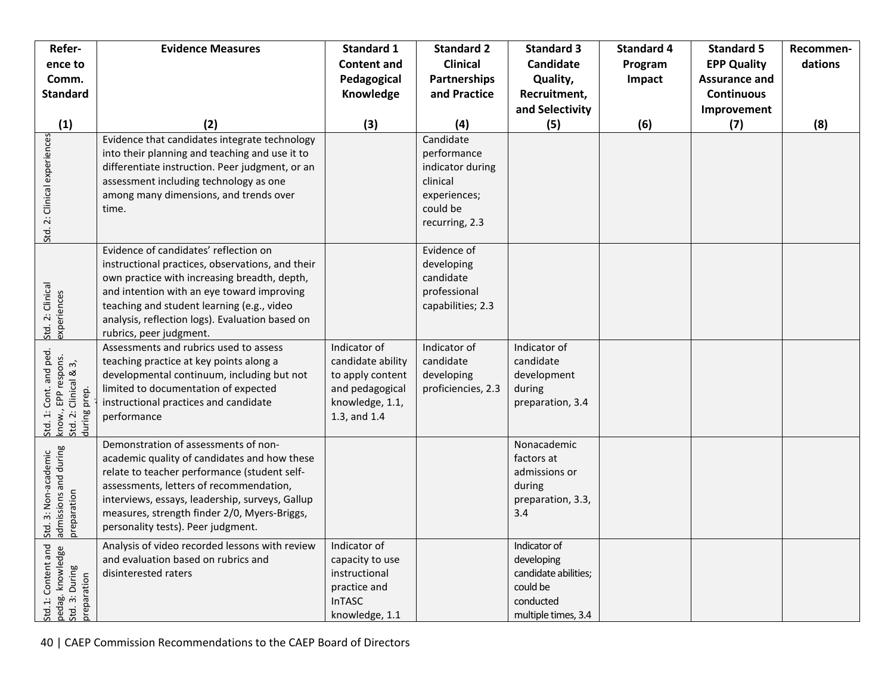| Reference to Comm. Standard<br>(1) | Evidence Measures<br>(2) | Standard 1 Content and Pedagogical Knowledge<br>(3) | Standard 2 Clinical Partnerships and Practice<br>(4) | Standard 3 Candidate Quality, Recruitment, and Selectivity<br>(5) | Standard 4 Program Impact<br>(6) | Standard 5 EPP Quality Assurance and Continuous Improvement<br>(7) | Recommendations<br>(8) |
|---|---|---|---|---|---|---|---|
| Std. 2: Clinical experiences | Evidence that candidates integrate technology into their planning and teaching and use it to differentiate instruction. Peer judgment, or an assessment including technology as one among many dimensions, and trends over time. | | Candidate performance indicator during clinical experiences; could be recurring, 2.3 | | | | |
| Std. 2: Clinical experiences | Evidence of candidates' reflection on instructional practices, observations, and their own practice with increasing breadth, depth, and intention with an eye toward improving teaching and student learning (e.g., video analysis, reflection logs). Evaluation based on rubrics, peer judgment. | | Evidence of developing candidate professional capabilities; 2.3 | | | | |
| Std. 1: Cont. and ped. know., EPP respons. Std. 2: Clinical & 3, during prep. | Assessments and rubrics used to assess teaching practice at key points along a developmental continuum, including but not limited to documentation of expected instructional practices and candidate performance | Indicator of candidate ability to apply content and pedagogical knowledge, 1.1, 1.3, and 1.4 | Indicator of candidate developing proficiencies, 2.3 | Indicator of candidate development during preparation, 3.4 | | | |
| Std. 3: Non-academic admissions and during preparation | Demonstration of assessments of non-academic quality of candidates and how these relate to teacher performance (student self-assessments, letters of recommendation, interviews, essays, leadership, surveys, Gallup measures, strength finder 2/0, Myers-Briggs, personality tests). Peer judgment. | | | Nonacademic factors at admissions or during preparation, 3.3, 3.4 | | | |
| Std.1: Content and pedag. knowledge Std. 3: During preparation | Analysis of video recorded lessons with review and evaluation based on rubrics and disinterested raters | Indicator of capacity to use instructional practice and InTASC knowledge, 1.1 | | Indicator of developing candidate abilities; could be conducted multiple times, 3.4 | | | |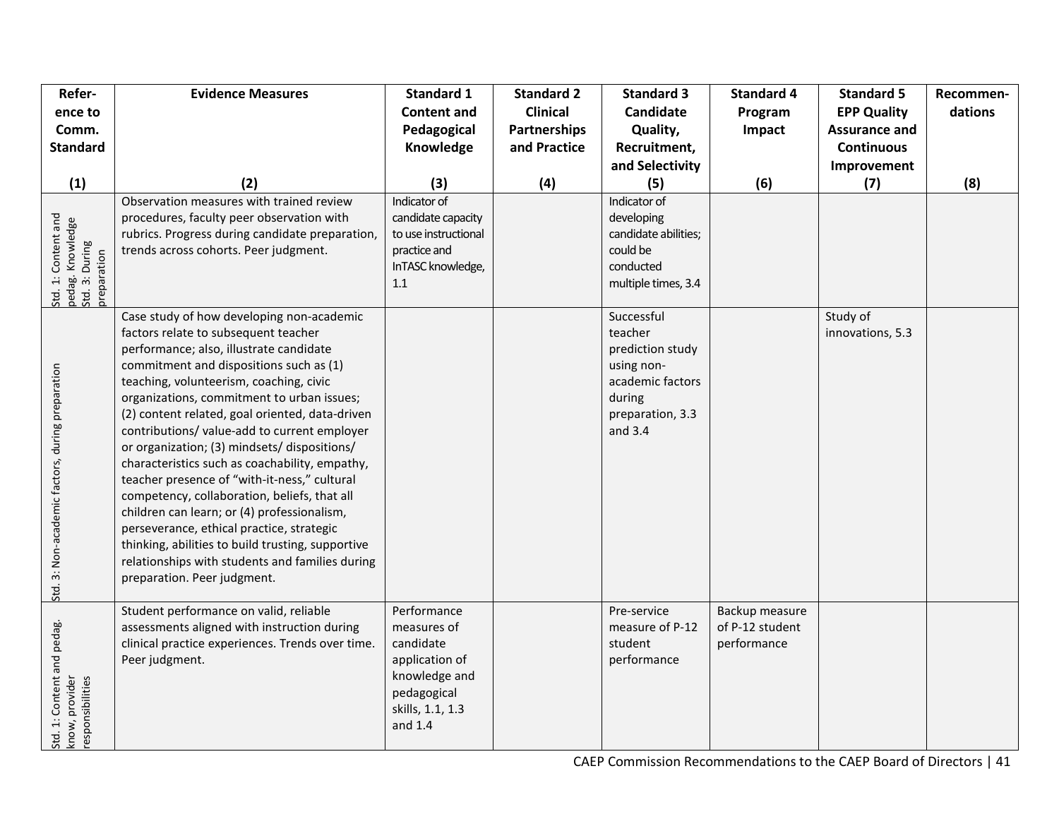| Reference to Comm. Standard (1) | Evidence Measures (2) | Standard 1 Content and Pedagogical Knowledge (3) | Standard 2 Clinical Partnerships and Practice (4) | Standard 3 Candidate Quality, Recruitment, and Selectivity (5) | Standard 4 Program Impact (6) | Standard 5 EPP Quality Assurance and Continuous Improvement (7) | Recommendations (8) |
|---|---|---|---|---|---|---|---|
| Std. 1: Content and pedag. Knowledge Std. 3: During preparation | Observation measures with trained review procedures, faculty peer observation with rubrics. Progress during candidate preparation, trends across cohorts. Peer judgment. | Indicator of candidate capacity to use instructional practice and InTASC knowledge, 1.1 | | Indicator of developing candidate abilities; could be conducted multiple times, 3.4 | | | |
| Std. 3: Non-academic factors, during preparation | Case study of how developing non-academic factors relate to subsequent teacher performance; also, illustrate candidate commitment and dispositions such as (1) teaching, volunteerism, coaching, civic organizations, commitment to urban issues; (2) content related, goal oriented, data-driven contributions/ value-add to current employer or organization; (3) mindsets/ dispositions/ characteristics such as coachability, empathy, teacher presence of "with-it-ness," cultural competency, collaboration, beliefs, that all children can learn; or (4) professionalism, perseverance, ethical practice, strategic thinking, abilities to build trusting, supportive relationships with students and families during preparation. Peer judgment. | | | Successful teacher prediction study using non-academic factors during preparation, 3.3 and 3.4 | | Study of innovations, 5.3 | |
| Std. 1: Content and pedag. know, provider responsibilities | Student performance on valid, reliable assessments aligned with instruction during clinical practice experiences. Trends over time. Peer judgment. | Performance measures of candidate application of knowledge and pedagogical skills, 1.1, 1.3 and 1.4 | | Pre-service measure of P-12 student performance | Backup measure of P-12 student performance | | |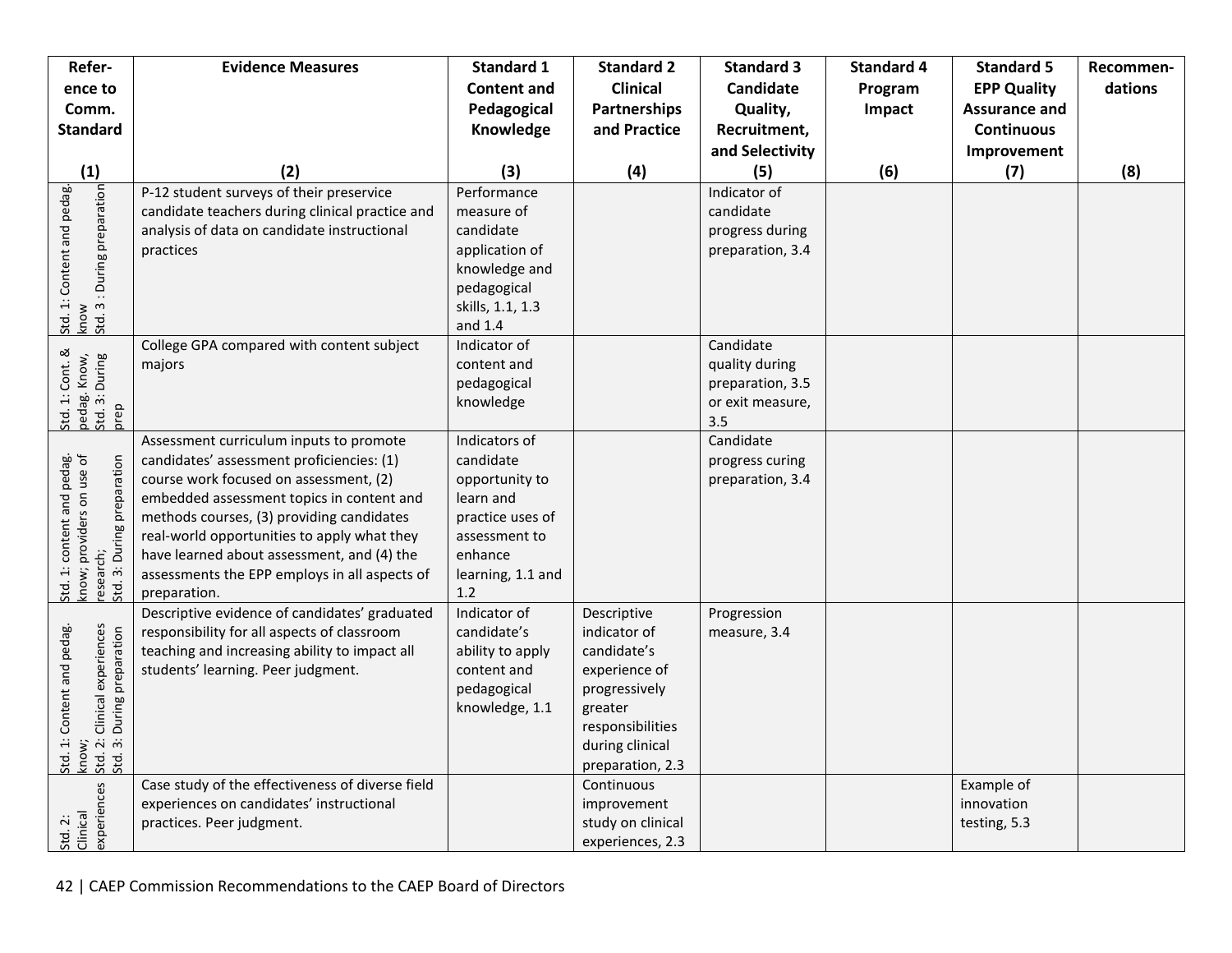| Reference to Comm. Standard (1) | Evidence Measures (2) | Standard 1 Content and Pedagogical Knowledge (3) | Standard 2 Clinical Partnerships and Practice (4) | Standard 3 Candidate Quality, Recruitment, and Selectivity (5) | Standard 4 Program Impact (6) | Standard 5 EPP Quality Assurance and Continuous Improvement (7) | Recommendations (8) |
|---|---|---|---|---|---|---|---|
| Std. 1: Content and pedag. know Std. 3 : During preparation | P-12 student surveys of their preservice candidate teachers during clinical practice and analysis of data on candidate instructional practices | Performance measure of candidate application of knowledge and pedagogical skills, 1.1, 1.3 and 1.4 | | Indicator of candidate progress during preparation, 3.4 | | | |
| Std. 1: Cont. & pedag. Know, Std. 3: During prep | College GPA compared with content subject majors | Indicator of content and pedagogical knowledge | | Candidate quality during preparation, 3.5 or exit measure, 3.5 | | | |
| Std. 1: content and pedag. know; providers on use of research; Std. 3: During preparation | Assessment curriculum inputs to promote candidates' assessment proficiencies: (1) course work focused on assessment, (2) embedded assessment topics in content and methods courses, (3) providing candidates real-world opportunities to apply what they have learned about assessment, and (4) the assessments the EPP employs in all aspects of preparation. | Indicators of candidate opportunity to learn and practice uses of assessment to enhance learning, 1.1 and 1.2 | | Candidate progress curing preparation, 3.4 | | | |
| Std. 1: Content and pedag. know; Std. 2: Clinical experiences Std. 3: During preparation | Descriptive evidence of candidates' graduated responsibility for all aspects of classroom teaching and increasing ability to impact all students' learning. Peer judgment. | Indicator of candidate's ability to apply content and pedagogical knowledge, 1.1 | Descriptive indicator of candidate's experience of progressively greater responsibilities during clinical preparation, 2.3 | Progression measure, 3.4 | | | |
| Std. 2: Clinical experiences | Case study of the effectiveness of diverse field experiences on candidates' instructional practices. Peer judgment. | | Continuous improvement study on clinical experiences, 2.3 | | | Example of innovation testing, 5.3 | |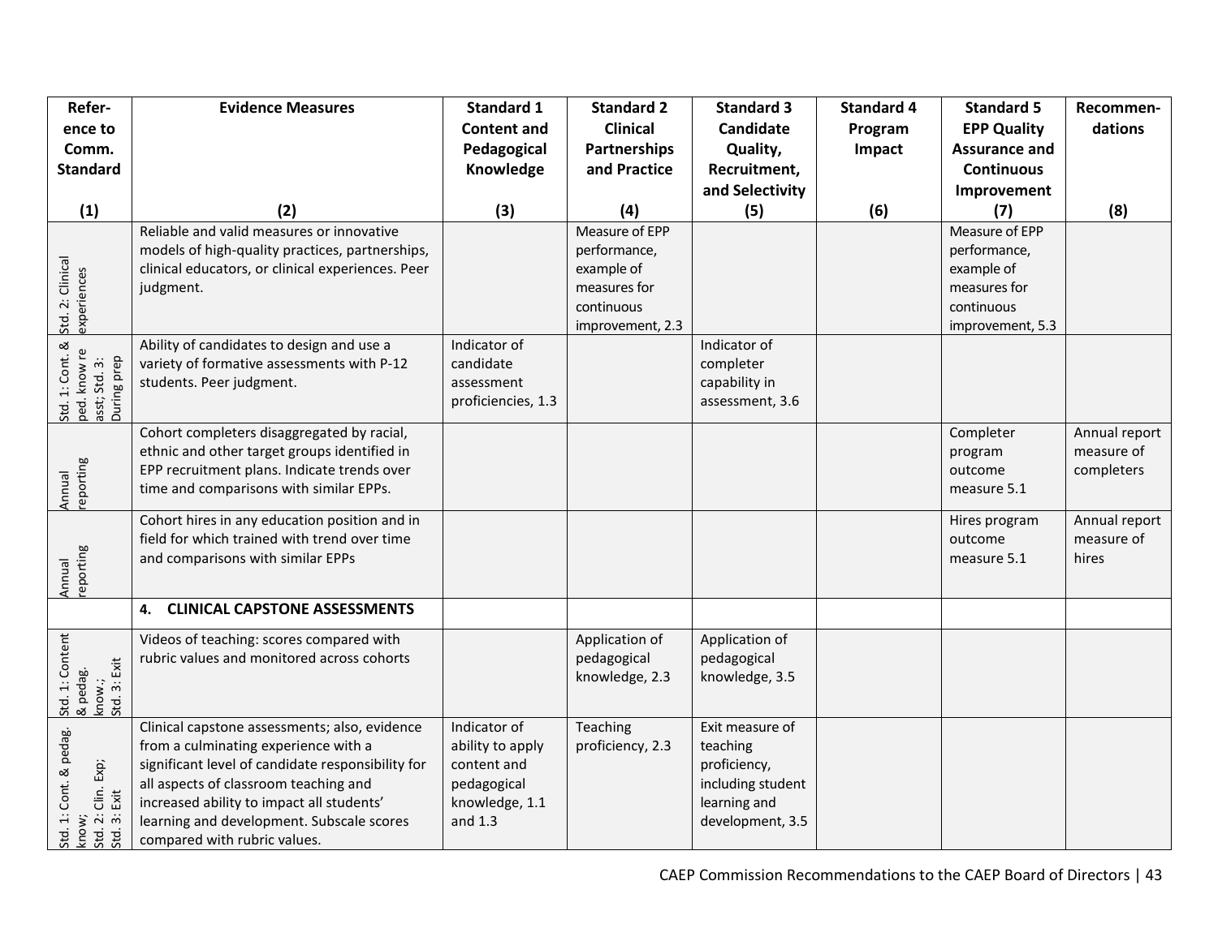| Reference to Comm. Standard (1) | Evidence Measures (2) | Standard 1 Content and Pedagogical Knowledge (3) | Standard 2 Clinical Partnerships and Practice (4) | Standard 3 Candidate Quality, Recruitment, and Selectivity (5) | Standard 4 Program Impact (6) | Standard 5 EPP Quality Assurance and Continuous Improvement (7) | Recommendations (8) |
|---|---|---|---|---|---|---|---|
| Std. 2: Clinical experiences | Reliable and valid measures or innovative models of high-quality practices, partnerships, clinical educators, or clinical experiences. Peer judgment. | | Measure of EPP performance, example of measures for continuous improvement, 2.3 | | | Measure of EPP performance, example of measures for continuous improvement, 5.3 | |
| Std. 1: Cont. & ped. know re asst; Std. 3: During prep | Ability of candidates to design and use a variety of formative assessments with P-12 students. Peer judgment. | Indicator of candidate assessment proficiencies, 1.3 | | Indicator of completer capability in assessment, 3.6 | | | |
| Annual reporting | Cohort completers disaggregated by racial, ethnic and other target groups identified in EPP recruitment plans. Indicate trends over time and comparisons with similar EPPs. | | | | | Completer program outcome measure 5.1 | Annual report measure of completers |
| Annual reporting | Cohort hires in any education position and in field for which trained with trend over time and comparisons with similar EPPs | | | | | Hires program outcome measure 5.1 | Annual report measure of hires |
| | **4. CLINICAL CAPSTONE ASSESSMENTS** | | | | | | |
| Std. 1: Content & pedag. know.; Std. 3: Exit | Videos of teaching: scores compared with rubric values and monitored across cohorts | | Application of pedagogical knowledge, 2.3 | Application of pedagogical knowledge, 3.5 | | | |
| Std. 1: Cont. & pedag. know; Std. 2: Clin. Exp; Std. 3: Exit | Clinical capstone assessments; also, evidence from a culminating experience with a significant level of candidate responsibility for all aspects of classroom teaching and increased ability to impact all students' learning and development. Subscale scores compared with rubric values. | Indicator of ability to apply content and pedagogical knowledge, 1.1 and 1.3 | Teaching proficiency, 2.3 | Exit measure of teaching proficiency, including student learning and development, 3.5 | | | |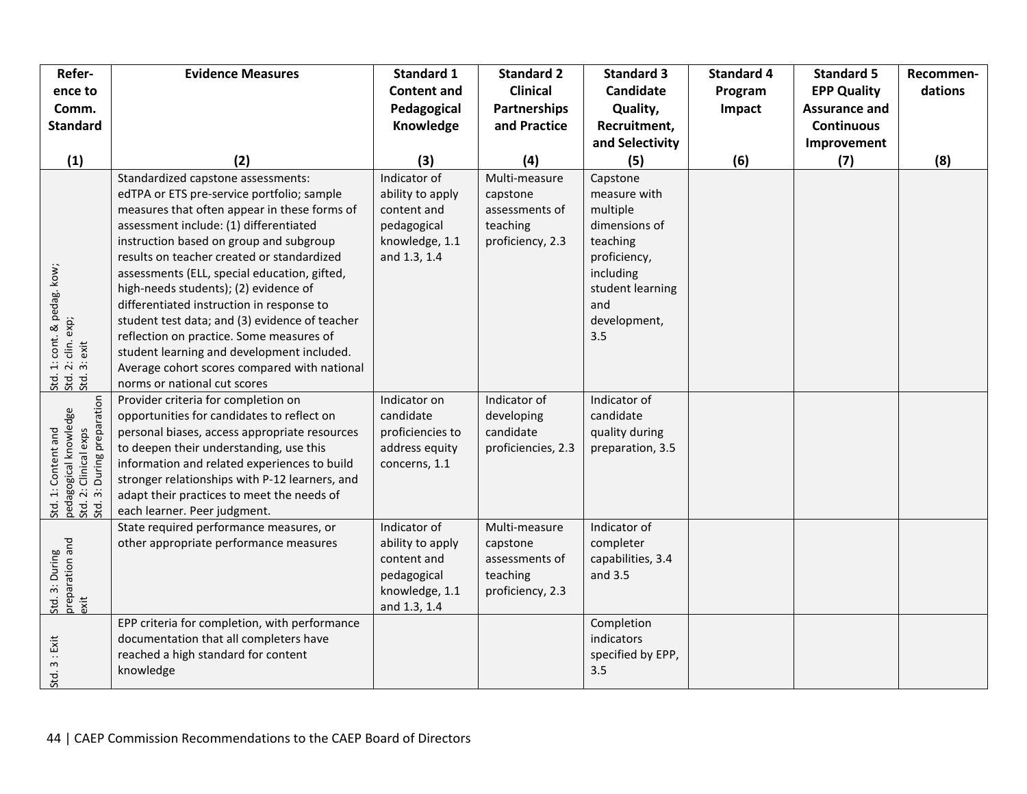| Reference to Comm. Standard (1) | Evidence Measures (2) | Standard 1 Content and Pedagogical Knowledge (3) | Standard 2 Clinical Partnerships and Practice (4) | Standard 3 Candidate Quality, Recruitment, and Selectivity (5) | Standard 4 Program Impact (6) | Standard 5 EPP Quality Assurance and Continuous Improvement (7) | Recommendations (8) |
|---|---|---|---|---|---|---|---|
| Std. 1: cont. & pedag. kow; Std. 2: clin. exp; Std. 3: exit | Standardized capstone assessments: edTPA or ETS pre-service portfolio; sample measures that often appear in these forms of assessment include: (1) differentiated instruction based on group and subgroup results on teacher created or standardized assessments (ELL, special education, gifted, high-needs students); (2) evidence of differentiated instruction in response to student test data; and (3) evidence of teacher reflection on practice. Some measures of student learning and development included. Average cohort scores compared with national norms or national cut scores | Indicator of ability to apply content and pedagogical knowledge, 1.1 and 1.3, 1.4 | Multi-measure capstone assessments of teaching proficiency, 2.3 | Capstone measure with multiple dimensions of teaching proficiency, including student learning and development, 3.5 | | | |
| Std. 1: Content and pedagogical knowledge Std. 2: Clinical exps Std. 3: During preparation | Provider criteria for completion on opportunities for candidates to reflect on personal biases, access appropriate resources to deepen their understanding, use this information and related experiences to build stronger relationships with P-12 learners, and adapt their practices to meet the needs of each learner. Peer judgment. | Indicator on candidate proficiencies to address equity concerns, 1.1 | Indicator of developing candidate proficiencies, 2.3 | Indicator of candidate quality during preparation, 3.5 | | | |
| Std. 3: During preparation and exit | State required performance measures, or other appropriate performance measures | Indicator of ability to apply content and pedagogical knowledge, 1.1 and 1.3, 1.4 | Multi-measure capstone assessments of teaching proficiency, 2.3 | Indicator of completer capabilities, 3.4 and 3.5 | | | |
| Std. 3 : Exit | EPP criteria for completion, with performance documentation that all completers have reached a high standard for content knowledge | | | Completion indicators specified by EPP, 3.5 | | | |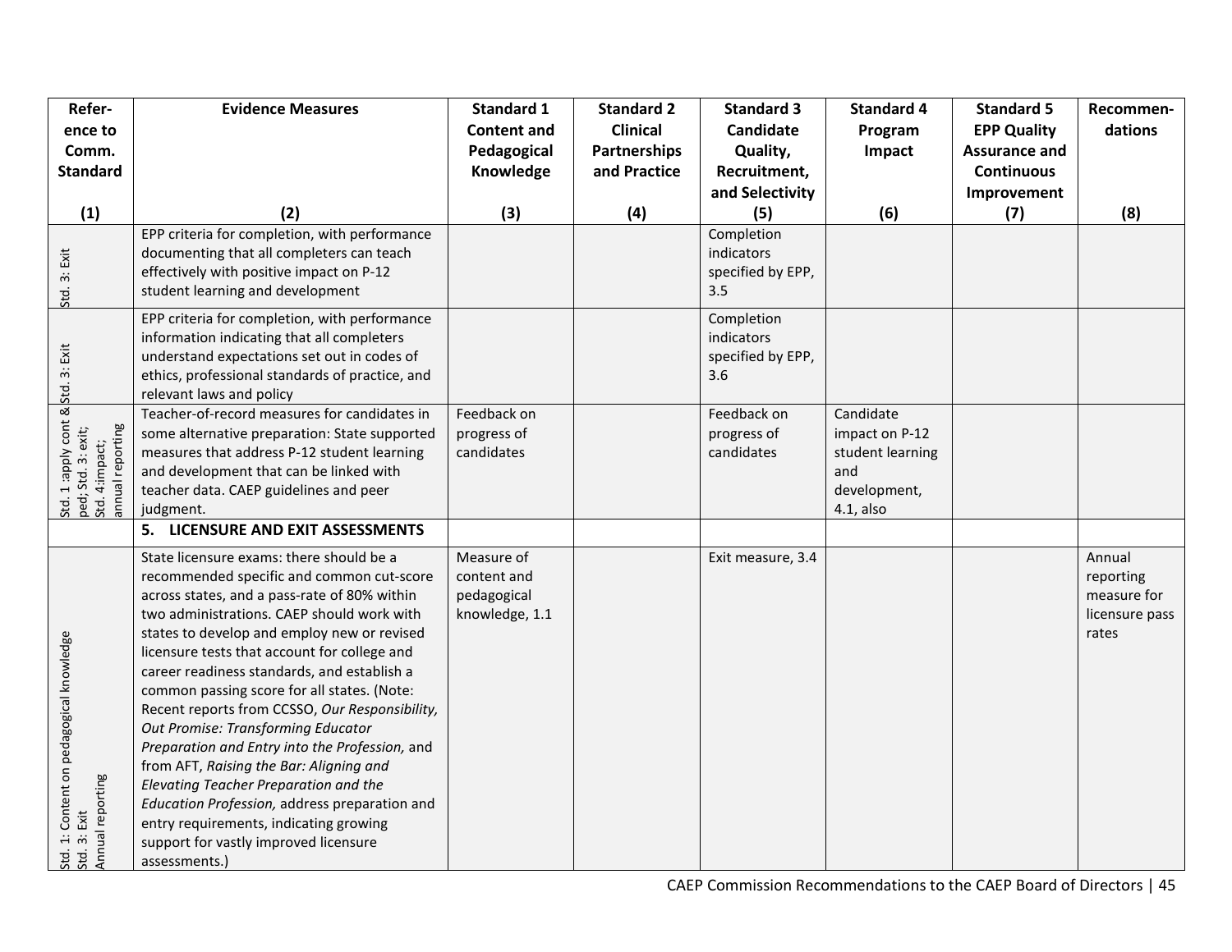| Reference to Comm. Standard (1) | Evidence Measures (2) | Standard 1 Content and Pedagogical Knowledge (3) | Standard 2 Clinical Partnerships and Practice (4) | Standard 3 Candidate Quality, Recruitment, and Selectivity (5) | Standard 4 Program Impact (6) | Standard 5 EPP Quality Assurance and Continuous Improvement (7) | Recommendations (8) |
|---|---|---|---|---|---|---|---|
| Std. 3: Exit | EPP criteria for completion, with performance documenting that all completers can teach effectively with positive impact on P-12 student learning and development | | | Completion indicators specified by EPP, 3.5 | | | |
| Std. 3: Exit | EPP criteria for completion, with performance information indicating that all completers understand expectations set out in codes of ethics, professional standards of practice, and relevant laws and policy | | | Completion indicators specified by EPP, 3.6 | | | |
| Std. 1 :apply cont & ped; Std. 3: exit; Std. 4:impact; annual reporting | Teacher-of-record measures for candidates in some alternative preparation: State supported measures that address P-12 student learning and development that can be linked with teacher data. CAEP guidelines and peer judgment. | Feedback on progress of candidates | | Feedback on progress of candidates | Candidate impact on P-12 student learning and development, 4.1, also | | |
| | **5. LICENSURE AND EXIT ASSESSMENTS** | | | | | | |
| Std. 1: Content on pedagogical knowledge Std. 3: Exit Annual reporting | State licensure exams: there should be a recommended specific and common cut-score across states, and a pass-rate of 80% within two administrations. CAEP should work with states to develop and employ new or revised licensure tests that account for college and career readiness standards, and establish a common passing score for all states. (Note: Recent reports from CCSSO, *Our Responsibility, Out Promise: Transforming Educator Preparation and Entry into the Profession,* and from AFT, *Raising the Bar: Aligning and Elevating Teacher Preparation and the Education Profession,* address preparation and entry requirements, indicating growing support for vastly improved licensure assessments.) | Measure of content and pedagogical knowledge, 1.1 | | Exit measure, 3.4 | | | Annual reporting measure for licensure pass rates |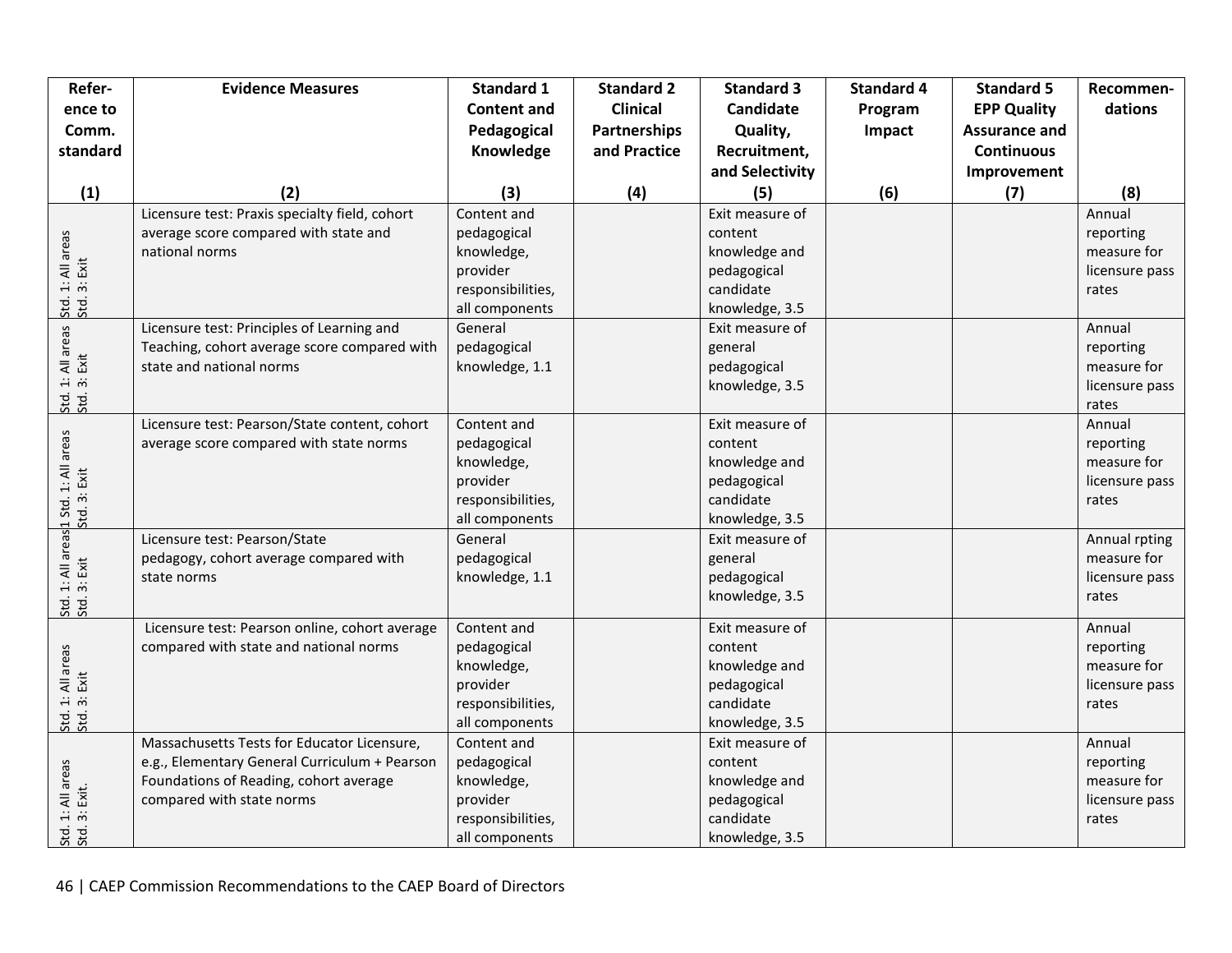| Refer-ence to Comm. standard (1) | Evidence Measures (2) | Standard 1 Content and Pedagogical Knowledge (3) | Standard 2 Clinical Partnerships and Practice (4) | Standard 3 Candidate Quality, Recruitment, and Selectivity (5) | Standard 4 Program Impact (6) | Standard 5 EPP Quality Assurance and Continuous Improvement (7) | Recommen-dations (8) |
|---|---|---|---|---|---|---|---|
| Std. 1: All areas Std. 3: Exit | Licensure test: Praxis specialty field, cohort average score compared with state and national norms | Content and pedagogical knowledge, provider responsibilities, all components | | Exit measure of content knowledge and pedagogical candidate knowledge, 3.5 | | | Annual reporting measure for licensure pass rates |
| Std. 1: All areas Std. 3: Exit | Licensure test: Principles of Learning and Teaching, cohort average score compared with state and national norms | General pedagogical knowledge, 1.1 | | Exit measure of general pedagogical knowledge, 3.5 | | | Annual reporting measure for licensure pass rates |
| 1 Std. 1: All areas Std. 3: Exit | Licensure test: Pearson/State content, cohort average score compared with state norms | Content and pedagogical knowledge, provider responsibilities, all components | | Exit measure of content knowledge and pedagogical candidate knowledge, 3.5 | | | Annual reporting measure for licensure pass rates |
| Std. 1: All areas Std. 3: Exit | Licensure test: Pearson/State pedagogy, cohort average compared with state norms | General pedagogical knowledge, 1.1 | | Exit measure of general pedagogical knowledge, 3.5 | | | Annual rpting measure for licensure pass rates |
| Std. 1: All areas Std. 3: Exit | Licensure test: Pearson online, cohort average compared with state and national norms | Content and pedagogical knowledge, provider responsibilities, all components | | Exit measure of content knowledge and pedagogical candidate knowledge, 3.5 | | | Annual reporting measure for licensure pass rates |
| Std. 1: All areas Std. 3: Exit. | Massachusetts Tests for Educator Licensure, e.g., Elementary General Curriculum + Pearson Foundations of Reading, cohort average compared with state norms | Content and pedagogical knowledge, provider responsibilities, all components | | Exit measure of content knowledge and pedagogical candidate knowledge, 3.5 | | | Annual reporting measure for licensure pass rates |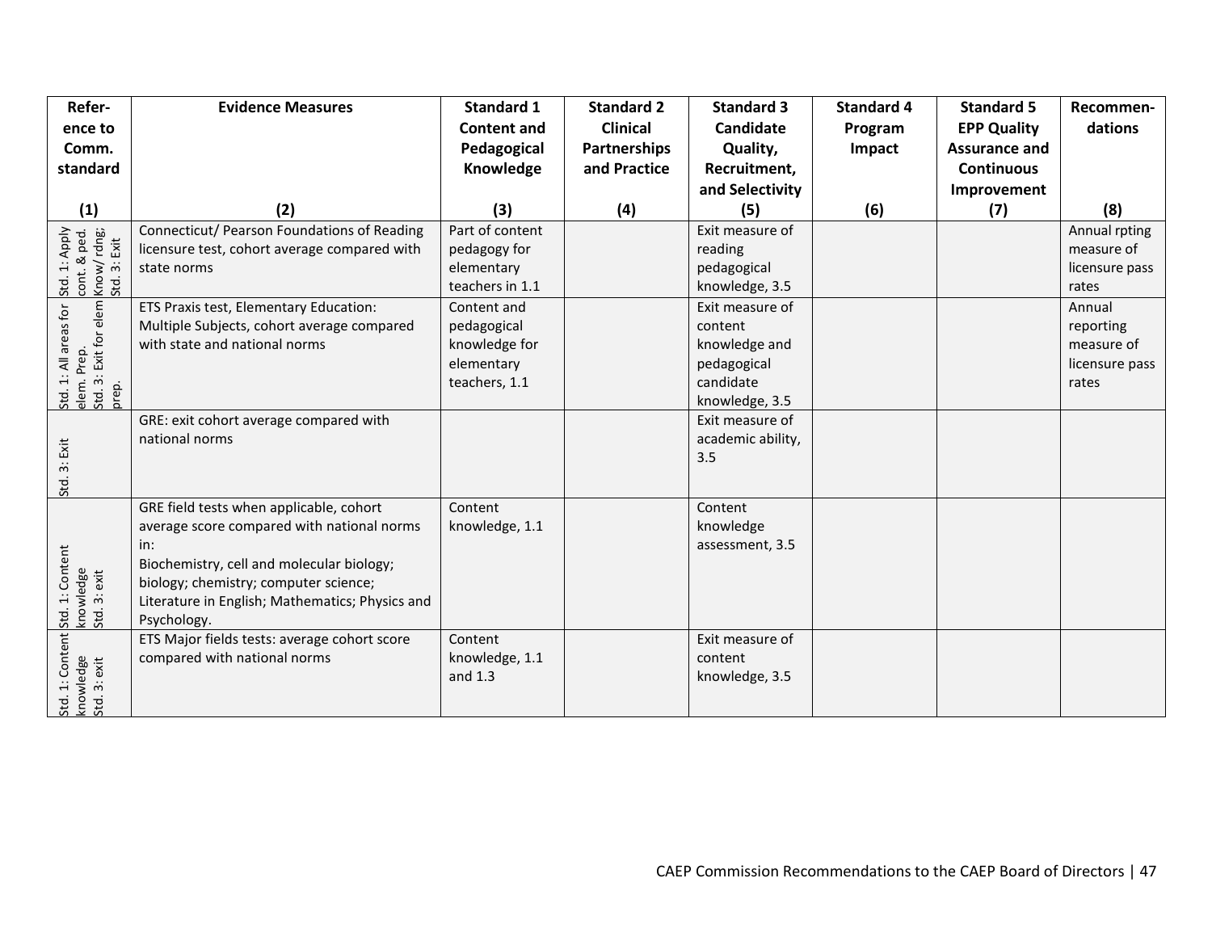| Reference to Comm. standard (1) | Evidence Measures (2) | Standard 1 Content and Pedagogical Knowledge (3) | Standard 2 Clinical Partnerships and Practice (4) | Standard 3 Candidate Quality, Recruitment, and Selectivity (5) | Standard 4 Program Impact (6) | Standard 5 EPP Quality Assurance and Continuous Improvement (7) | Recommendations (8) |
|---|---|---|---|---|---|---|---|
| Std. 1: Apply cont. & ped. Know/ rdng; Std. 3: Exit | Connecticut/ Pearson Foundations of Reading licensure test, cohort average compared with state norms | Part of content pedagogy for elementary teachers in 1.1 | | Exit measure of reading pedagogical knowledge, 3.5 | | | Annual rpting measure of licensure pass rates |
| Std. 1: All areas for elem. Prep. Std. 3: Exit for elem prep. | ETS Praxis test, Elementary Education: Multiple Subjects, cohort average compared with state and national norms | Content and pedagogical knowledge for elementary teachers, 1.1 | | Exit measure of content knowledge and pedagogical candidate knowledge, 3.5 | | | Annual reporting measure of licensure pass rates |
| Std. 3: Exit | GRE: exit cohort average compared with national norms | | | Exit measure of academic ability, 3.5 | | | |
| Std. 1: Content knowledge Std. 3: exit | GRE field tests when applicable, cohort average score compared with national norms in: Biochemistry, cell and molecular biology; biology; chemistry; computer science; Literature in English; Mathematics; Physics and Psychology. | Content knowledge, 1.1 | | Content knowledge assessment, 3.5 | | | |
| Std. 1: Content knowledge Std. 3: exit | ETS Major fields tests: average cohort score compared with national norms | Content knowledge, 1.1 and 1.3 | | Exit measure of content knowledge, 3.5 | | | |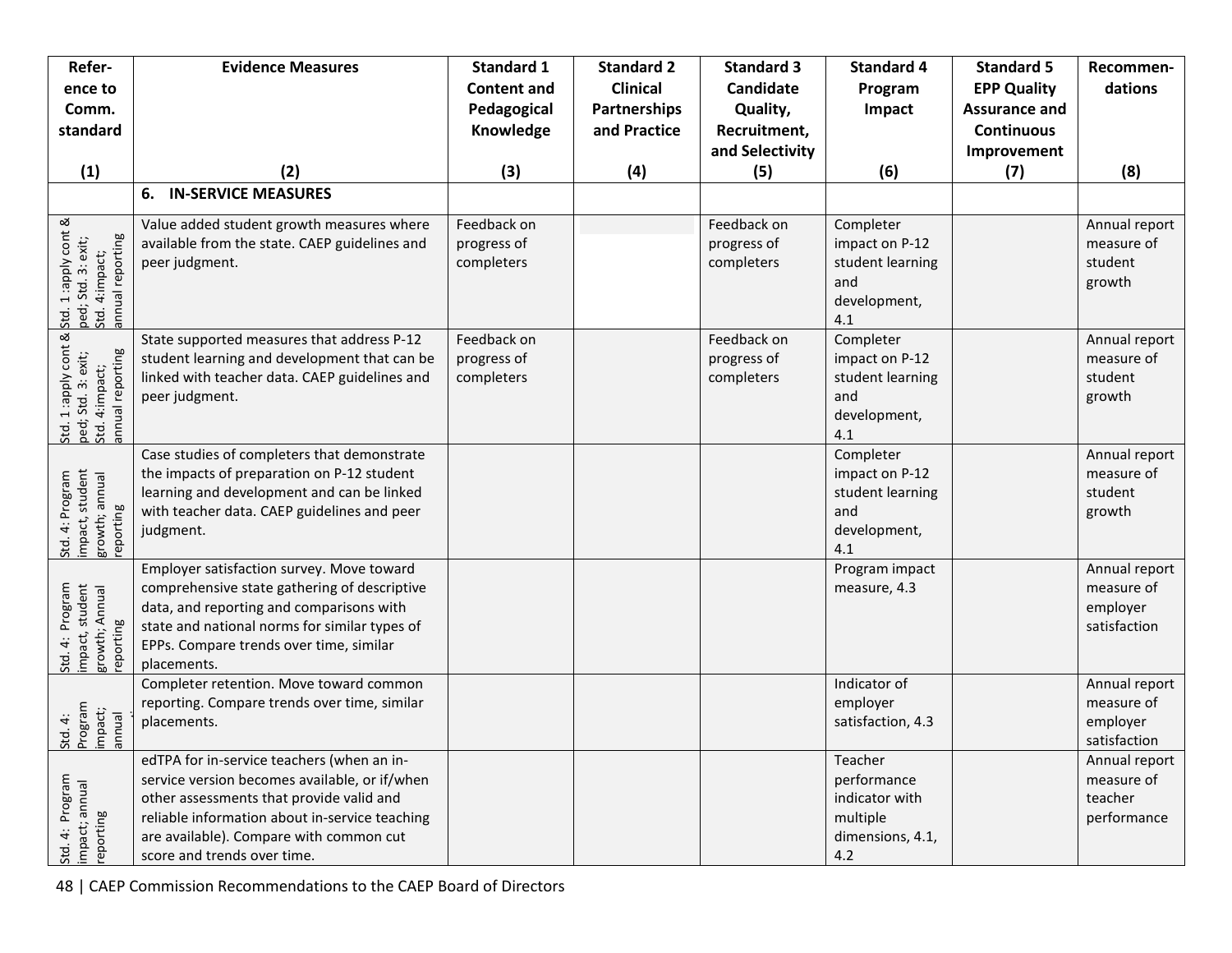| Refer-ence to Comm. standard (1) | Evidence Measures (2) | Standard 1 Content and Pedagogical Knowledge (3) | Standard 2 Clinical Partnerships and Practice (4) | Standard 3 Candidate Quality, Recruitment, and Selectivity (5) | Standard 4 Program Impact (6) | Standard 5 EPP Quality Assurance and Continuous Improvement (7) | Recommen-dations (8) |
|---|---|---|---|---|---|---|---|
| | **6. IN-SERVICE MEASURES** | | | | | | |
| Std. 1 :apply cont & ped; Std. 3: exit; Std. 4:impact; annual reporting | Value added student growth measures where available from the state. CAEP guidelines and peer judgment. | Feedback on progress of completers | | Feedback on progress of completers | Completer impact on P-12 student learning and development, 4.1 | | Annual report measure of student growth |
| Std. 1 :apply cont & ped; Std. 3: exit; Std. 4:impact; annual reporting | State supported measures that address P-12 student learning and development that can be linked with teacher data. CAEP guidelines and peer judgment. | Feedback on progress of completers | | Feedback on progress of completers | Completer impact on P-12 student learning and development, 4.1 | | Annual report measure of student growth |
| Std. 4: Program impact, student growth; annual reporting | Case studies of completers that demonstrate the impacts of preparation on P-12 student learning and development and can be linked with teacher data. CAEP guidelines and peer judgment. | | | | Completer impact on P-12 student learning and development, 4.1 | | Annual report measure of student growth |
| Std. 4: Program impact, student growth; Annual reporting | Employer satisfaction survey. Move toward comprehensive state gathering of descriptive data, and reporting and comparisons with state and national norms for similar types of EPPs. Compare trends over time, similar placements. | | | | Program impact measure, 4.3 | | Annual report measure of employer satisfaction |
| Std. 4: Program impact; annual | Completer retention. Move toward common reporting. Compare trends over time, similar placements. | | | | Indicator of employer satisfaction, 4.3 | | Annual report measure of employer satisfaction |
| Std. 4: Program impact; annual reporting | edTPA for in-service teachers (when an in-service version becomes available, or if/when other assessments that provide valid and reliable information about in-service teaching are available). Compare with common cut score and trends over time. | | | | Teacher performance indicator with multiple dimensions, 4.1, 4.2 | | Annual report measure of teacher performance |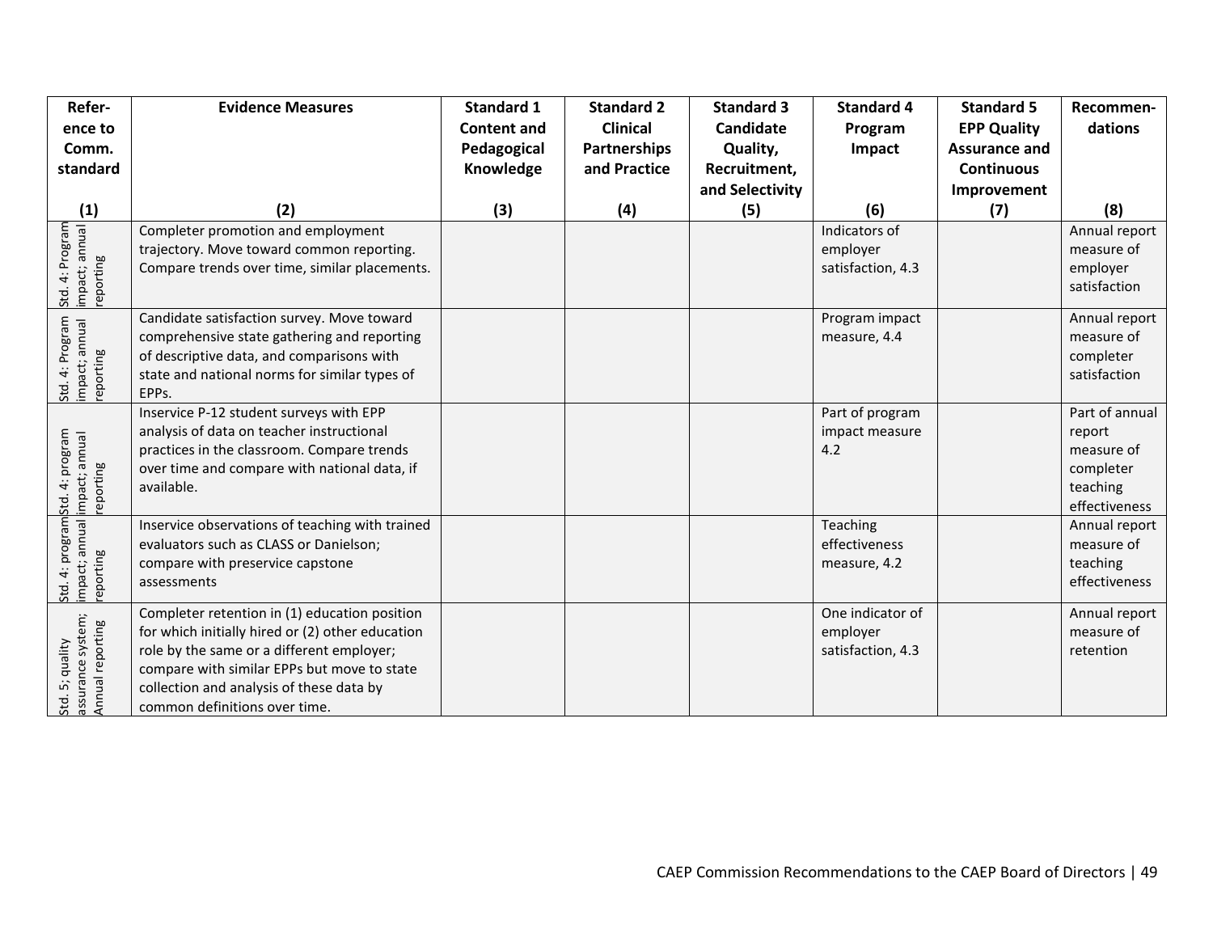| Reference to Comm. standard (1) | Evidence Measures (2) | Standard 1 Content and Pedagogical Knowledge (3) | Standard 2 Clinical Partnerships and Practice (4) | Standard 3 Candidate Quality, Recruitment, and Selectivity (5) | Standard 4 Program Impact (6) | Standard 5 EPP Quality Assurance and Continuous Improvement (7) | Recommendations (8) |
|---|---|---|---|---|---|---|---|
| Std. 4: Program impact; annual reporting | Completer promotion and employment trajectory. Move toward common reporting. Compare trends over time, similar placements. | | | | Indicators of employer satisfaction, 4.3 | | Annual report measure of employer satisfaction |
| Std. 4: Program impact; annual reporting | Candidate satisfaction survey. Move toward comprehensive state gathering and reporting of descriptive data, and comparisons with state and national norms for similar types of EPPs. | | | | Program impact measure, 4.4 | | Annual report measure of completer satisfaction |
| Std. 4: program impact; annual reporting | Inservice P-12 student surveys with EPP analysis of data on teacher instructional practices in the classroom. Compare trends over time and compare with national data, if available. | | | | Part of program impact measure 4.2 | | Part of annual report measure of completer teaching effectiveness |
| Std. 4: program impact; annual reporting | Inservice observations of teaching with trained evaluators such as CLASS or Danielson; compare with preservice capstone assessments | | | | Teaching effectiveness measure, 4.2 | | Annual report measure of teaching effectiveness |
| Std. 5; quality assurance system; Annual reporting | Completer retention in (1) education position for which initially hired or (2) other education role by the same or a different employer; compare with similar EPPs but move to state collection and analysis of these data by common definitions over time. | | | | One indicator of employer satisfaction, 4.3 | | Annual report measure of retention |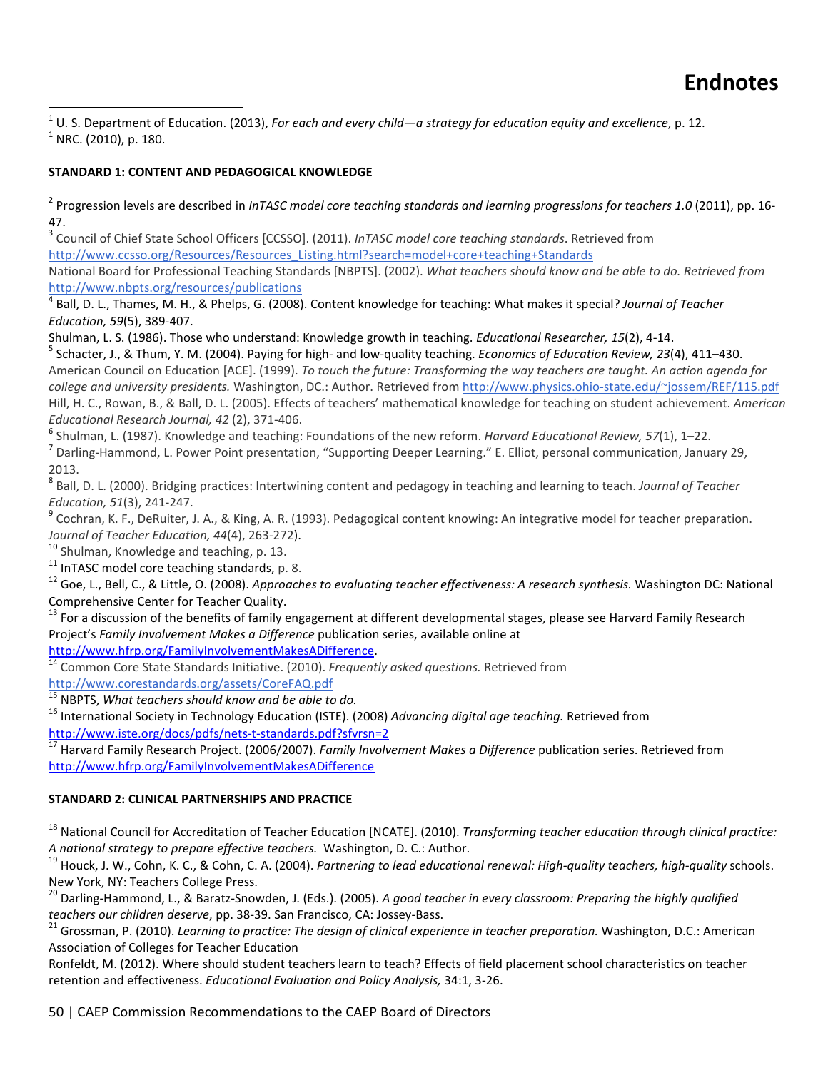# Endnotes

[1] U. S. Department of Education. (2013), *For each and every child—a strategy for education equity and excellence*, p. 12.
[1] NRC. (2010), p. 180.

**STANDARD 1: CONTENT AND PEDAGOGICAL KNOWLEDGE**

[2] Progression levels are described in *InTASC model core teaching standards and learning progressions for teachers 1.0* (2011), pp. 16-47.
[3] Council of Chief State School Officers [CCSSO]. (2011). *InTASC model core teaching standards*. Retrieved from http://www.ccsso.org/Resources/Resources_Listing.html?search=model+core+teaching+Standards
National Board for Professional Teaching Standards [NBPTS]. (2002). *What teachers should know and be able to do. Retrieved from* http://www.nbpts.org/resources/publications
[4] Ball, D. L., Thames, M. H., & Phelps, G. (2008). Content knowledge for teaching: What makes it special? *Journal of Teacher Education, 59*(5), 389-407.
Shulman, L. S. (1986). Those who understand: Knowledge growth in teaching. *Educational Researcher, 15*(2), 4-14.
[5] Schacter, J., & Thum, Y. M. (2004). Paying for high- and low-quality teaching. *Economics of Education Review, 23*(4), 411–430.
American Council on Education [ACE]. (1999). *To touch the future: Transforming the way teachers are taught. An action agenda for college and university presidents.* Washington, DC.: Author. Retrieved from http://www.physics.ohio-state.edu/~jossem/REF/115.pdf
Hill, H. C., Rowan, B., & Ball, D. L. (2005). Effects of teachers' mathematical knowledge for teaching on student achievement. *American Educational Research Journal, 42* (2), 371-406.
[6] Shulman, L. (1987). Knowledge and teaching: Foundations of the new reform. *Harvard Educational Review, 57*(1), 1–22.
[7] Darling-Hammond, L. Power Point presentation, "Supporting Deeper Learning." E. Elliot, personal communication, January 29, 2013.
[8] Ball, D. L. (2000). Bridging practices: Intertwining content and pedagogy in teaching and learning to teach. *Journal of Teacher Education, 51*(3), 241-247.
[9] Cochran, K. F., DeRuiter, J. A., & King, A. R. (1993). Pedagogical content knowing: An integrative model for teacher preparation. *Journal of Teacher Education, 44*(4), 263-272).
[10] Shulman, Knowledge and teaching, p. 13.
[11] InTASC model core teaching standards, p. 8.
[12] Goe, L., Bell, C., & Little, O. (2008). *Approaches to evaluating teacher effectiveness: A research synthesis.* Washington DC: National Comprehensive Center for Teacher Quality.
[13] For a discussion of the benefits of family engagement at different developmental stages, please see Harvard Family Research Project's *Family Involvement Makes a Difference* publication series, available online at http://www.hfrp.org/FamilyInvolvementMakesADifference.
[14] Common Core State Standards Initiative. (2010). *Frequently asked questions.* Retrieved from http://www.corestandards.org/assets/CoreFAQ.pdf
[15] NBPTS, *What teachers should know and be able to do.*
[16] International Society in Technology Education (ISTE). (2008) *Advancing digital age teaching.* Retrieved from http://www.iste.org/docs/pdfs/nets-t-standards.pdf?sfvrsn=2
[17] Harvard Family Research Project. (2006/2007). *Family Involvement Makes a Difference* publication series. Retrieved from http://www.hfrp.org/FamilyInvolvementMakesADifference

**STANDARD 2: CLINICAL PARTNERSHIPS AND PRACTICE**

[18] National Council for Accreditation of Teacher Education [NCATE]. (2010). *Transforming teacher education through clinical practice: A national strategy to prepare effective teachers.* Washington, D. C.: Author.
[19] Houck, J. W., Cohn, K. C., & Cohn, C. A. (2004). *Partnering to lead educational renewal: High-quality teachers, high-quality* schools. New York, NY: Teachers College Press.
[20] Darling-Hammond, L., & Baratz-Snowden, J. (Eds.). (2005). *A good teacher in every classroom: Preparing the highly qualified teachers our children deserve*, pp. 38-39. San Francisco, CA: Jossey-Bass.
[21] Grossman, P. (2010). *Learning to practice: The design of clinical experience in teacher preparation.* Washington, D.C.: American Association of Colleges for Teacher Education
Ronfeldt, M. (2012). Where should student teachers learn to teach? Effects of field placement school characteristics on teacher retention and effectiveness. *Educational Evaluation and Policy Analysis,* 34:1, 3-26.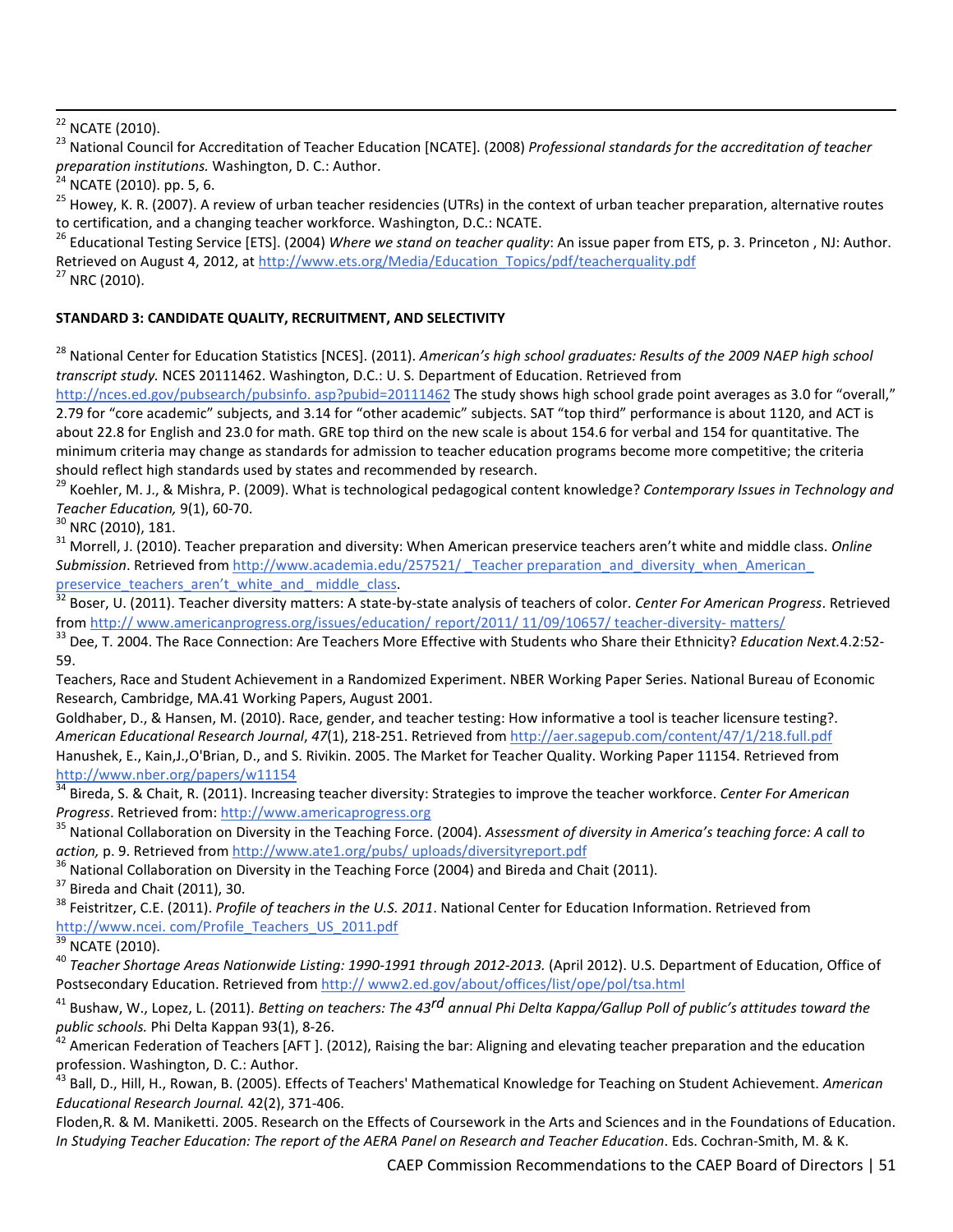[22] NCATE (2010).

[23] National Council for Accreditation of Teacher Education [NCATE]. (2008) *Professional standards for the accreditation of teacher preparation institutions.* Washington, D. C.: Author.

[24] NCATE (2010). pp. 5, 6.

[25] Howey, K. R. (2007). A review of urban teacher residencies (UTRs) in the context of urban teacher preparation, alternative routes to certification, and a changing teacher workforce. Washington, D.C.: NCATE.

[26] Educational Testing Service [ETS]. (2004) *Where we stand on teacher quality*: An issue paper from ETS, p. 3. Princeton , NJ: Author. Retrieved on August 4, 2012, at http://www.ets.org/Media/Education_Topics/pdf/teacherquality.pdf

[27] NRC (2010).

**STANDARD 3: CANDIDATE QUALITY, RECRUITMENT, AND SELECTIVITY**

[28] National Center for Education Statistics [NCES]. (2011). *American's high school graduates: Results of the 2009 NAEP high school transcript study.* NCES 20111462. Washington, D.C.: U. S. Department of Education. Retrieved from http://nces.ed.gov/pubsearch/pubsinfo. asp?pubid=20111462 The study shows high school grade point averages as 3.0 for "overall," 2.79 for "core academic" subjects, and 3.14 for "other academic" subjects. SAT "top third" performance is about 1120, and ACT is about 22.8 for English and 23.0 for math. GRE top third on the new scale is about 154.6 for verbal and 154 for quantitative. The minimum criteria may change as standards for admission to teacher education programs become more competitive; the criteria should reflect high standards used by states and recommended by research.

[29] Koehler, M. J., & Mishra, P. (2009). What is technological pedagogical content knowledge? *Contemporary Issues in Technology and Teacher Education,* 9(1), 60-70.

[30] NRC (2010), 181.

[31] Morrell, J. (2010). Teacher preparation and diversity: When American preservice teachers aren't white and middle class. *Online Submission*. Retrieved from http://www.academia.edu/257521/ _Teacher preparation_and_diversity_when_American_ preservice_teachers_aren't_white_and_ middle_class.

[32] Boser, U. (2011). Teacher diversity matters: A state-by-state analysis of teachers of color. *Center For American Progress*. Retrieved from http:// www.americanprogress.org/issues/education/ report/2011/ 11/09/10657/ teacher-diversity- matters/

[33] Dee, T. 2004. The Race Connection: Are Teachers More Effective with Students who Share their Ethnicity? *Education Next.*4.2:52-59.

Teachers, Race and Student Achievement in a Randomized Experiment. NBER Working Paper Series. National Bureau of Economic Research, Cambridge, MA.41 Working Papers, August 2001.

Goldhaber, D., & Hansen, M. (2010). Race, gender, and teacher testing: How informative a tool is teacher licensure testing?. *American Educational Research Journal*, *47*(1), 218-251. Retrieved from http://aer.sagepub.com/content/47/1/218.full.pdf

Hanushek, E., Kain,J.,O'Brian, D., and S. Rivikin. 2005. The Market for Teacher Quality. Working Paper 11154. Retrieved from http://www.nber.org/papers/w11154

[34] Bireda, S. & Chait, R. (2011). Increasing teacher diversity: Strategies to improve the teacher workforce. *Center For American Progress*. Retrieved from: http://www.americaprogress.org

[35] National Collaboration on Diversity in the Teaching Force. (2004). *Assessment of diversity in America's teaching force: A call to action,* p. 9. Retrieved from http://www.ate1.org/pubs/ uploads/diversityreport.pdf

[36] National Collaboration on Diversity in the Teaching Force (2004) and Bireda and Chait (2011).

[37] Bireda and Chait (2011), 30.

[38] Feistritzer, C.E. (2011). *Profile of teachers in the U.S. 2011*. National Center for Education Information. Retrieved from http://www.ncei. com/Profile_Teachers_US_2011.pdf

[39] NCATE (2010).

[40] *Teacher Shortage Areas Nationwide Listing: 1990-1991 through 2012-2013.* (April 2012). U.S. Department of Education, Office of Postsecondary Education. Retrieved from http:// www2.ed.gov/about/offices/list/ope/pol/tsa.html

[41] Bushaw, W., Lopez, L. (2011). *Betting on teachers: The 43rd annual Phi Delta Kappa/Gallup Poll of public's attitudes toward the public schools.* Phi Delta Kappan 93(1), 8-26.

[42] American Federation of Teachers [AFT ]. (2012), Raising the bar: Aligning and elevating teacher preparation and the education profession. Washington, D. C.: Author.

[43] Ball, D., Hill, H., Rowan, B. (2005). Effects of Teachers' Mathematical Knowledge for Teaching on Student Achievement. *American Educational Research Journal.* 42(2), 371-406.

Floden,R. & M. Maniketti. 2005. Research on the Effects of Coursework in the Arts and Sciences and in the Foundations of Education. *In Studying Teacher Education: The report of the AERA Panel on Research and Teacher Education*. Eds. Cochran-Smith, M. & K.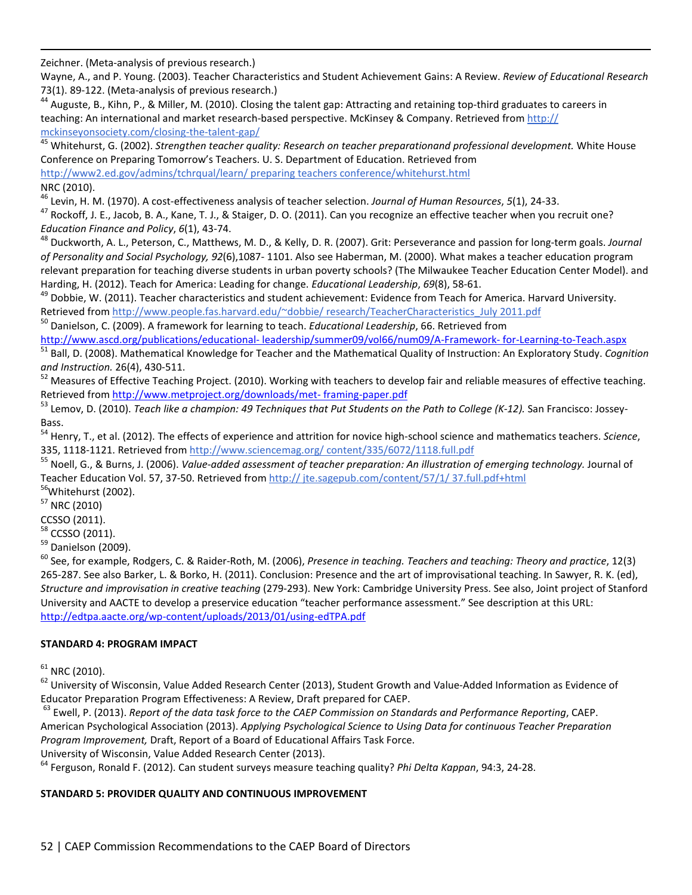Zeichner. (Meta-analysis of previous research.)

Wayne, A., and P. Young. (2003). Teacher Characteristics and Student Achievement Gains: A Review. *Review of Educational Research* 73(1). 89-122. (Meta-analysis of previous research.)

[44] Auguste, B., Kihn, P., & Miller, M. (2010). Closing the talent gap: Attracting and retaining top-third graduates to careers in teaching: An international and market research-based perspective. McKinsey & Company. Retrieved from http:// mckinseyonsociety.com/closing-the-talent-gap/

[45] Whitehurst, G. (2002). *Strengthen teacher quality: Research on teacher preparationand professional development.* White House Conference on Preparing Tomorrow's Teachers. U. S. Department of Education. Retrieved from http://www2.ed.gov/admins/tchrqual/learn/ preparing teachers conference/whitehurst.html

NRC (2010).

[46] Levin, H. M. (1970). A cost-effectiveness analysis of teacher selection. *Journal of Human Resources*, *5*(1), 24-33.

[47] Rockoff, J. E., Jacob, B. A., Kane, T. J., & Staiger, D. O. (2011). Can you recognize an effective teacher when you recruit one? *Education Finance and Policy*, *6*(1), 43-74.

[48] Duckworth, A. L., Peterson, C., Matthews, M. D., & Kelly, D. R. (2007). Grit: Perseverance and passion for long-term goals. *Journal of Personality and Social Psychology, 92*(6),1087- 1101. Also see Haberman, M. (2000). What makes a teacher education program relevant preparation for teaching diverse students in urban poverty schools? (The Milwaukee Teacher Education Center Model). and Harding, H. (2012). Teach for America: Leading for change. *Educational Leadership*, *69*(8), 58-61.

[49] Dobbie, W. (2011). Teacher characteristics and student achievement: Evidence from Teach for America. Harvard University. Retrieved from http://www.people.fas.harvard.edu/~dobbie/ research/TeacherCharacteristics_July 2011.pdf

[50] Danielson, C. (2009). A framework for learning to teach. *Educational Leadership*, 66. Retrieved from http://www.ascd.org/publications/educational- leadership/summer09/vol66/num09/A-Framework- for-Learning-to-Teach.aspx

[51] Ball, D. (2008). Mathematical Knowledge for Teacher and the Mathematical Quality of Instruction: An Exploratory Study. *Cognition and Instruction.* 26(4), 430-511.

[52] Measures of Effective Teaching Project. (2010). Working with teachers to develop fair and reliable measures of effective teaching. Retrieved from http://www.metproject.org/downloads/met- framing-paper.pdf

[53] Lemov, D. (2010). *Teach like a champion: 49 Techniques that Put Students on the Path to College (K-12).* San Francisco: Jossey-Bass.

[54] Henry, T., et al. (2012). The effects of experience and attrition for novice high-school science and mathematics teachers. *Science*, 335, 1118-1121. Retrieved from http://www.sciencemag.org/ content/335/6072/1118.full.pdf

[55] Noell, G., & Burns, J. (2006). *Value-added assessment of teacher preparation: An illustration of emerging technology.* Journal of Teacher Education Vol. 57, 37-50. Retrieved from http:// jte.sagepub.com/content/57/1/ 37.full.pdf+html

[56] Whitehurst (2002).

[57] NRC (2010)

CCSSO (2011).

[58] CCSSO (2011).

[59] Danielson (2009).

[60] See, for example, Rodgers, C. & Raider-Roth, M. (2006), *Presence in teaching. Teachers and teaching: Theory and practice*, 12(3) 265-287. See also Barker, L. & Borko, H. (2011). Conclusion: Presence and the art of improvisational teaching. In Sawyer, R. K. (ed), *Structure and improvisation in creative teaching* (279-293). New York: Cambridge University Press. See also, Joint project of Stanford University and AACTE to develop a preservice education "teacher performance assessment." See description at this URL: http://edtpa.aacte.org/wp-content/uploads/2013/01/using-edTPA.pdf

**STANDARD 4: PROGRAM IMPACT**

[61] NRC (2010).

[62] University of Wisconsin, Value Added Research Center (2013), Student Growth and Value-Added Information as Evidence of Educator Preparation Program Effectiveness: A Review, Draft prepared for CAEP.

[63] Ewell, P. (2013). *Report of the data task force to the CAEP Commission on Standards and Performance Reporting*, CAEP. American Psychological Association (2013). *Applying Psychological Science to Using Data for continuous Teacher Preparation Program Improvement,* Draft, Report of a Board of Educational Affairs Task Force.

University of Wisconsin, Value Added Research Center (2013).

[64] Ferguson, Ronald F. (2012). Can student surveys measure teaching quality? *Phi Delta Kappan*, 94:3, 24-28.

**STANDARD 5: PROVIDER QUALITY AND CONTINUOUS IMPROVEMENT**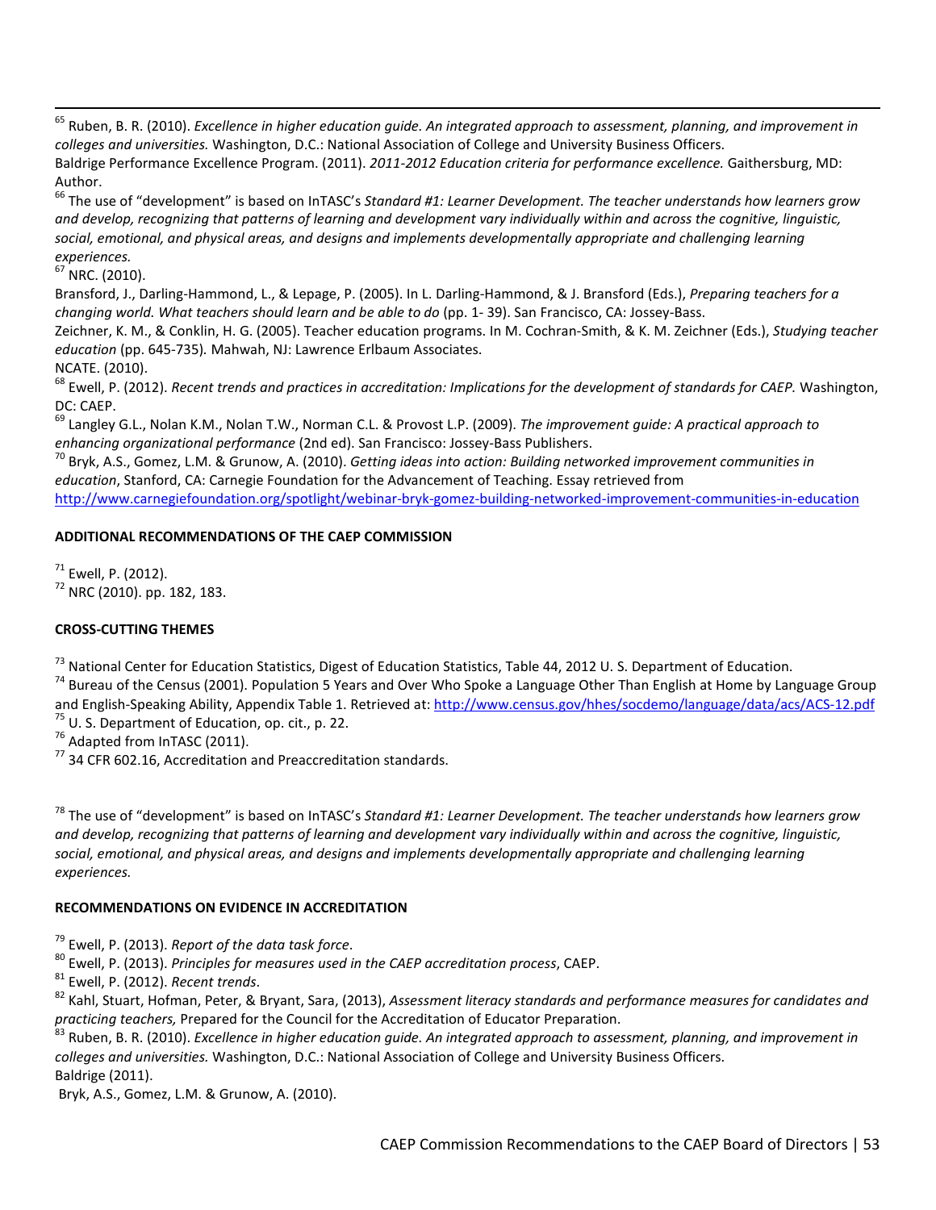[65] Ruben, B. R. (2010). *Excellence in higher education guide. An integrated approach to assessment, planning, and improvement in colleges and universities.* Washington, D.C.: National Association of College and University Business Officers.
Baldrige Performance Excellence Program. (2011). *2011-2012 Education criteria for performance excellence.* Gaithersburg, MD: Author.

[66] The use of "development" is based on InTASC's *Standard #1: Learner Development. The teacher understands how learners grow and develop, recognizing that patterns of learning and development vary individually within and across the cognitive, linguistic, social, emotional, and physical areas, and designs and implements developmentally appropriate and challenging learning experiences.*

[67] NRC. (2010).
Bransford, J., Darling-Hammond, L., & Lepage, P. (2005). In L. Darling-Hammond, & J. Bransford (Eds.), *Preparing teachers for a changing world. What teachers should learn and be able to do* (pp. 1- 39). San Francisco, CA: Jossey-Bass.
Zeichner, K. M., & Conklin, H. G. (2005). Teacher education programs. In M. Cochran-Smith, & K. M. Zeichner (Eds.), *Studying teacher education* (pp. 645-735). Mahwah, NJ: Lawrence Erlbaum Associates.
NCATE. (2010).

[68] Ewell, P. (2012). *Recent trends and practices in accreditation: Implications for the development of standards for CAEP.* Washington, DC: CAEP.

[69] Langley G.L., Nolan K.M., Nolan T.W., Norman C.L. & Provost L.P. (2009). *The improvement guide: A practical approach to enhancing organizational performance* (2nd ed). San Francisco: Jossey-Bass Publishers.

[70] Bryk, A.S., Gomez, L.M. & Grunow, A. (2010). *Getting ideas into action: Building networked improvement communities in education*, Stanford, CA: Carnegie Foundation for the Advancement of Teaching. Essay retrieved from http://www.carnegiefoundation.org/spotlight/webinar-bryk-gomez-building-networked-improvement-communities-in-education

**ADDITIONAL RECOMMENDATIONS OF THE CAEP COMMISSION**

[71] Ewell, P. (2012).

[72] NRC (2010). pp. 182, 183.

**CROSS-CUTTING THEMES**

[73] National Center for Education Statistics, Digest of Education Statistics, Table 44, 2012 U. S. Department of Education.

[74] Bureau of the Census (2001). Population 5 Years and Over Who Spoke a Language Other Than English at Home by Language Group and English-Speaking Ability, Appendix Table 1. Retrieved at: http://www.census.gov/hhes/socdemo/language/data/acs/ACS-12.pdf

[75] U. S. Department of Education, op. cit., p. 22.

[76] Adapted from InTASC (2011).

[77] 34 CFR 602.16, Accreditation and Preaccreditation standards.

[78] The use of "development" is based on InTASC's *Standard #1: Learner Development. The teacher understands how learners grow and develop, recognizing that patterns of learning and development vary individually within and across the cognitive, linguistic, social, emotional, and physical areas, and designs and implements developmentally appropriate and challenging learning experiences.*

**RECOMMENDATIONS ON EVIDENCE IN ACCREDITATION**

[79] Ewell, P. (2013). *Report of the data task force*.

[80] Ewell, P. (2013). *Principles for measures used in the CAEP accreditation process*, CAEP.

[81] Ewell, P. (2012). *Recent trends*.

[82] Kahl, Stuart, Hofman, Peter, & Bryant, Sara, (2013), *Assessment literacy standards and performance measures for candidates and practicing teachers,* Prepared for the Council for the Accreditation of Educator Preparation.

[83] Ruben, B. R. (2010). *Excellence in higher education guide. An integrated approach to assessment, planning, and improvement in colleges and universities.* Washington, D.C.: National Association of College and University Business Officers.
Baldrige (2011).
Bryk, A.S., Gomez, L.M. & Grunow, A. (2010).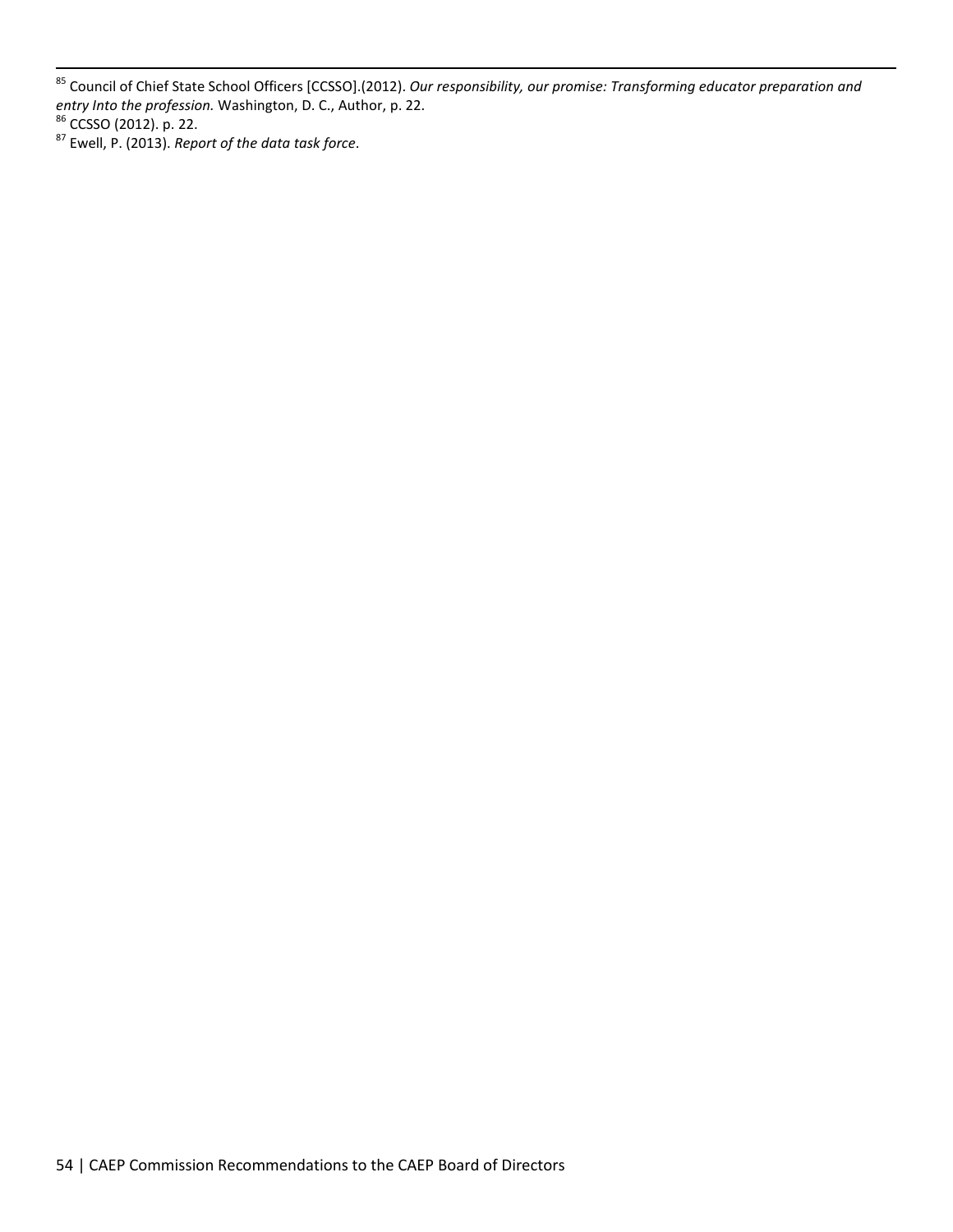[85] Council of Chief State School Officers [CCSSO].(2012). *Our responsibility, our promise: Transforming educator preparation and entry Into the profession.* Washington, D. C., Author, p. 22.

[86] CCSSO (2012). p. 22.

[87] Ewell, P. (2013). *Report of the data task force*.